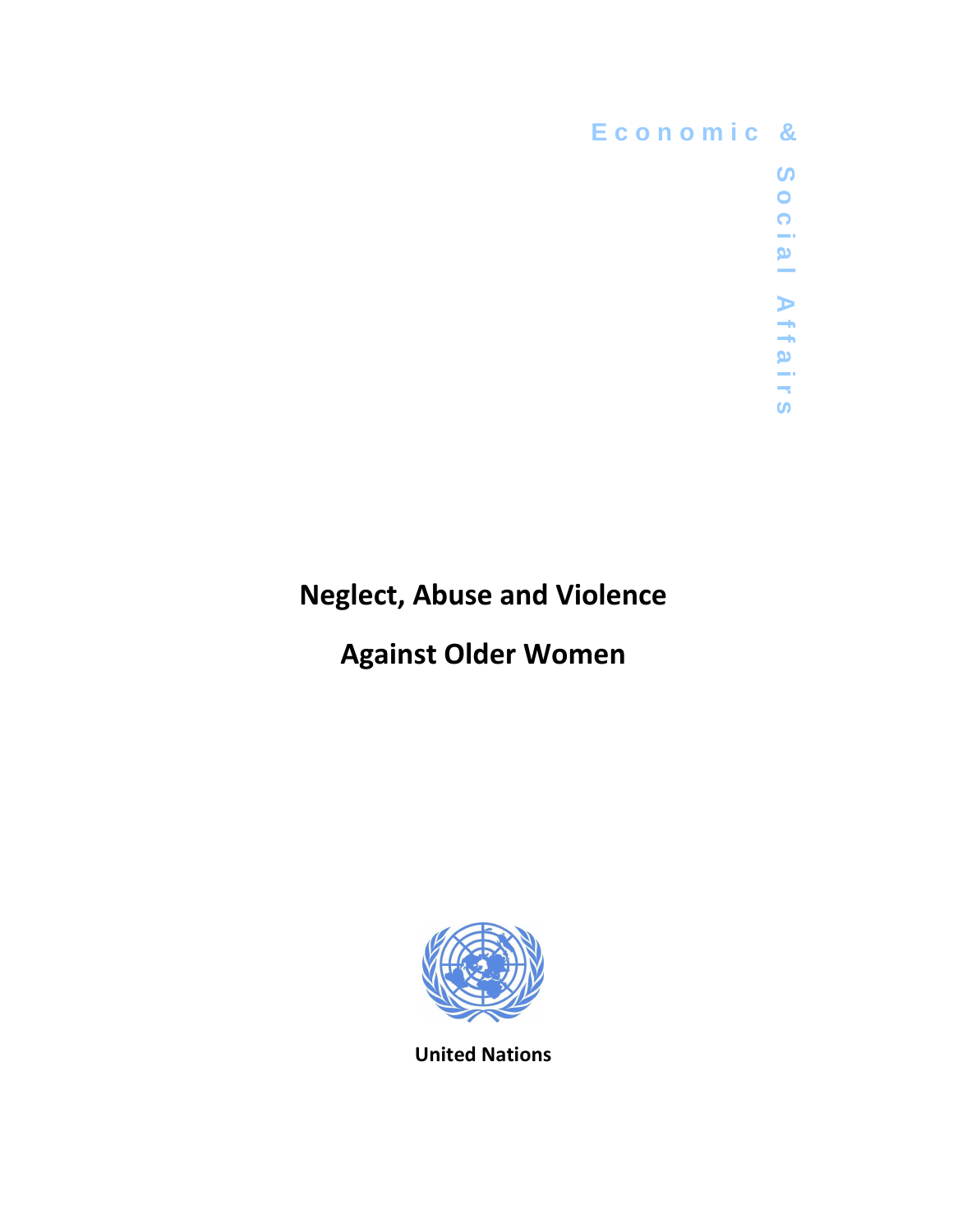Economic & Social Affairs

# Neglect, Abuse and Violence Against Older Women

United Nations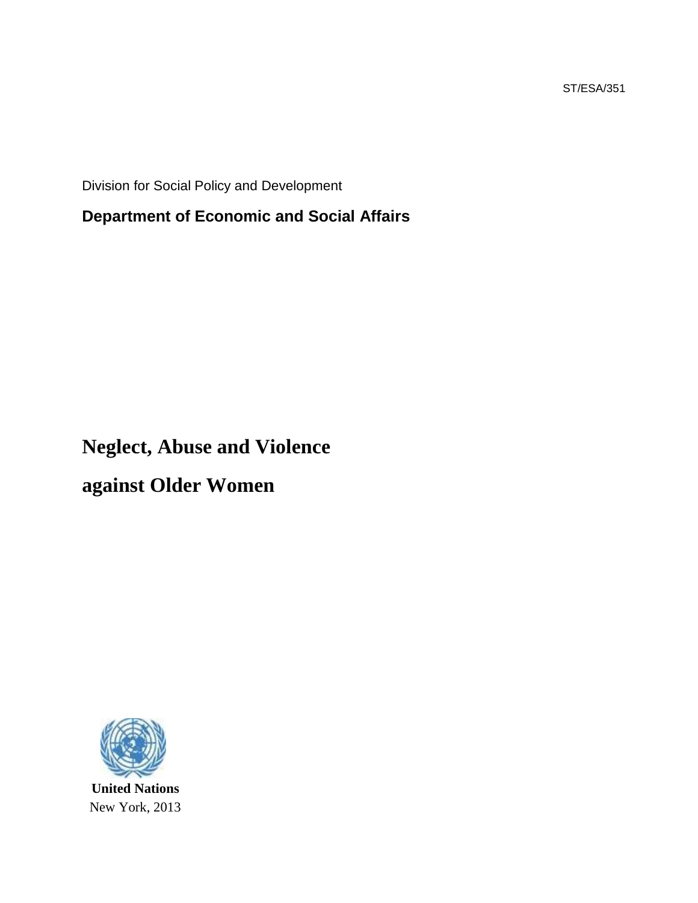ST/ESA/351

Division for Social Policy and Development

**Department of Economic and Social Affairs**

# Neglect, Abuse and Violence against Older Women

**United Nations**
New York, 2013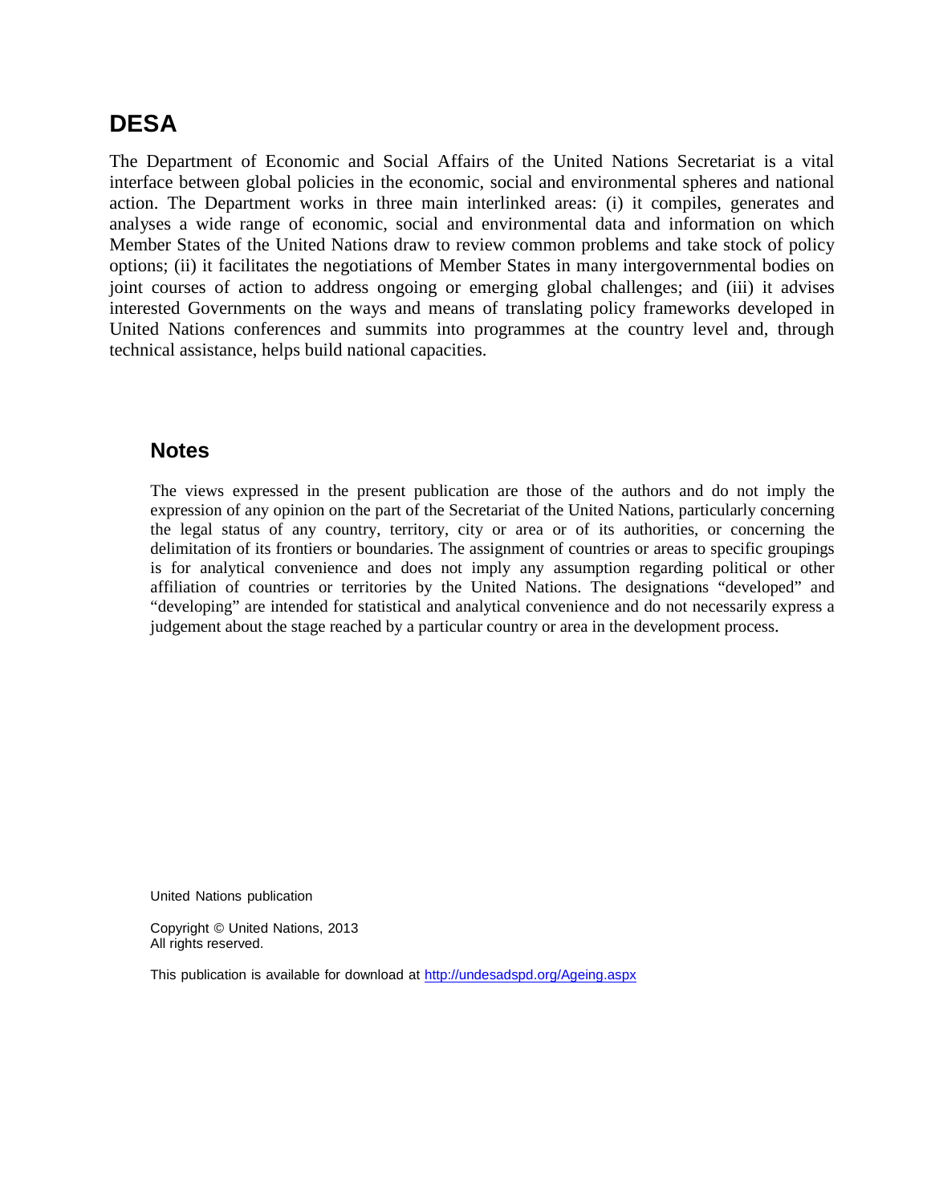## DESA

The Department of Economic and Social Affairs of the United Nations Secretariat is a vital interface between global policies in the economic, social and environmental spheres and national action. The Department works in three main interlinked areas: (i) it compiles, generates and analyses a wide range of economic, social and environmental data and information on which Member States of the United Nations draw to review common problems and take stock of policy options; (ii) it facilitates the negotiations of Member States in many intergovernmental bodies on joint courses of action to address ongoing or emerging global challenges; and (iii) it advises interested Governments on the ways and means of translating policy frameworks developed in United Nations conferences and summits into programmes at the country level and, through technical assistance, helps build national capacities.

### Notes

The views expressed in the present publication are those of the authors and do not imply the expression of any opinion on the part of the Secretariat of the United Nations, particularly concerning the legal status of any country, territory, city or area or of its authorities, or concerning the delimitation of its frontiers or boundaries. The assignment of countries or areas to specific groupings is for analytical convenience and does not imply any assumption regarding political or other affiliation of countries or territories by the United Nations. The designations "developed" and "developing" are intended for statistical and analytical convenience and do not necessarily express a judgement about the stage reached by a particular country or area in the development process.

United Nations publication

Copyright © United Nations, 2013
All rights reserved.

This publication is available for download at http://undesadspd.org/Ageing.aspx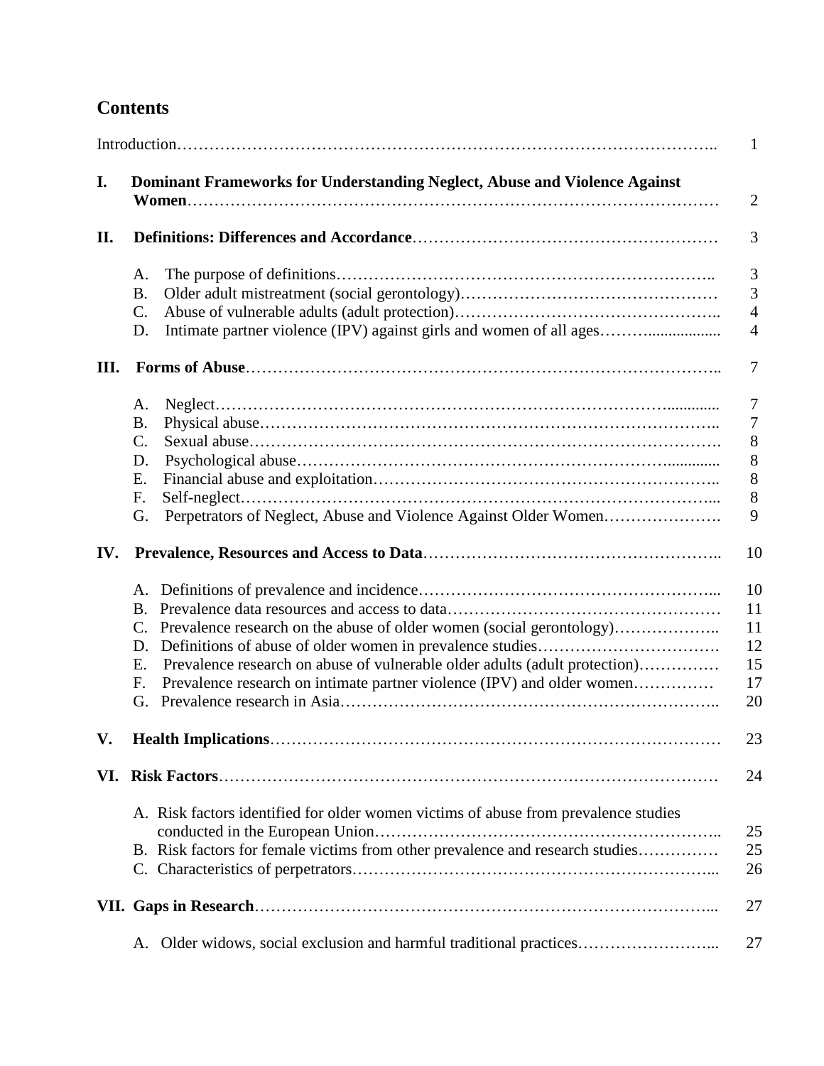## Contents

| | |
|---|---|
| Introduction | 1 |
| **I. Dominant Frameworks for Understanding Neglect, Abuse and Violence Against Women** | 2 |
| **II. Definitions: Differences and Accordance** | 3 |
| A. The purpose of definitions | 3 |
| B. Older adult mistreatment (social gerontology) | 3 |
| C. Abuse of vulnerable adults (adult protection) | 4 |
| D. Intimate partner violence (IPV) against girls and women of all ages | 4 |
| **III. Forms of Abuse** | 7 |
| A. Neglect | 7 |
| B. Physical abuse | 7 |
| C. Sexual abuse | 8 |
| D. Psychological abuse | 8 |
| E. Financial abuse and exploitation | 8 |
| F. Self-neglect | 8 |
| G. Perpetrators of Neglect, Abuse and Violence Against Older Women | 9 |
| **IV. Prevalence, Resources and Access to Data** | 10 |
| A. Definitions of prevalence and incidence | 10 |
| B. Prevalence data resources and access to data | 11 |
| C. Prevalence research on the abuse of older women (social gerontology) | 11 |
| D. Definitions of abuse of older women in prevalence studies | 12 |
| E. Prevalence research on abuse of vulnerable older adults (adult protection) | 15 |
| F. Prevalence research on intimate partner violence (IPV) and older women | 17 |
| G. Prevalence research in Asia | 20 |
| **V. Health Implications** | 23 |
| **VI. Risk Factors** | 24 |
| A. Risk factors identified for older women victims of abuse from prevalence studies conducted in the European Union | 25 |
| B. Risk factors for female victims from other prevalence and research studies | 25 |
| C. Characteristics of perpetrators | 26 |
| **VII. Gaps in Research** | 27 |
| A. Older widows, social exclusion and harmful traditional practices | 27 |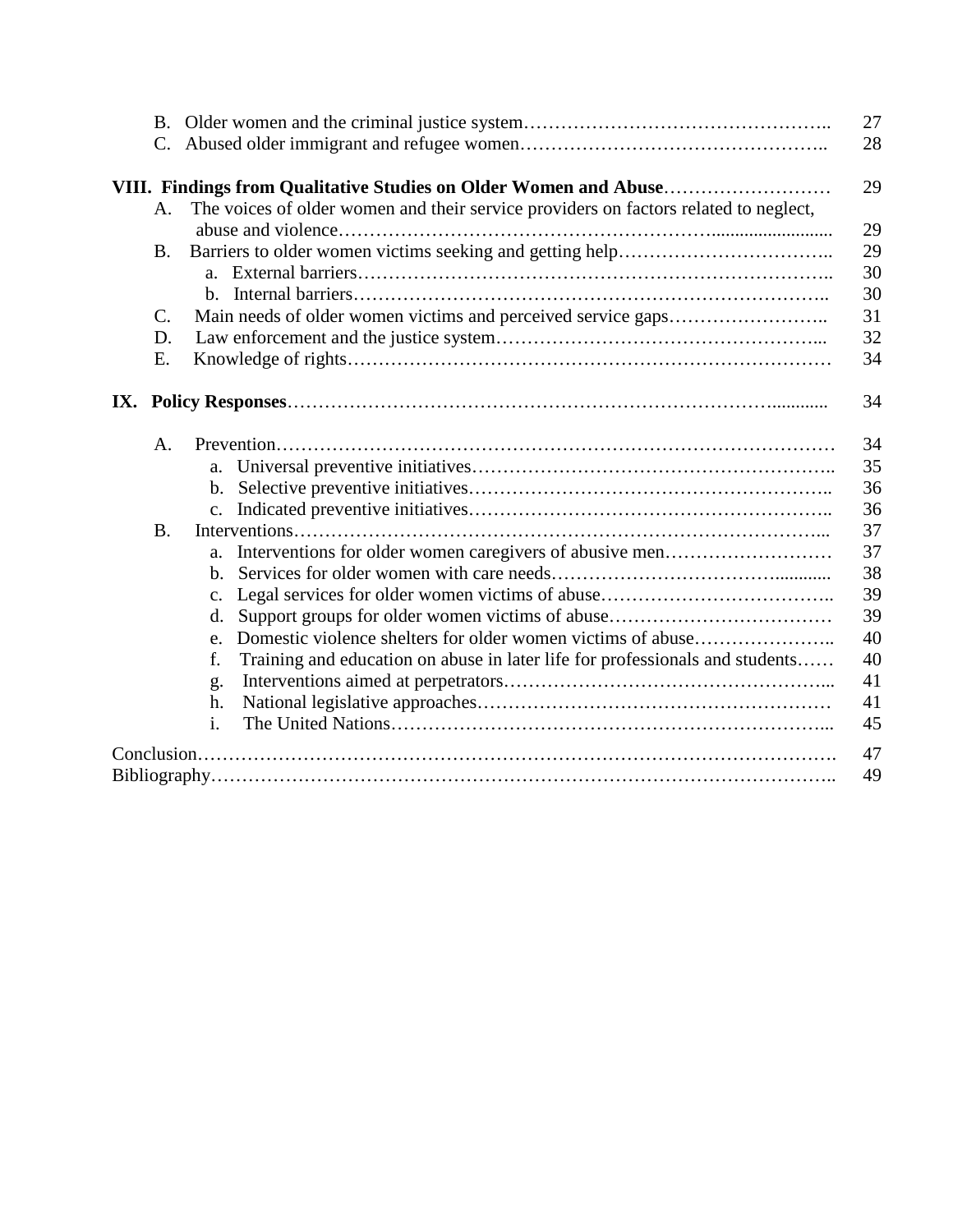B. Older women and the criminal justice system …… 27
C. Abused older immigrant and refugee women …… 28

**VIII. Findings from Qualitative Studies on Older Women and Abuse** …… 29

A. The voices of older women and their service providers on factors related to neglect, abuse and violence …… 29
B. Barriers to older women victims seeking and getting help …… 29
  a. External barriers …… 30
  b. Internal barriers …… 30
C. Main needs of older women victims and perceived service gaps …… 31
D. Law enforcement and the justice system …… 32
E. Knowledge of rights …… 34

**IX. Policy Responses** …… 34

A. Prevention …… 34
  a. Universal preventive initiatives …… 35
  b. Selective preventive initiatives …… 36
  c. Indicated preventive initiatives …… 36
B. Interventions …… 37
  a. Interventions for older women caregivers of abusive men …… 37
  b. Services for older women with care needs …… 38
  c. Legal services for older women victims of abuse …… 39
  d. Support groups for older women victims of abuse …… 39
  e. Domestic violence shelters for older women victims of abuse …… 40
  f. Training and education on abuse in later life for professionals and students …… 40
  g. Interventions aimed at perpetrators …… 41
  h. National legislative approaches …… 41
  i. The United Nations …… 45

Conclusion …… 47
Bibliography …… 49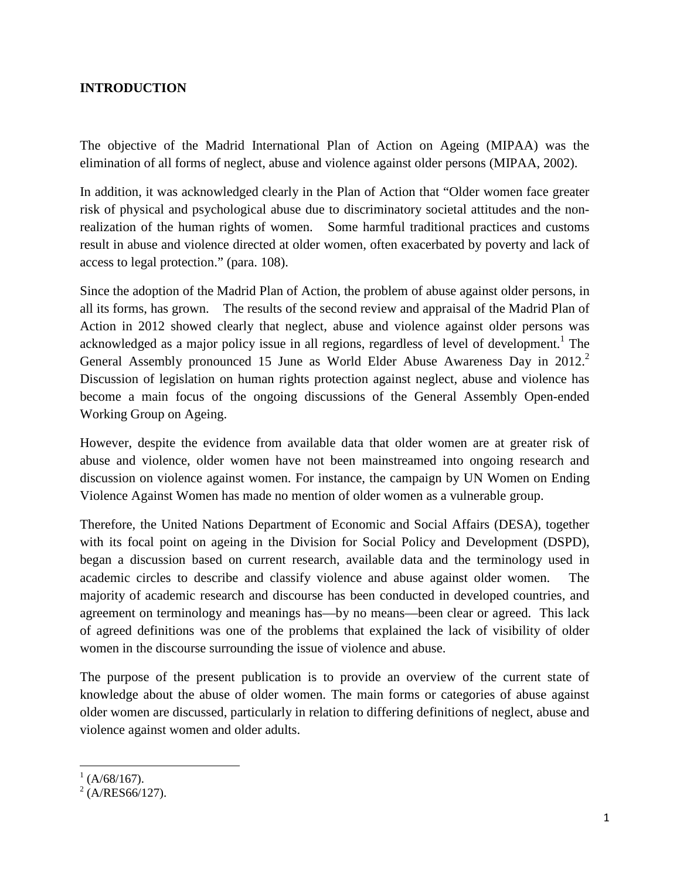# INTRODUCTION

The objective of the Madrid International Plan of Action on Ageing (MIPAA) was the elimination of all forms of neglect, abuse and violence against older persons (MIPAA, 2002).

In addition, it was acknowledged clearly in the Plan of Action that "Older women face greater risk of physical and psychological abuse due to discriminatory societal attitudes and the non-realization of the human rights of women. Some harmful traditional practices and customs result in abuse and violence directed at older women, often exacerbated by poverty and lack of access to legal protection." (para. 108).

Since the adoption of the Madrid Plan of Action, the problem of abuse against older persons, in all its forms, has grown. The results of the second review and appraisal of the Madrid Plan of Action in 2012 showed clearly that neglect, abuse and violence against older persons was acknowledged as a major policy issue in all regions, regardless of level of development.[1] The General Assembly pronounced 15 June as World Elder Abuse Awareness Day in 2012.[2] Discussion of legislation on human rights protection against neglect, abuse and violence has become a main focus of the ongoing discussions of the General Assembly Open-ended Working Group on Ageing.

However, despite the evidence from available data that older women are at greater risk of abuse and violence, older women have not been mainstreamed into ongoing research and discussion on violence against women. For instance, the campaign by UN Women on Ending Violence Against Women has made no mention of older women as a vulnerable group.

Therefore, the United Nations Department of Economic and Social Affairs (DESA), together with its focal point on ageing in the Division for Social Policy and Development (DSPD), began a discussion based on current research, available data and the terminology used in academic circles to describe and classify violence and abuse against older women. The majority of academic research and discourse has been conducted in developed countries, and agreement on terminology and meanings has—by no means—been clear or agreed. This lack of agreed definitions was one of the problems that explained the lack of visibility of older women in the discourse surrounding the issue of violence and abuse.

The purpose of the present publication is to provide an overview of the current state of knowledge about the abuse of older women. The main forms or categories of abuse against older women are discussed, particularly in relation to differing definitions of neglect, abuse and violence against women and older adults.

[1] (A/68/167).

[2] (A/RES66/127).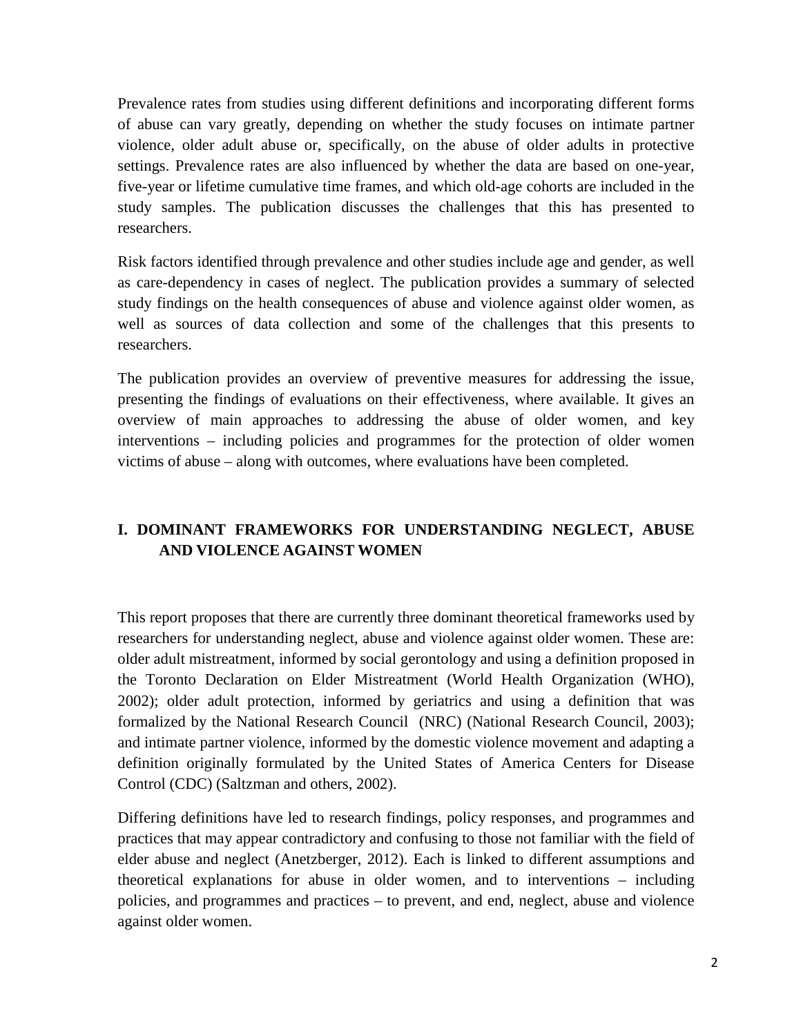Prevalence rates from studies using different definitions and incorporating different forms of abuse can vary greatly, depending on whether the study focuses on intimate partner violence, older adult abuse or, specifically, on the abuse of older adults in protective settings. Prevalence rates are also influenced by whether the data are based on one-year, five-year or lifetime cumulative time frames, and which old-age cohorts are included in the study samples. The publication discusses the challenges that this has presented to researchers.

Risk factors identified through prevalence and other studies include age and gender, as well as care-dependency in cases of neglect. The publication provides a summary of selected study findings on the health consequences of abuse and violence against older women, as well as sources of data collection and some of the challenges that this presents to researchers.

The publication provides an overview of preventive measures for addressing the issue, presenting the findings of evaluations on their effectiveness, where available. It gives an overview of main approaches to addressing the abuse of older women, and key interventions – including policies and programmes for the protection of older women victims of abuse – along with outcomes, where evaluations have been completed.

## I. DOMINANT FRAMEWORKS FOR UNDERSTANDING NEGLECT, ABUSE AND VIOLENCE AGAINST WOMEN

This report proposes that there are currently three dominant theoretical frameworks used by researchers for understanding neglect, abuse and violence against older women. These are: older adult mistreatment, informed by social gerontology and using a definition proposed in the Toronto Declaration on Elder Mistreatment (World Health Organization (WHO), 2002); older adult protection, informed by geriatrics and using a definition that was formalized by the National Research Council (NRC) (National Research Council, 2003); and intimate partner violence, informed by the domestic violence movement and adapting a definition originally formulated by the United States of America Centers for Disease Control (CDC) (Saltzman and others, 2002).

Differing definitions have led to research findings, policy responses, and programmes and practices that may appear contradictory and confusing to those not familiar with the field of elder abuse and neglect (Anetzberger, 2012). Each is linked to different assumptions and theoretical explanations for abuse in older women, and to interventions – including policies, and programmes and practices – to prevent, and end, neglect, abuse and violence against older women.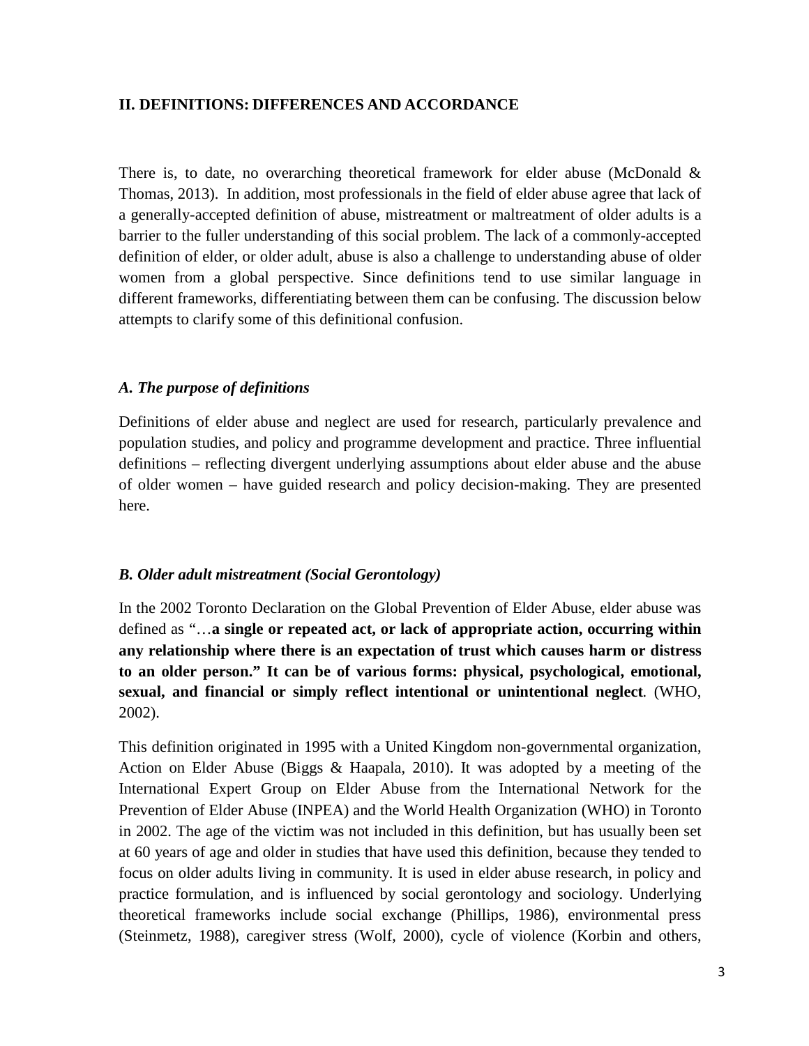## II. DEFINITIONS: DIFFERENCES AND ACCORDANCE

There is, to date, no overarching theoretical framework for elder abuse (McDonald & Thomas, 2013). In addition, most professionals in the field of elder abuse agree that lack of a generally-accepted definition of abuse, mistreatment or maltreatment of older adults is a barrier to the fuller understanding of this social problem. The lack of a commonly-accepted definition of elder, or older adult, abuse is also a challenge to understanding abuse of older women from a global perspective. Since definitions tend to use similar language in different frameworks, differentiating between them can be confusing. The discussion below attempts to clarify some of this definitional confusion.

### *A. The purpose of definitions*

Definitions of elder abuse and neglect are used for research, particularly prevalence and population studies, and policy and programme development and practice. Three influential definitions – reflecting divergent underlying assumptions about elder abuse and the abuse of older women – have guided research and policy decision-making. They are presented here.

### *B. Older adult mistreatment (Social Gerontology)*

In the 2002 Toronto Declaration on the Global Prevention of Elder Abuse, elder abuse was defined as "…**a single or repeated act, or lack of appropriate action, occurring within any relationship where there is an expectation of trust which causes harm or distress to an older person." It can be of various forms: physical, psychological, emotional, sexual, and financial or simply reflect intentional or unintentional neglect**. (WHO, 2002).

This definition originated in 1995 with a United Kingdom non-governmental organization, Action on Elder Abuse (Biggs & Haapala, 2010). It was adopted by a meeting of the International Expert Group on Elder Abuse from the International Network for the Prevention of Elder Abuse (INPEA) and the World Health Organization (WHO) in Toronto in 2002. The age of the victim was not included in this definition, but has usually been set at 60 years of age and older in studies that have used this definition, because they tended to focus on older adults living in community. It is used in elder abuse research, in policy and practice formulation, and is influenced by social gerontology and sociology. Underlying theoretical frameworks include social exchange (Phillips, 1986), environmental press (Steinmetz, 1988), caregiver stress (Wolf, 2000), cycle of violence (Korbin and others,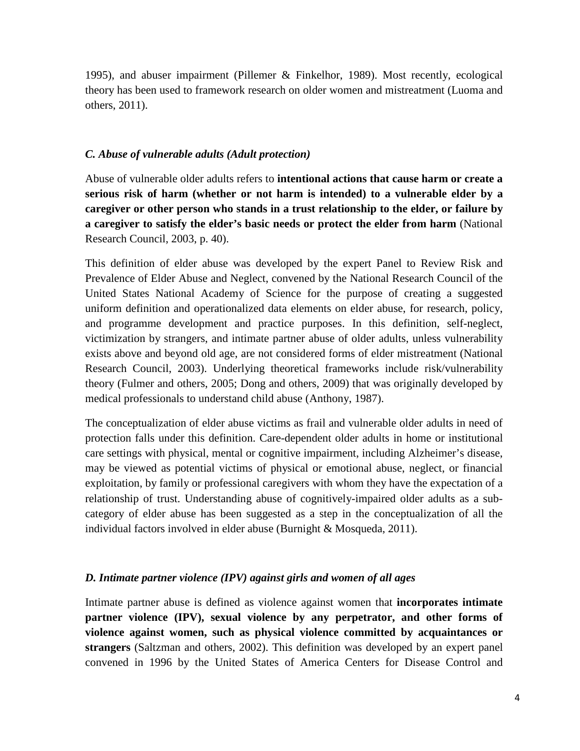1995), and abuser impairment (Pillemer & Finkelhor, 1989). Most recently, ecological theory has been used to framework research on older women and mistreatment (Luoma and others, 2011).

### *C. Abuse of vulnerable adults (Adult protection)*

Abuse of vulnerable older adults refers to **intentional actions that cause harm or create a serious risk of harm (whether or not harm is intended) to a vulnerable elder by a caregiver or other person who stands in a trust relationship to the elder, or failure by a caregiver to satisfy the elder's basic needs or protect the elder from harm** (National Research Council, 2003, p. 40).

This definition of elder abuse was developed by the expert Panel to Review Risk and Prevalence of Elder Abuse and Neglect, convened by the National Research Council of the United States National Academy of Science for the purpose of creating a suggested uniform definition and operationalized data elements on elder abuse, for research, policy, and programme development and practice purposes. In this definition, self-neglect, victimization by strangers, and intimate partner abuse of older adults, unless vulnerability exists above and beyond old age, are not considered forms of elder mistreatment (National Research Council, 2003). Underlying theoretical frameworks include risk/vulnerability theory (Fulmer and others, 2005; Dong and others, 2009) that was originally developed by medical professionals to understand child abuse (Anthony, 1987).

The conceptualization of elder abuse victims as frail and vulnerable older adults in need of protection falls under this definition. Care-dependent older adults in home or institutional care settings with physical, mental or cognitive impairment, including Alzheimer's disease, may be viewed as potential victims of physical or emotional abuse, neglect, or financial exploitation, by family or professional caregivers with whom they have the expectation of a relationship of trust. Understanding abuse of cognitively-impaired older adults as a sub-category of elder abuse has been suggested as a step in the conceptualization of all the individual factors involved in elder abuse (Burnight & Mosqueda, 2011).

### *D. Intimate partner violence (IPV) against girls and women of all ages*

Intimate partner abuse is defined as violence against women that **incorporates intimate partner violence (IPV), sexual violence by any perpetrator, and other forms of violence against women, such as physical violence committed by acquaintances or strangers** (Saltzman and others, 2002). This definition was developed by an expert panel convened in 1996 by the United States of America Centers for Disease Control and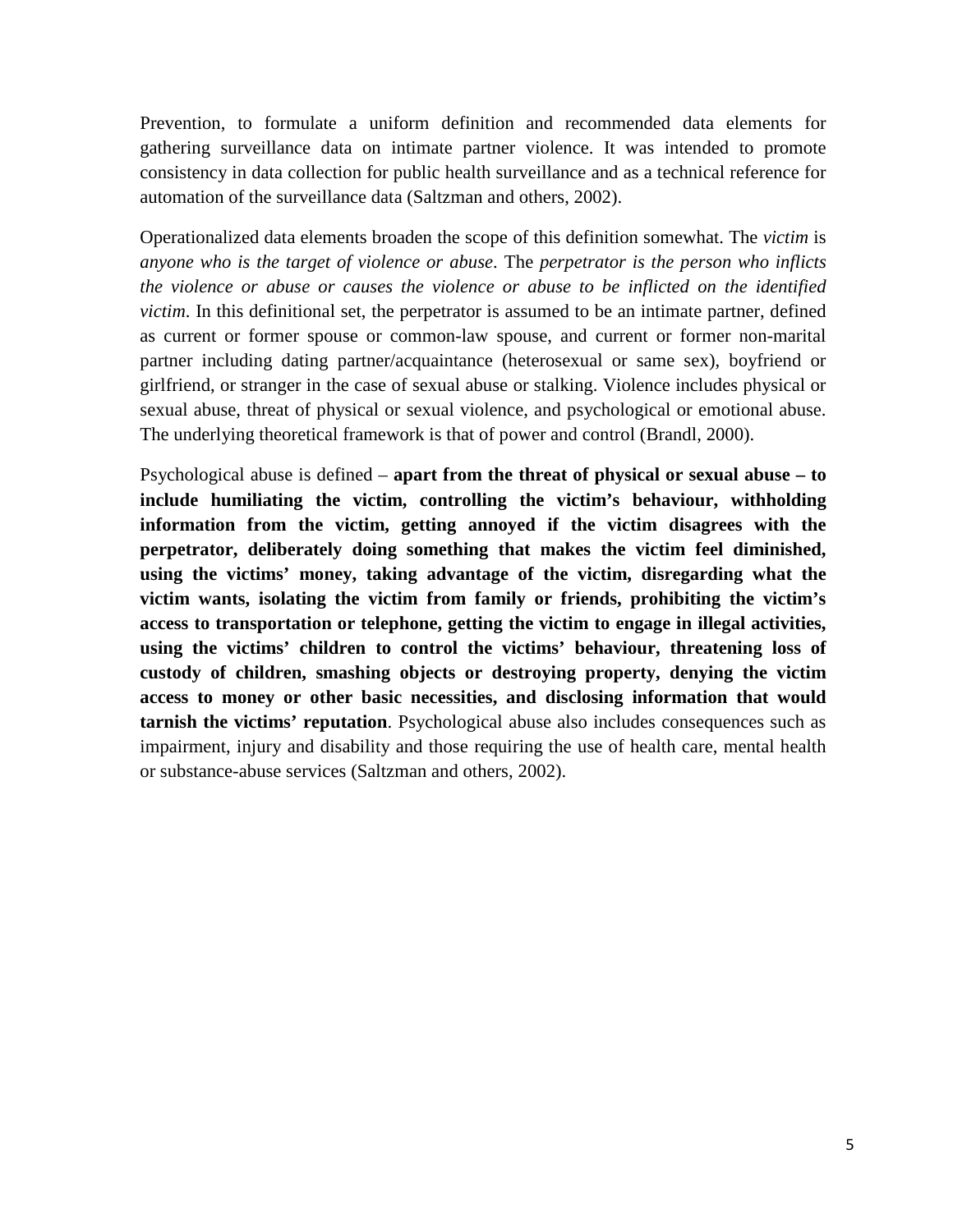Prevention, to formulate a uniform definition and recommended data elements for gathering surveillance data on intimate partner violence. It was intended to promote consistency in data collection for public health surveillance and as a technical reference for automation of the surveillance data (Saltzman and others, 2002).

Operationalized data elements broaden the scope of this definition somewhat. The *victim* is *anyone who is the target of violence or abuse*. The *perpetrator is the person who inflicts the violence or abuse or causes the violence or abuse to be inflicted on the identified victim*. In this definitional set, the perpetrator is assumed to be an intimate partner, defined as current or former spouse or common-law spouse, and current or former non-marital partner including dating partner/acquaintance (heterosexual or same sex), boyfriend or girlfriend, or stranger in the case of sexual abuse or stalking. Violence includes physical or sexual abuse, threat of physical or sexual violence, and psychological or emotional abuse. The underlying theoretical framework is that of power and control (Brandl, 2000).

Psychological abuse is defined – **apart from the threat of physical or sexual abuse – to include humiliating the victim, controlling the victim's behaviour, withholding information from the victim, getting annoyed if the victim disagrees with the perpetrator, deliberately doing something that makes the victim feel diminished, using the victims' money, taking advantage of the victim, disregarding what the victim wants, isolating the victim from family or friends, prohibiting the victim's access to transportation or telephone, getting the victim to engage in illegal activities, using the victims' children to control the victims' behaviour, threatening loss of custody of children, smashing objects or destroying property, denying the victim access to money or other basic necessities, and disclosing information that would tarnish the victims' reputation**. Psychological abuse also includes consequences such as impairment, injury and disability and those requiring the use of health care, mental health or substance-abuse services (Saltzman and others, 2002).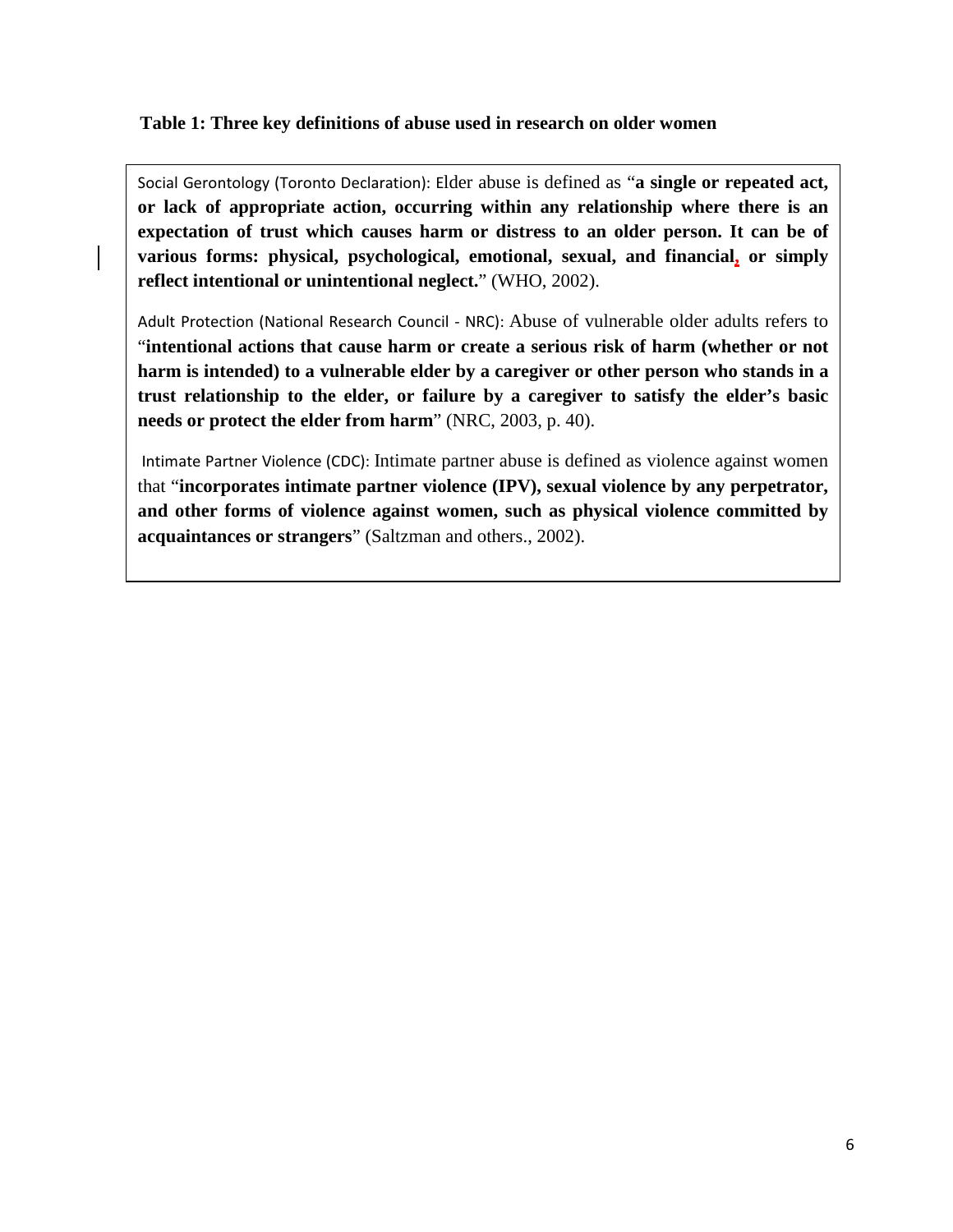**Table 1: Three key definitions of abuse used in research on older women**

Social Gerontology (Toronto Declaration): Elder abuse is defined as "**a single or repeated act, or lack of appropriate action, occurring within any relationship where there is an expectation of trust which causes harm or distress to an older person. It can be of various forms: physical, psychological, emotional, sexual, and financial, or simply reflect intentional or unintentional neglect.**" (WHO, 2002).

Adult Protection (National Research Council - NRC): Abuse of vulnerable older adults refers to "**intentional actions that cause harm or create a serious risk of harm (whether or not harm is intended) to a vulnerable elder by a caregiver or other person who stands in a trust relationship to the elder, or failure by a caregiver to satisfy the elder's basic needs or protect the elder from harm**" (NRC, 2003, p. 40).

Intimate Partner Violence (CDC): Intimate partner abuse is defined as violence against women that "**incorporates intimate partner violence (IPV), sexual violence by any perpetrator, and other forms of violence against women, such as physical violence committed by acquaintances or strangers**" (Saltzman and others., 2002).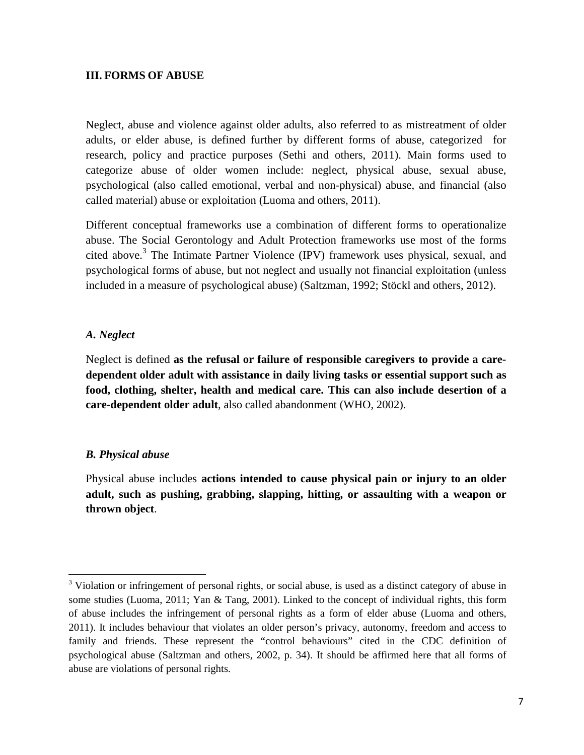## III. FORMS OF ABUSE

Neglect, abuse and violence against older adults, also referred to as mistreatment of older adults, or elder abuse, is defined further by different forms of abuse, categorized for research, policy and practice purposes (Sethi and others, 2011). Main forms used to categorize abuse of older women include: neglect, physical abuse, sexual abuse, psychological (also called emotional, verbal and non-physical) abuse, and financial (also called material) abuse or exploitation (Luoma and others, 2011).

Different conceptual frameworks use a combination of different forms to operationalize abuse. The Social Gerontology and Adult Protection frameworks use most of the forms cited above.[3] The Intimate Partner Violence (IPV) framework uses physical, sexual, and psychological forms of abuse, but not neglect and usually not financial exploitation (unless included in a measure of psychological abuse) (Saltzman, 1992; Stöckl and others, 2012).

### *A. Neglect*

Neglect is defined **as the refusal or failure of responsible caregivers to provide a care-dependent older adult with assistance in daily living tasks or essential support such as food, clothing, shelter, health and medical care. This can also include desertion of a care-dependent older adult**, also called abandonment (WHO, 2002).

### *B. Physical abuse*

Physical abuse includes **actions intended to cause physical pain or injury to an older adult, such as pushing, grabbing, slapping, hitting, or assaulting with a weapon or thrown object**.

---

[3] Violation or infringement of personal rights, or social abuse, is used as a distinct category of abuse in some studies (Luoma, 2011; Yan & Tang, 2001). Linked to the concept of individual rights, this form of abuse includes the infringement of personal rights as a form of elder abuse (Luoma and others, 2011). It includes behaviour that violates an older person's privacy, autonomy, freedom and access to family and friends. These represent the "control behaviours" cited in the CDC definition of psychological abuse (Saltzman and others, 2002, p. 34). It should be affirmed here that all forms of abuse are violations of personal rights.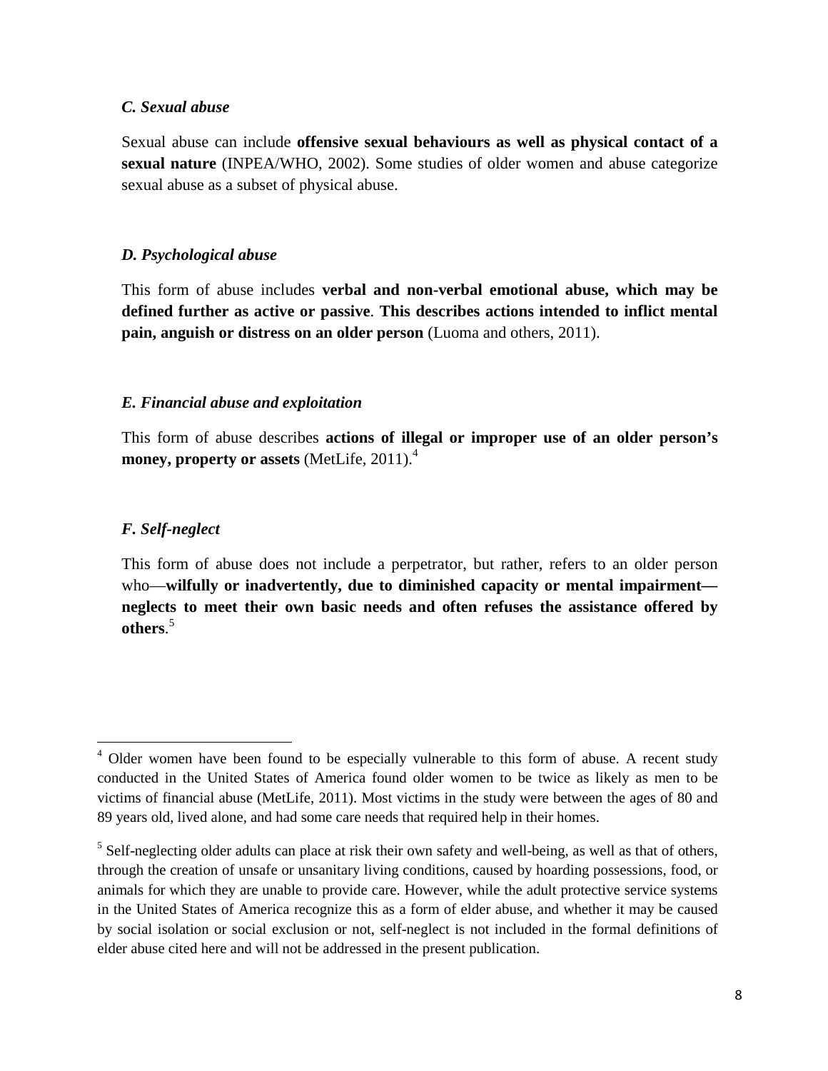### *C. Sexual abuse*

Sexual abuse can include **offensive sexual behaviours as well as physical contact of a sexual nature** (INPEA/WHO, 2002). Some studies of older women and abuse categorize sexual abuse as a subset of physical abuse.

### *D. Psychological abuse*

This form of abuse includes **verbal and non-verbal emotional abuse, which may be defined further as active or passive**. **This describes actions intended to inflict mental pain, anguish or distress on an older person** (Luoma and others, 2011).

### *E. Financial abuse and exploitation*

This form of abuse describes **actions of illegal or improper use of an older person's money, property or assets** (MetLife, 2011).[4]

### *F. Self-neglect*

This form of abuse does not include a perpetrator, but rather, refers to an older person who—**wilfully or inadvertently, due to diminished capacity or mental impairment—neglects to meet their own basic needs and often refuses the assistance offered by others**.[5]

---

[4] Older women have been found to be especially vulnerable to this form of abuse. A recent study conducted in the United States of America found older women to be twice as likely as men to be victims of financial abuse (MetLife, 2011). Most victims in the study were between the ages of 80 and 89 years old, lived alone, and had some care needs that required help in their homes.

[5] Self-neglecting older adults can place at risk their own safety and well-being, as well as that of others, through the creation of unsafe or unsanitary living conditions, caused by hoarding possessions, food, or animals for which they are unable to provide care. However, while the adult protective service systems in the United States of America recognize this as a form of elder abuse, and whether it may be caused by social isolation or social exclusion or not, self-neglect is not included in the formal definitions of elder abuse cited here and will not be addressed in the present publication.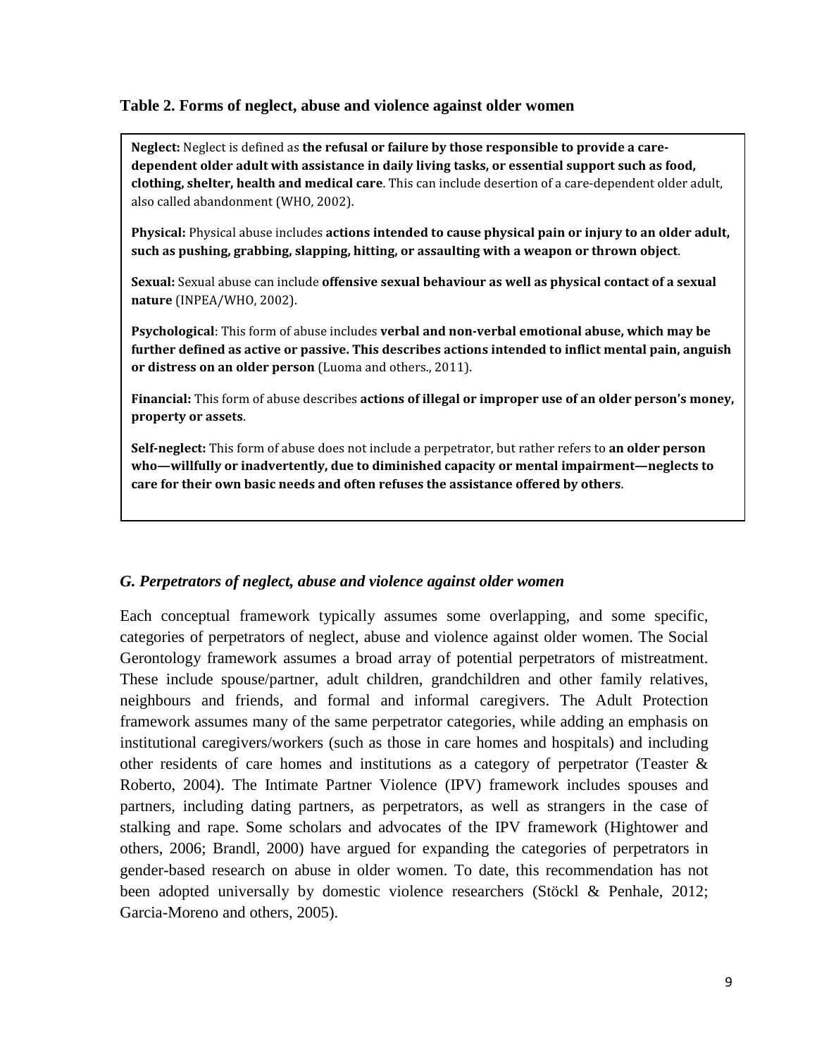**Table 2. Forms of neglect, abuse and violence against older women**

**Neglect:** Neglect is defined as **the refusal or failure by those responsible to provide a care-dependent older adult with assistance in daily living tasks, or essential support such as food, clothing, shelter, health and medical care**. This can include desertion of a care-dependent older adult, also called abandonment (WHO, 2002).

**Physical:** Physical abuse includes **actions intended to cause physical pain or injury to an older adult, such as pushing, grabbing, slapping, hitting, or assaulting with a weapon or thrown object**.

**Sexual:** Sexual abuse can include **offensive sexual behaviour as well as physical contact of a sexual nature** (INPEA/WHO, 2002).

**Psychological**: This form of abuse includes **verbal and non-verbal emotional abuse, which may be further defined as active or passive. This describes actions intended to inflict mental pain, anguish or distress on an older person** (Luoma and others., 2011).

**Financial:** This form of abuse describes **actions of illegal or improper use of an older person's money, property or assets**.

**Self-neglect:** This form of abuse does not include a perpetrator, but rather refers to **an older person who—willfully or inadvertently, due to diminished capacity or mental impairment—neglects to care for their own basic needs and often refuses the assistance offered by others**.

### *G. Perpetrators of neglect, abuse and violence against older women*

Each conceptual framework typically assumes some overlapping, and some specific, categories of perpetrators of neglect, abuse and violence against older women. The Social Gerontology framework assumes a broad array of potential perpetrators of mistreatment. These include spouse/partner, adult children, grandchildren and other family relatives, neighbours and friends, and formal and informal caregivers. The Adult Protection framework assumes many of the same perpetrator categories, while adding an emphasis on institutional caregivers/workers (such as those in care homes and hospitals) and including other residents of care homes and institutions as a category of perpetrator (Teaster & Roberto, 2004). The Intimate Partner Violence (IPV) framework includes spouses and partners, including dating partners, as perpetrators, as well as strangers in the case of stalking and rape. Some scholars and advocates of the IPV framework (Hightower and others, 2006; Brandl, 2000) have argued for expanding the categories of perpetrators in gender-based research on abuse in older women. To date, this recommendation has not been adopted universally by domestic violence researchers (Stöckl & Penhale, 2012; Garcia-Moreno and others, 2005).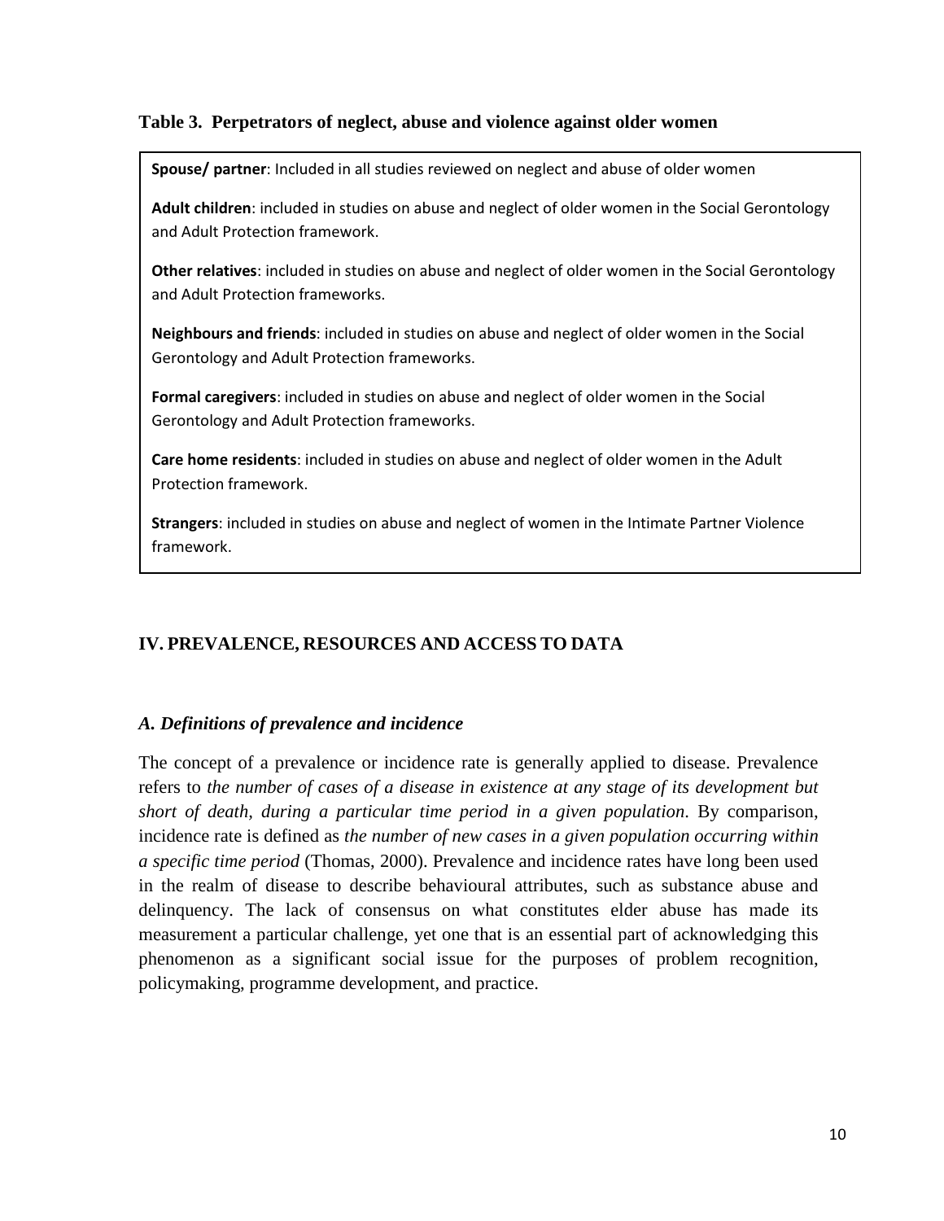**Table 3. Perpetrators of neglect, abuse and violence against older women**

**Spouse/ partner**: Included in all studies reviewed on neglect and abuse of older women

**Adult children**: included in studies on abuse and neglect of older women in the Social Gerontology and Adult Protection framework.

**Other relatives**: included in studies on abuse and neglect of older women in the Social Gerontology and Adult Protection frameworks.

**Neighbours and friends**: included in studies on abuse and neglect of older women in the Social Gerontology and Adult Protection frameworks.

**Formal caregivers**: included in studies on abuse and neglect of older women in the Social Gerontology and Adult Protection frameworks.

**Care home residents**: included in studies on abuse and neglect of older women in the Adult Protection framework.

**Strangers**: included in studies on abuse and neglect of women in the Intimate Partner Violence framework.

## IV. PREVALENCE, RESOURCES AND ACCESS TO DATA

### *A. Definitions of prevalence and incidence*

The concept of a prevalence or incidence rate is generally applied to disease. Prevalence refers to *the number of cases of a disease in existence at any stage of its development but short of death, during a particular time period in a given population*. By comparison, incidence rate is defined as *the number of new cases in a given population occurring within a specific time period* (Thomas, 2000). Prevalence and incidence rates have long been used in the realm of disease to describe behavioural attributes, such as substance abuse and delinquency. The lack of consensus on what constitutes elder abuse has made its measurement a particular challenge, yet one that is an essential part of acknowledging this phenomenon as a significant social issue for the purposes of problem recognition, policymaking, programme development, and practice.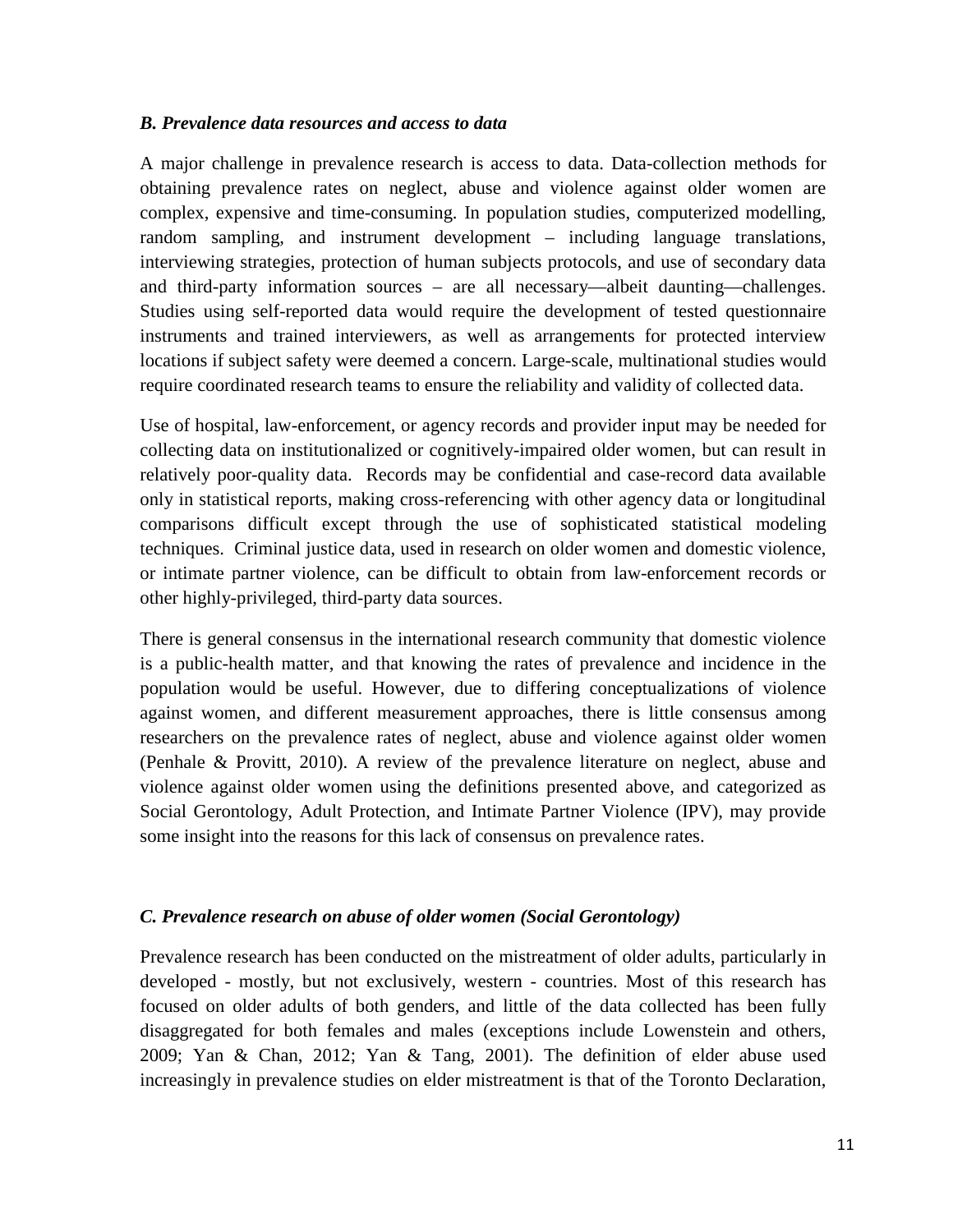### *B. Prevalence data resources and access to data*

A major challenge in prevalence research is access to data. Data-collection methods for obtaining prevalence rates on neglect, abuse and violence against older women are complex, expensive and time-consuming. In population studies, computerized modelling, random sampling, and instrument development – including language translations, interviewing strategies, protection of human subjects protocols, and use of secondary data and third-party information sources – are all necessary—albeit daunting—challenges. Studies using self-reported data would require the development of tested questionnaire instruments and trained interviewers, as well as arrangements for protected interview locations if subject safety were deemed a concern. Large-scale, multinational studies would require coordinated research teams to ensure the reliability and validity of collected data.

Use of hospital, law-enforcement, or agency records and provider input may be needed for collecting data on institutionalized or cognitively-impaired older women, but can result in relatively poor-quality data. Records may be confidential and case-record data available only in statistical reports, making cross-referencing with other agency data or longitudinal comparisons difficult except through the use of sophisticated statistical modeling techniques. Criminal justice data, used in research on older women and domestic violence, or intimate partner violence, can be difficult to obtain from law-enforcement records or other highly-privileged, third-party data sources.

There is general consensus in the international research community that domestic violence is a public-health matter, and that knowing the rates of prevalence and incidence in the population would be useful. However, due to differing conceptualizations of violence against women, and different measurement approaches, there is little consensus among researchers on the prevalence rates of neglect, abuse and violence against older women (Penhale & Provitt, 2010). A review of the prevalence literature on neglect, abuse and violence against older women using the definitions presented above, and categorized as Social Gerontology, Adult Protection, and Intimate Partner Violence (IPV), may provide some insight into the reasons for this lack of consensus on prevalence rates.

### *C. Prevalence research on abuse of older women (Social Gerontology)*

Prevalence research has been conducted on the mistreatment of older adults, particularly in developed - mostly, but not exclusively, western - countries. Most of this research has focused on older adults of both genders, and little of the data collected has been fully disaggregated for both females and males (exceptions include Lowenstein and others, 2009; Yan & Chan, 2012; Yan & Tang, 2001). The definition of elder abuse used increasingly in prevalence studies on elder mistreatment is that of the Toronto Declaration,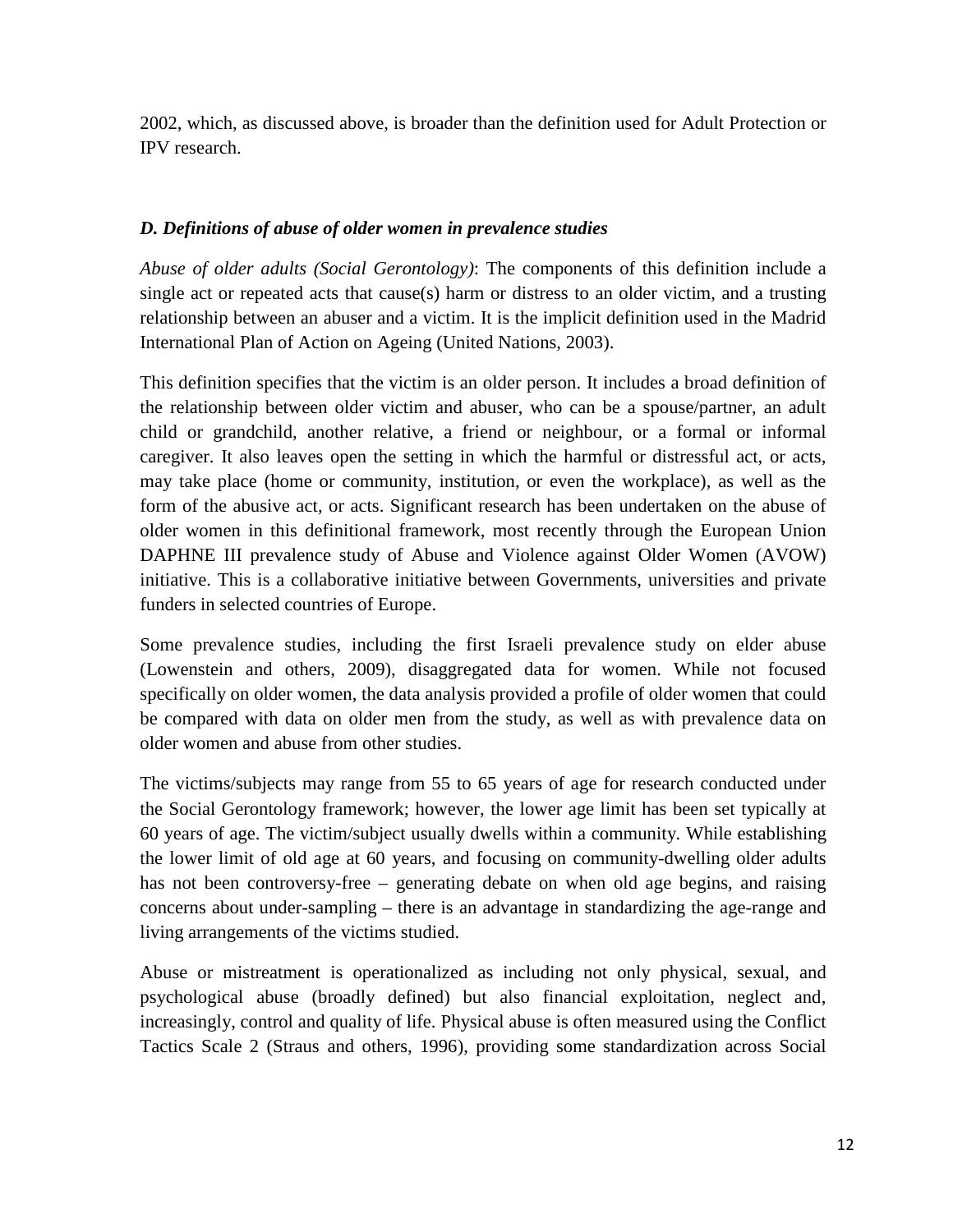2002, which, as discussed above, is broader than the definition used for Adult Protection or IPV research.

### *D. Definitions of abuse of older women in prevalence studies*

*Abuse of older adults (Social Gerontology)*: The components of this definition include a single act or repeated acts that cause(s) harm or distress to an older victim, and a trusting relationship between an abuser and a victim. It is the implicit definition used in the Madrid International Plan of Action on Ageing (United Nations, 2003).

This definition specifies that the victim is an older person. It includes a broad definition of the relationship between older victim and abuser, who can be a spouse/partner, an adult child or grandchild, another relative, a friend or neighbour, or a formal or informal caregiver. It also leaves open the setting in which the harmful or distressful act, or acts, may take place (home or community, institution, or even the workplace), as well as the form of the abusive act, or acts. Significant research has been undertaken on the abuse of older women in this definitional framework, most recently through the European Union DAPHNE III prevalence study of Abuse and Violence against Older Women (AVOW) initiative. This is a collaborative initiative between Governments, universities and private funders in selected countries of Europe.

Some prevalence studies, including the first Israeli prevalence study on elder abuse (Lowenstein and others, 2009), disaggregated data for women. While not focused specifically on older women, the data analysis provided a profile of older women that could be compared with data on older men from the study, as well as with prevalence data on older women and abuse from other studies.

The victims/subjects may range from 55 to 65 years of age for research conducted under the Social Gerontology framework; however, the lower age limit has been set typically at 60 years of age. The victim/subject usually dwells within a community. While establishing the lower limit of old age at 60 years, and focusing on community-dwelling older adults has not been controversy-free – generating debate on when old age begins, and raising concerns about under-sampling – there is an advantage in standardizing the age-range and living arrangements of the victims studied.

Abuse or mistreatment is operationalized as including not only physical, sexual, and psychological abuse (broadly defined) but also financial exploitation, neglect and, increasingly, control and quality of life. Physical abuse is often measured using the Conflict Tactics Scale 2 (Straus and others, 1996), providing some standardization across Social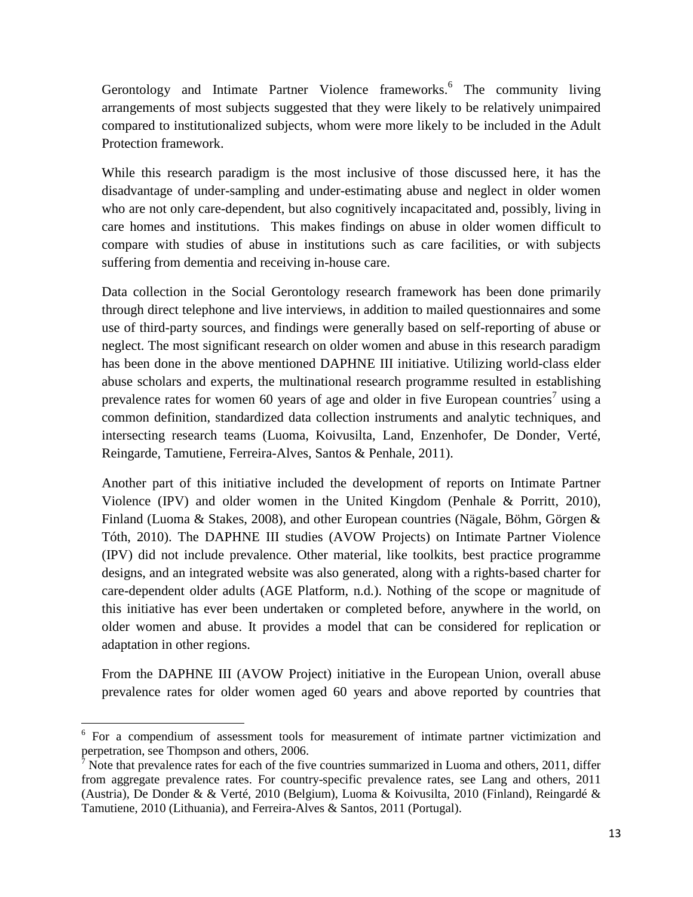Gerontology and Intimate Partner Violence frameworks.[6] The community living arrangements of most subjects suggested that they were likely to be relatively unimpaired compared to institutionalized subjects, whom were more likely to be included in the Adult Protection framework.

While this research paradigm is the most inclusive of those discussed here, it has the disadvantage of under-sampling and under-estimating abuse and neglect in older women who are not only care-dependent, but also cognitively incapacitated and, possibly, living in care homes and institutions. This makes findings on abuse in older women difficult to compare with studies of abuse in institutions such as care facilities, or with subjects suffering from dementia and receiving in-house care.

Data collection in the Social Gerontology research framework has been done primarily through direct telephone and live interviews, in addition to mailed questionnaires and some use of third-party sources, and findings were generally based on self-reporting of abuse or neglect. The most significant research on older women and abuse in this research paradigm has been done in the above mentioned DAPHNE III initiative. Utilizing world-class elder abuse scholars and experts, the multinational research programme resulted in establishing prevalence rates for women 60 years of age and older in five European countries[7] using a common definition, standardized data collection instruments and analytic techniques, and intersecting research teams (Luoma, Koivusilta, Land, Enzenhofer, De Donder, Verté, Reingarde, Tamutiene, Ferreira-Alves, Santos & Penhale, 2011).

Another part of this initiative included the development of reports on Intimate Partner Violence (IPV) and older women in the United Kingdom (Penhale & Porritt, 2010), Finland (Luoma & Stakes, 2008), and other European countries (Nägale, Böhm, Görgen & Tóth, 2010). The DAPHNE III studies (AVOW Projects) on Intimate Partner Violence (IPV) did not include prevalence. Other material, like toolkits, best practice programme designs, and an integrated website was also generated, along with a rights-based charter for care-dependent older adults (AGE Platform, n.d.). Nothing of the scope or magnitude of this initiative has ever been undertaken or completed before, anywhere in the world, on older women and abuse. It provides a model that can be considered for replication or adaptation in other regions.

From the DAPHNE III (AVOW Project) initiative in the European Union, overall abuse prevalence rates for older women aged 60 years and above reported by countries that

---

[6] For a compendium of assessment tools for measurement of intimate partner victimization and perpetration, see Thompson and others, 2006.

[7] Note that prevalence rates for each of the five countries summarized in Luoma and others, 2011, differ from aggregate prevalence rates. For country-specific prevalence rates, see Lang and others, 2011 (Austria), De Donder & & Verté, 2010 (Belgium), Luoma & Koivusilta, 2010 (Finland), Reingardé & Tamutiene, 2010 (Lithuania), and Ferreira-Alves & Santos, 2011 (Portugal).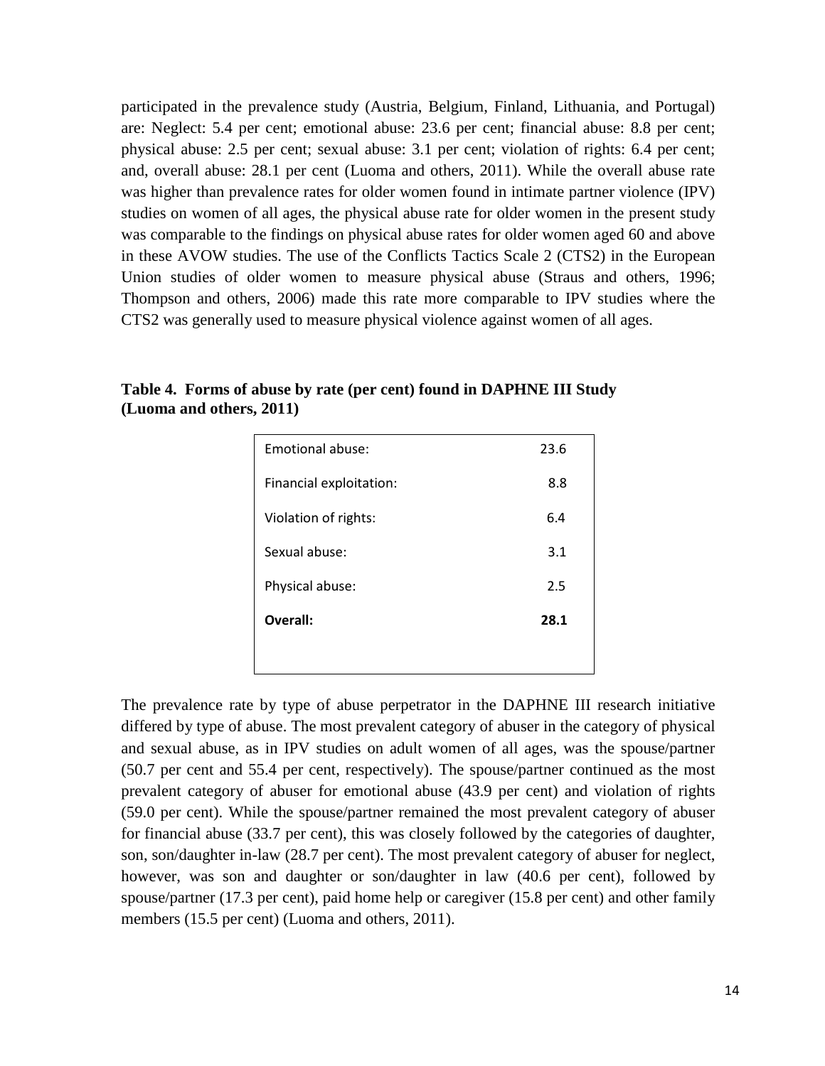participated in the prevalence study (Austria, Belgium, Finland, Lithuania, and Portugal) are: Neglect: 5.4 per cent; emotional abuse: 23.6 per cent; financial abuse: 8.8 per cent; physical abuse: 2.5 per cent; sexual abuse: 3.1 per cent; violation of rights: 6.4 per cent; and, overall abuse: 28.1 per cent (Luoma and others, 2011). While the overall abuse rate was higher than prevalence rates for older women found in intimate partner violence (IPV) studies on women of all ages, the physical abuse rate for older women in the present study was comparable to the findings on physical abuse rates for older women aged 60 and above in these AVOW studies. The use of the Conflicts Tactics Scale 2 (CTS2) in the European Union studies of older women to measure physical abuse (Straus and others, 1996; Thompson and others, 2006) made this rate more comparable to IPV studies where the CTS2 was generally used to measure physical violence against women of all ages.

**Table 4. Forms of abuse by rate (per cent) found in DAPHNE III Study (Luoma and others, 2011)**

| Form of abuse | Rate |
|---|---|
| Emotional abuse: | 23.6 |
| Financial exploitation: | 8.8 |
| Violation of rights: | 6.4 |
| Sexual abuse: | 3.1 |
| Physical abuse: | 2.5 |
| **Overall:** | **28.1** |

The prevalence rate by type of abuse perpetrator in the DAPHNE III research initiative differed by type of abuse. The most prevalent category of abuser in the category of physical and sexual abuse, as in IPV studies on adult women of all ages, was the spouse/partner (50.7 per cent and 55.4 per cent, respectively). The spouse/partner continued as the most prevalent category of abuser for emotional abuse (43.9 per cent) and violation of rights (59.0 per cent). While the spouse/partner remained the most prevalent category of abuser for financial abuse (33.7 per cent), this was closely followed by the categories of daughter, son, son/daughter in-law (28.7 per cent). The most prevalent category of abuser for neglect, however, was son and daughter or son/daughter in law (40.6 per cent), followed by spouse/partner (17.3 per cent), paid home help or caregiver (15.8 per cent) and other family members (15.5 per cent) (Luoma and others, 2011).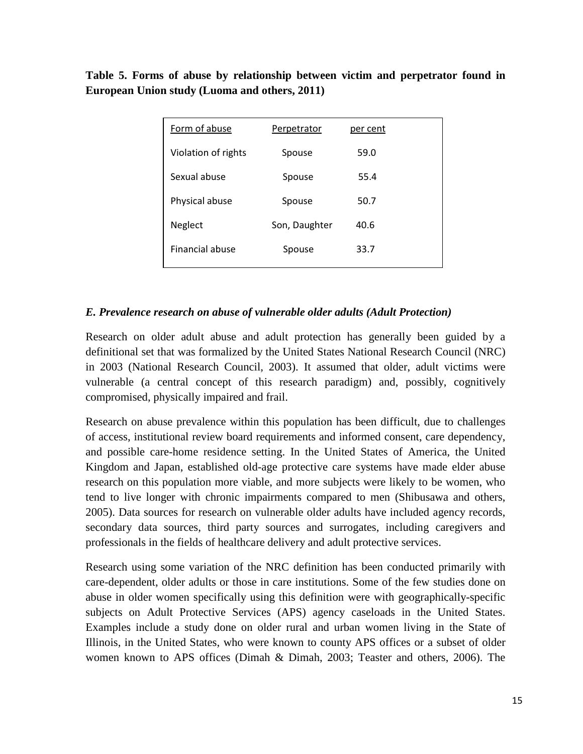**Table 5. Forms of abuse by relationship between victim and perpetrator found in European Union study (Luoma and others, 2011)**

| Form of abuse | Perpetrator | per cent |
|---|---|---|
| Violation of rights | Spouse | 59.0 |
| Sexual abuse | Spouse | 55.4 |
| Physical abuse | Spouse | 50.7 |
| Neglect | Son, Daughter | 40.6 |
| Financial abuse | Spouse | 33.7 |

### *E. Prevalence research on abuse of vulnerable older adults (Adult Protection)*

Research on older adult abuse and adult protection has generally been guided by a definitional set that was formalized by the United States National Research Council (NRC) in 2003 (National Research Council, 2003). It assumed that older, adult victims were vulnerable (a central concept of this research paradigm) and, possibly, cognitively compromised, physically impaired and frail.

Research on abuse prevalence within this population has been difficult, due to challenges of access, institutional review board requirements and informed consent, care dependency, and possible care-home residence setting. In the United States of America, the United Kingdom and Japan, established old-age protective care systems have made elder abuse research on this population more viable, and more subjects were likely to be women, who tend to live longer with chronic impairments compared to men (Shibusawa and others, 2005). Data sources for research on vulnerable older adults have included agency records, secondary data sources, third party sources and surrogates, including caregivers and professionals in the fields of healthcare delivery and adult protective services.

Research using some variation of the NRC definition has been conducted primarily with care-dependent, older adults or those in care institutions. Some of the few studies done on abuse in older women specifically using this definition were with geographically-specific subjects on Adult Protective Services (APS) agency caseloads in the United States. Examples include a study done on older rural and urban women living in the State of Illinois, in the United States, who were known to county APS offices or a subset of older women known to APS offices (Dimah & Dimah, 2003; Teaster and others, 2006). The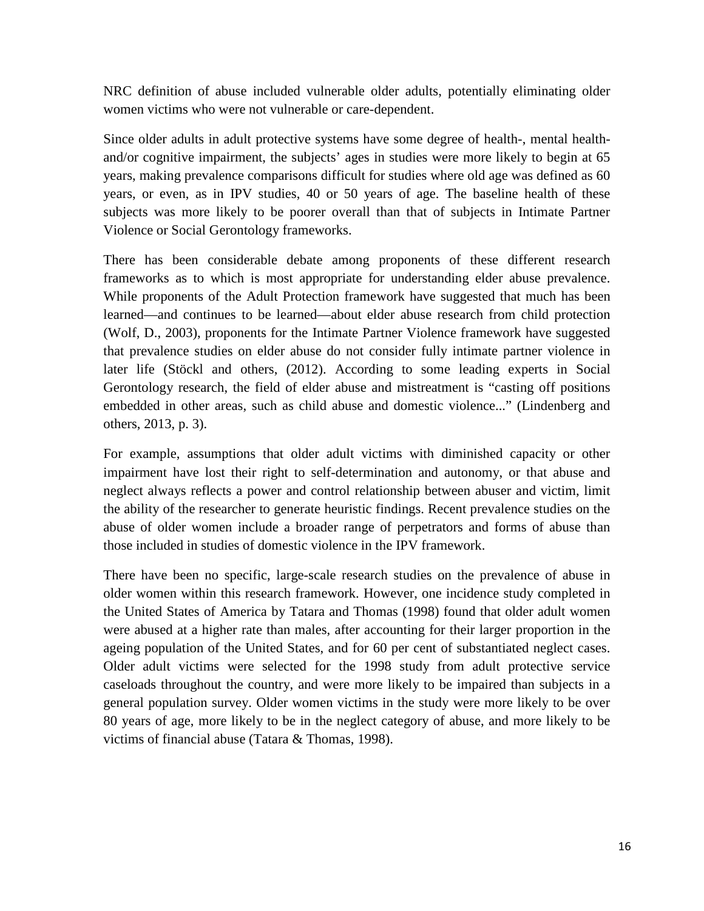NRC definition of abuse included vulnerable older adults, potentially eliminating older women victims who were not vulnerable or care-dependent.

Since older adults in adult protective systems have some degree of health-, mental health- and/or cognitive impairment, the subjects' ages in studies were more likely to begin at 65 years, making prevalence comparisons difficult for studies where old age was defined as 60 years, or even, as in IPV studies, 40 or 50 years of age. The baseline health of these subjects was more likely to be poorer overall than that of subjects in Intimate Partner Violence or Social Gerontology frameworks.

There has been considerable debate among proponents of these different research frameworks as to which is most appropriate for understanding elder abuse prevalence. While proponents of the Adult Protection framework have suggested that much has been learned—and continues to be learned—about elder abuse research from child protection (Wolf, D., 2003), proponents for the Intimate Partner Violence framework have suggested that prevalence studies on elder abuse do not consider fully intimate partner violence in later life (Stöckl and others, (2012). According to some leading experts in Social Gerontology research, the field of elder abuse and mistreatment is "casting off positions embedded in other areas, such as child abuse and domestic violence..." (Lindenberg and others, 2013, p. 3).

For example, assumptions that older adult victims with diminished capacity or other impairment have lost their right to self-determination and autonomy, or that abuse and neglect always reflects a power and control relationship between abuser and victim, limit the ability of the researcher to generate heuristic findings. Recent prevalence studies on the abuse of older women include a broader range of perpetrators and forms of abuse than those included in studies of domestic violence in the IPV framework.

There have been no specific, large-scale research studies on the prevalence of abuse in older women within this research framework. However, one incidence study completed in the United States of America by Tatara and Thomas (1998) found that older adult women were abused at a higher rate than males, after accounting for their larger proportion in the ageing population of the United States, and for 60 per cent of substantiated neglect cases. Older adult victims were selected for the 1998 study from adult protective service caseloads throughout the country, and were more likely to be impaired than subjects in a general population survey. Older women victims in the study were more likely to be over 80 years of age, more likely to be in the neglect category of abuse, and more likely to be victims of financial abuse (Tatara & Thomas, 1998).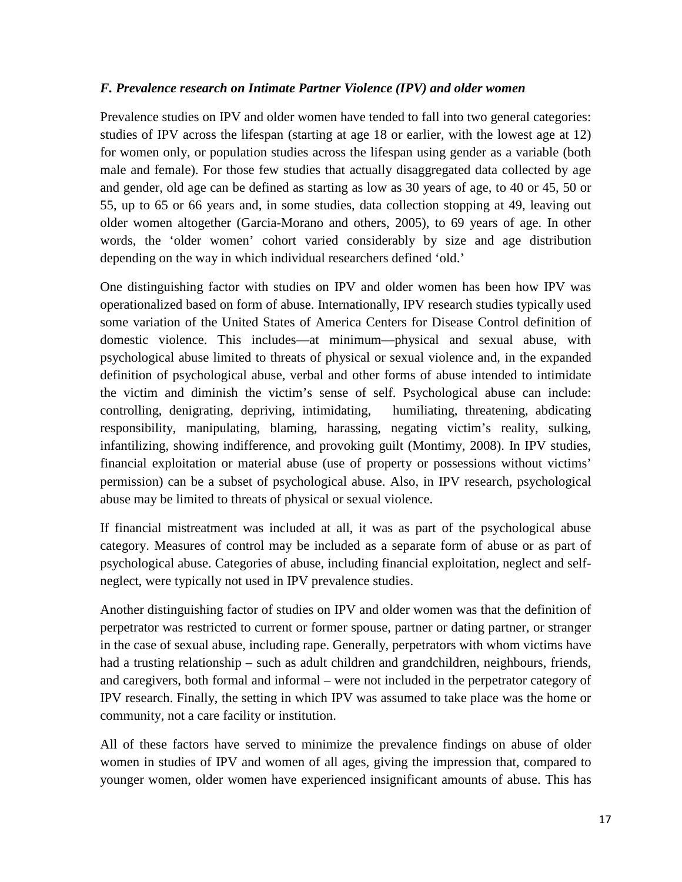### *F. Prevalence research on Intimate Partner Violence (IPV) and older women*

Prevalence studies on IPV and older women have tended to fall into two general categories: studies of IPV across the lifespan (starting at age 18 or earlier, with the lowest age at 12) for women only, or population studies across the lifespan using gender as a variable (both male and female). For those few studies that actually disaggregated data collected by age and gender, old age can be defined as starting as low as 30 years of age, to 40 or 45, 50 or 55, up to 65 or 66 years and, in some studies, data collection stopping at 49, leaving out older women altogether (Garcia-Morano and others, 2005), to 69 years of age. In other words, the 'older women' cohort varied considerably by size and age distribution depending on the way in which individual researchers defined 'old.'

One distinguishing factor with studies on IPV and older women has been how IPV was operationalized based on form of abuse. Internationally, IPV research studies typically used some variation of the United States of America Centers for Disease Control definition of domestic violence. This includes—at minimum—physical and sexual abuse, with psychological abuse limited to threats of physical or sexual violence and, in the expanded definition of psychological abuse, verbal and other forms of abuse intended to intimidate the victim and diminish the victim's sense of self. Psychological abuse can include: controlling, denigrating, depriving, intimidating, humiliating, threatening, abdicating responsibility, manipulating, blaming, harassing, negating victim's reality, sulking, infantilizing, showing indifference, and provoking guilt (Montimy, 2008). In IPV studies, financial exploitation or material abuse (use of property or possessions without victims' permission) can be a subset of psychological abuse. Also, in IPV research, psychological abuse may be limited to threats of physical or sexual violence.

If financial mistreatment was included at all, it was as part of the psychological abuse category. Measures of control may be included as a separate form of abuse or as part of psychological abuse. Categories of abuse, including financial exploitation, neglect and self-neglect, were typically not used in IPV prevalence studies.

Another distinguishing factor of studies on IPV and older women was that the definition of perpetrator was restricted to current or former spouse, partner or dating partner, or stranger in the case of sexual abuse, including rape. Generally, perpetrators with whom victims have had a trusting relationship – such as adult children and grandchildren, neighbours, friends, and caregivers, both formal and informal – were not included in the perpetrator category of IPV research. Finally, the setting in which IPV was assumed to take place was the home or community, not a care facility or institution.

All of these factors have served to minimize the prevalence findings on abuse of older women in studies of IPV and women of all ages, giving the impression that, compared to younger women, older women have experienced insignificant amounts of abuse. This has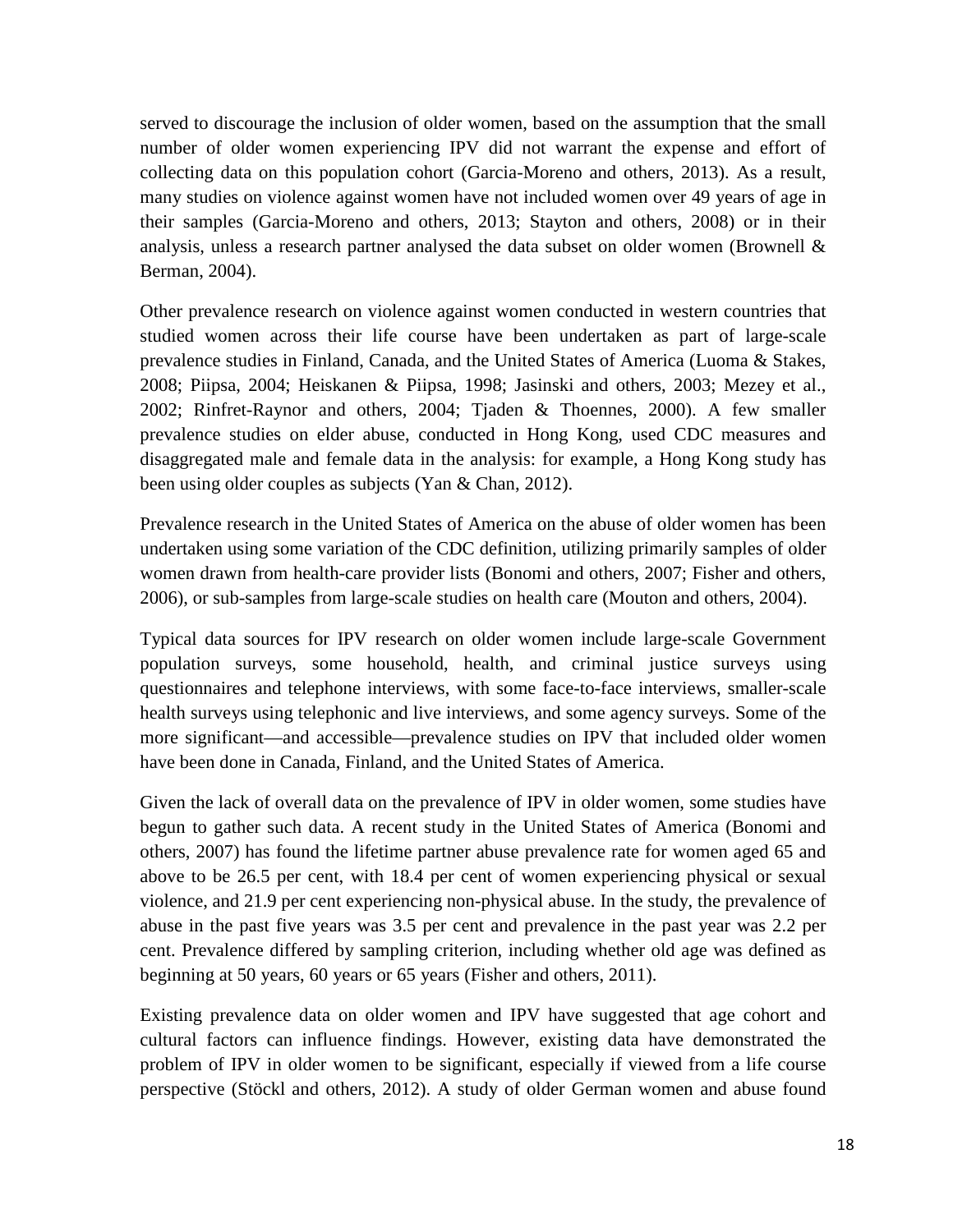served to discourage the inclusion of older women, based on the assumption that the small number of older women experiencing IPV did not warrant the expense and effort of collecting data on this population cohort (Garcia-Moreno and others, 2013). As a result, many studies on violence against women have not included women over 49 years of age in their samples (Garcia-Moreno and others, 2013; Stayton and others, 2008) or in their analysis, unless a research partner analysed the data subset on older women (Brownell & Berman, 2004).

Other prevalence research on violence against women conducted in western countries that studied women across their life course have been undertaken as part of large-scale prevalence studies in Finland, Canada, and the United States of America (Luoma & Stakes, 2008; Piipsa, 2004; Heiskanen & Piipsa, 1998; Jasinski and others, 2003; Mezey et al., 2002; Rinfret-Raynor and others, 2004; Tjaden & Thoennes, 2000). A few smaller prevalence studies on elder abuse, conducted in Hong Kong, used CDC measures and disaggregated male and female data in the analysis: for example, a Hong Kong study has been using older couples as subjects (Yan & Chan, 2012).

Prevalence research in the United States of America on the abuse of older women has been undertaken using some variation of the CDC definition, utilizing primarily samples of older women drawn from health-care provider lists (Bonomi and others, 2007; Fisher and others, 2006), or sub-samples from large-scale studies on health care (Mouton and others, 2004).

Typical data sources for IPV research on older women include large-scale Government population surveys, some household, health, and criminal justice surveys using questionnaires and telephone interviews, with some face-to-face interviews, smaller-scale health surveys using telephonic and live interviews, and some agency surveys. Some of the more significant—and accessible—prevalence studies on IPV that included older women have been done in Canada, Finland, and the United States of America.

Given the lack of overall data on the prevalence of IPV in older women, some studies have begun to gather such data. A recent study in the United States of America (Bonomi and others, 2007) has found the lifetime partner abuse prevalence rate for women aged 65 and above to be 26.5 per cent, with 18.4 per cent of women experiencing physical or sexual violence, and 21.9 per cent experiencing non-physical abuse. In the study, the prevalence of abuse in the past five years was 3.5 per cent and prevalence in the past year was 2.2 per cent. Prevalence differed by sampling criterion, including whether old age was defined as beginning at 50 years, 60 years or 65 years (Fisher and others, 2011).

Existing prevalence data on older women and IPV have suggested that age cohort and cultural factors can influence findings. However, existing data have demonstrated the problem of IPV in older women to be significant, especially if viewed from a life course perspective (Stöckl and others, 2012). A study of older German women and abuse found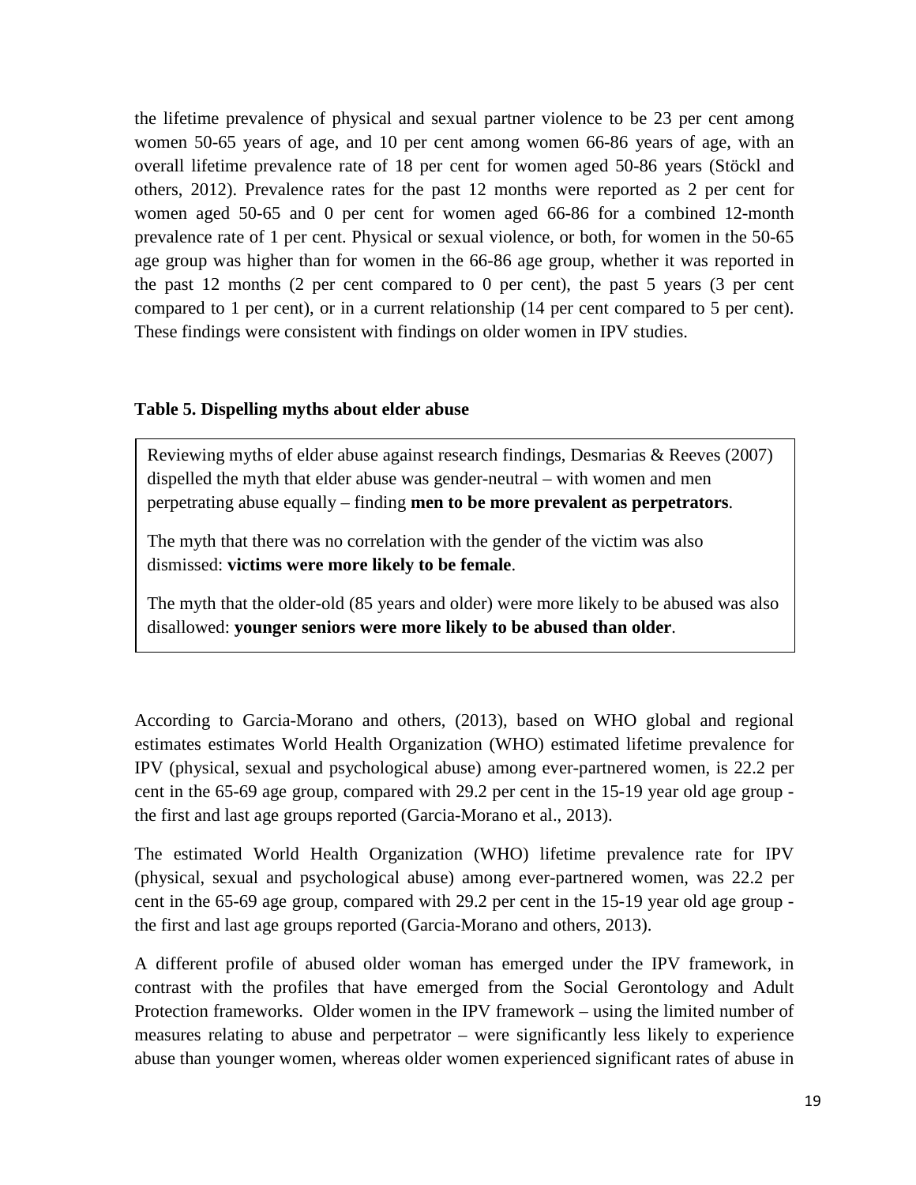the lifetime prevalence of physical and sexual partner violence to be 23 per cent among women 50-65 years of age, and 10 per cent among women 66-86 years of age, with an overall lifetime prevalence rate of 18 per cent for women aged 50-86 years (Stöckl and others, 2012). Prevalence rates for the past 12 months were reported as 2 per cent for women aged 50-65 and 0 per cent for women aged 66-86 for a combined 12-month prevalence rate of 1 per cent. Physical or sexual violence, or both, for women in the 50-65 age group was higher than for women in the 66-86 age group, whether it was reported in the past 12 months (2 per cent compared to 0 per cent), the past 5 years (3 per cent compared to 1 per cent), or in a current relationship (14 per cent compared to 5 per cent). These findings were consistent with findings on older women in IPV studies.

**Table 5. Dispelling myths about elder abuse**

Reviewing myths of elder abuse against research findings, Desmarias & Reeves (2007) dispelled the myth that elder abuse was gender-neutral – with women and men perpetrating abuse equally – finding **men to be more prevalent as perpetrators**.

The myth that there was no correlation with the gender of the victim was also dismissed: **victims were more likely to be female**.

The myth that the older-old (85 years and older) were more likely to be abused was also disallowed: **younger seniors were more likely to be abused than older**.

According to Garcia-Morano and others, (2013), based on WHO global and regional estimates estimates World Health Organization (WHO) estimated lifetime prevalence for IPV (physical, sexual and psychological abuse) among ever-partnered women, is 22.2 per cent in the 65-69 age group, compared with 29.2 per cent in the 15-19 year old age group - the first and last age groups reported (Garcia-Morano et al., 2013).

The estimated World Health Organization (WHO) lifetime prevalence rate for IPV (physical, sexual and psychological abuse) among ever-partnered women, was 22.2 per cent in the 65-69 age group, compared with 29.2 per cent in the 15-19 year old age group - the first and last age groups reported (Garcia-Morano and others, 2013).

A different profile of abused older woman has emerged under the IPV framework, in contrast with the profiles that have emerged from the Social Gerontology and Adult Protection frameworks. Older women in the IPV framework – using the limited number of measures relating to abuse and perpetrator – were significantly less likely to experience abuse than younger women, whereas older women experienced significant rates of abuse in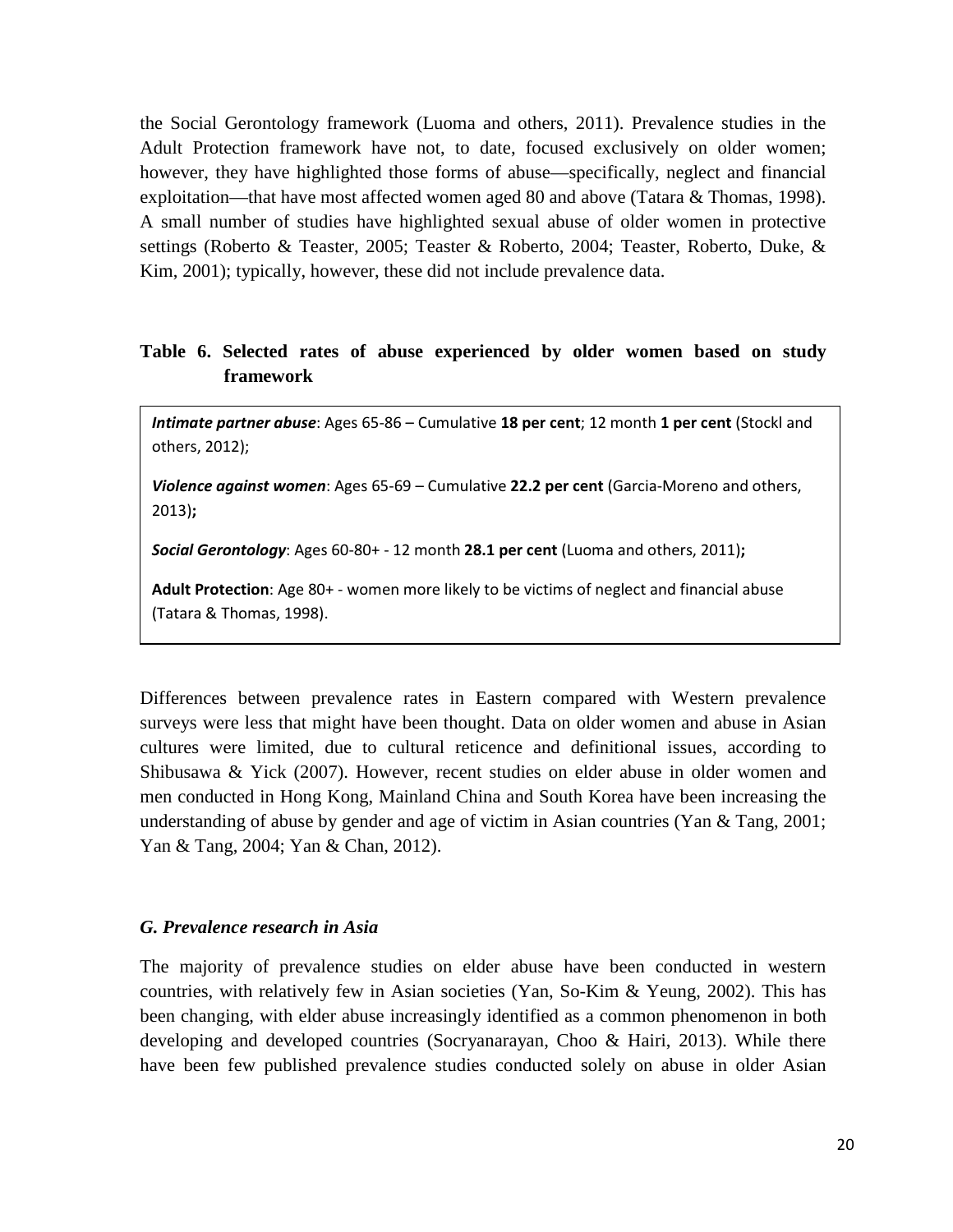the Social Gerontology framework (Luoma and others, 2011). Prevalence studies in the Adult Protection framework have not, to date, focused exclusively on older women; however, they have highlighted those forms of abuse—specifically, neglect and financial exploitation—that have most affected women aged 80 and above (Tatara & Thomas, 1998). A small number of studies have highlighted sexual abuse of older women in protective settings (Roberto & Teaster, 2005; Teaster & Roberto, 2004; Teaster, Roberto, Duke, & Kim, 2001); typically, however, these did not include prevalence data.

**Table 6. Selected rates of abuse experienced by older women based on study framework**

***Intimate partner abuse***: Ages 65-86 – Cumulative **18 per cent**; 12 month **1 per cent** (Stockl and others, 2012);

***Violence against women***: Ages 65-69 – Cumulative **22.2 per cent** (Garcia-Moreno and others, 2013)**;**

***Social Gerontology***: Ages 60-80+ - 12 month **28.1 per cent** (Luoma and others, 2011)**;**

**Adult Protection**: Age 80+ - women more likely to be victims of neglect and financial abuse (Tatara & Thomas, 1998).

Differences between prevalence rates in Eastern compared with Western prevalence surveys were less that might have been thought. Data on older women and abuse in Asian cultures were limited, due to cultural reticence and definitional issues, according to Shibusawa & Yick (2007). However, recent studies on elder abuse in older women and men conducted in Hong Kong, Mainland China and South Korea have been increasing the understanding of abuse by gender and age of victim in Asian countries (Yan & Tang, 2001; Yan & Tang, 2004; Yan & Chan, 2012).

### *G. Prevalence research in Asia*

The majority of prevalence studies on elder abuse have been conducted in western countries, with relatively few in Asian societies (Yan, So-Kim & Yeung, 2002). This has been changing, with elder abuse increasingly identified as a common phenomenon in both developing and developed countries (Socryanarayan, Choo & Hairi, 2013). While there have been few published prevalence studies conducted solely on abuse in older Asian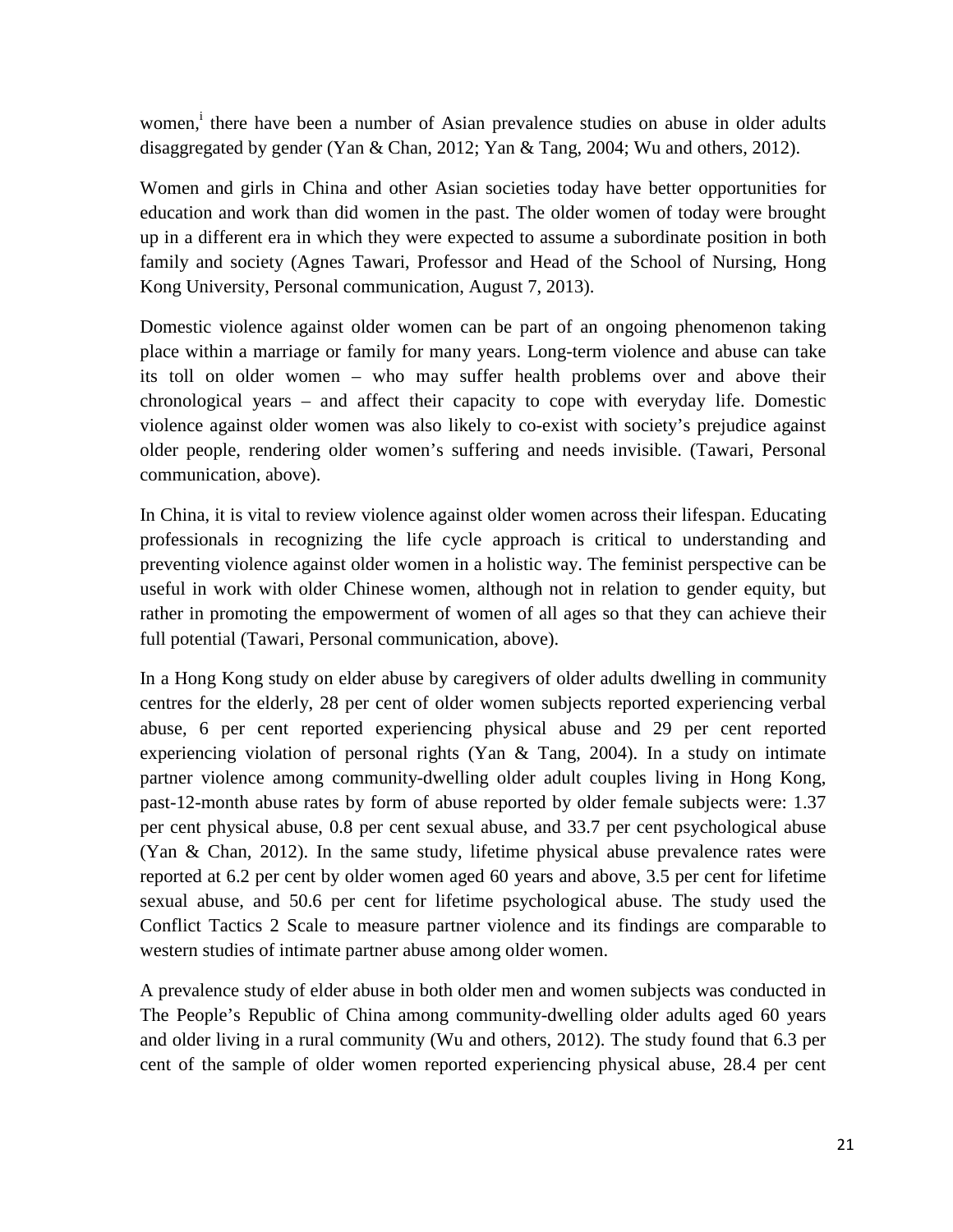women,[i] there have been a number of Asian prevalence studies on abuse in older adults disaggregated by gender (Yan & Chan, 2012; Yan & Tang, 2004; Wu and others, 2012).

Women and girls in China and other Asian societies today have better opportunities for education and work than did women in the past. The older women of today were brought up in a different era in which they were expected to assume a subordinate position in both family and society (Agnes Tawari, Professor and Head of the School of Nursing, Hong Kong University, Personal communication, August 7, 2013).

Domestic violence against older women can be part of an ongoing phenomenon taking place within a marriage or family for many years. Long-term violence and abuse can take its toll on older women – who may suffer health problems over and above their chronological years – and affect their capacity to cope with everyday life. Domestic violence against older women was also likely to co-exist with society's prejudice against older people, rendering older women's suffering and needs invisible. (Tawari, Personal communication, above).

In China, it is vital to review violence against older women across their lifespan. Educating professionals in recognizing the life cycle approach is critical to understanding and preventing violence against older women in a holistic way. The feminist perspective can be useful in work with older Chinese women, although not in relation to gender equity, but rather in promoting the empowerment of women of all ages so that they can achieve their full potential (Tawari, Personal communication, above).

In a Hong Kong study on elder abuse by caregivers of older adults dwelling in community centres for the elderly, 28 per cent of older women subjects reported experiencing verbal abuse, 6 per cent reported experiencing physical abuse and 29 per cent reported experiencing violation of personal rights (Yan & Tang, 2004). In a study on intimate partner violence among community-dwelling older adult couples living in Hong Kong, past-12-month abuse rates by form of abuse reported by older female subjects were: 1.37 per cent physical abuse, 0.8 per cent sexual abuse, and 33.7 per cent psychological abuse (Yan & Chan, 2012). In the same study, lifetime physical abuse prevalence rates were reported at 6.2 per cent by older women aged 60 years and above, 3.5 per cent for lifetime sexual abuse, and 50.6 per cent for lifetime psychological abuse. The study used the Conflict Tactics 2 Scale to measure partner violence and its findings are comparable to western studies of intimate partner abuse among older women.

A prevalence study of elder abuse in both older men and women subjects was conducted in The People's Republic of China among community-dwelling older adults aged 60 years and older living in a rural community (Wu and others, 2012). The study found that 6.3 per cent of the sample of older women reported experiencing physical abuse, 28.4 per cent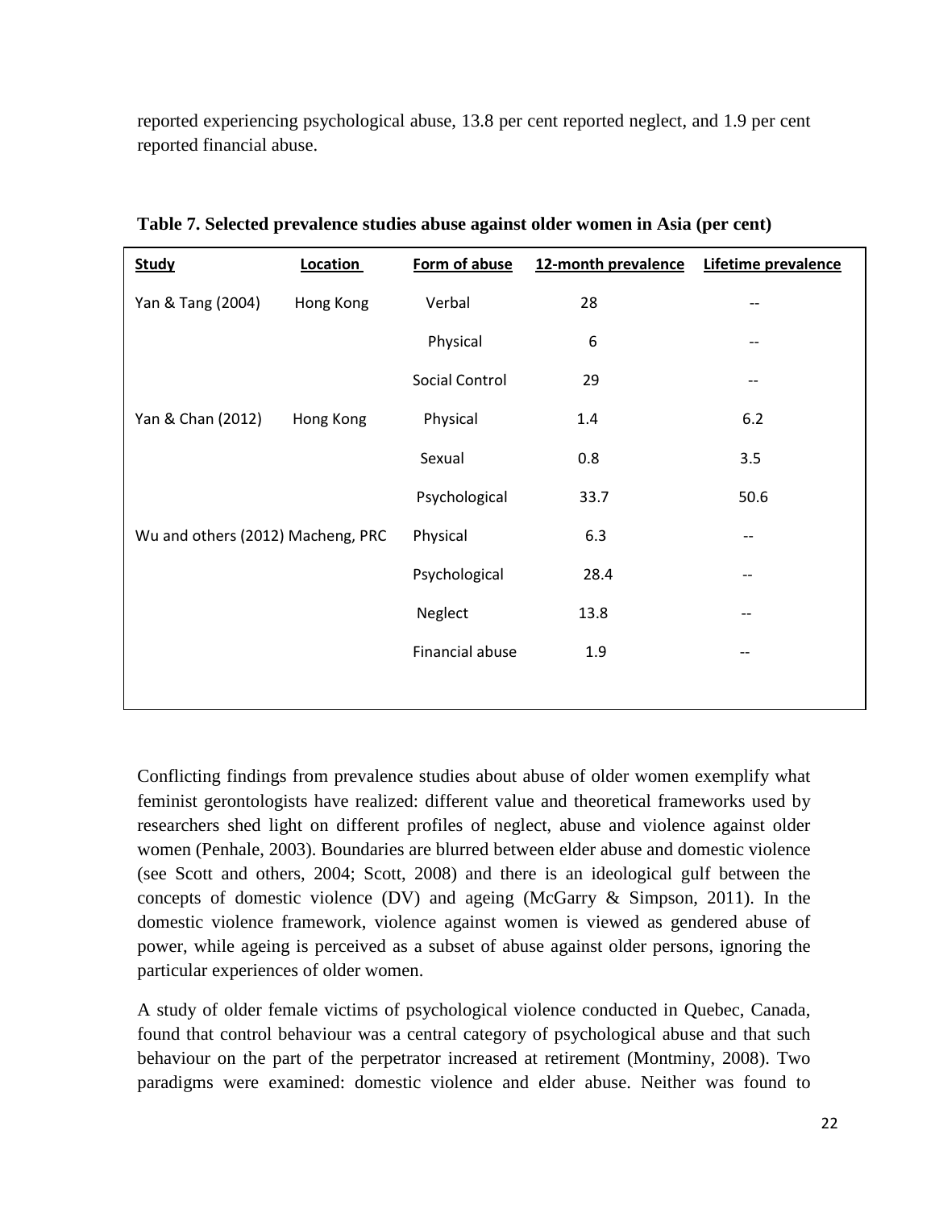reported experiencing psychological abuse, 13.8 per cent reported neglect, and 1.9 per cent reported financial abuse.

**Table 7. Selected prevalence studies abuse against older women in Asia (per cent)**

| Study | Location | Form of abuse | 12-month prevalence | Lifetime prevalence |
|---|---|---|---|---|
| Yan & Tang (2004) | Hong Kong | Verbal | 28 | -- |
| | | Physical | 6 | -- |
| | | Social Control | 29 | -- |
| Yan & Chan (2012) | Hong Kong | Physical | 1.4 | 6.2 |
| | | Sexual | 0.8 | 3.5 |
| | | Psychological | 33.7 | 50.6 |
| Wu and others (2012) | Macheng, PRC | Physical | 6.3 | -- |
| | | Psychological | 28.4 | -- |
| | | Neglect | 13.8 | -- |
| | | Financial abuse | 1.9 | -- |

Conflicting findings from prevalence studies about abuse of older women exemplify what feminist gerontologists have realized: different value and theoretical frameworks used by researchers shed light on different profiles of neglect, abuse and violence against older women (Penhale, 2003). Boundaries are blurred between elder abuse and domestic violence (see Scott and others, 2004; Scott, 2008) and there is an ideological gulf between the concepts of domestic violence (DV) and ageing (McGarry & Simpson, 2011). In the domestic violence framework, violence against women is viewed as gendered abuse of power, while ageing is perceived as a subset of abuse against older persons, ignoring the particular experiences of older women.

A study of older female victims of psychological violence conducted in Quebec, Canada, found that control behaviour was a central category of psychological abuse and that such behaviour on the part of the perpetrator increased at retirement (Montminy, 2008). Two paradigms were examined: domestic violence and elder abuse. Neither was found to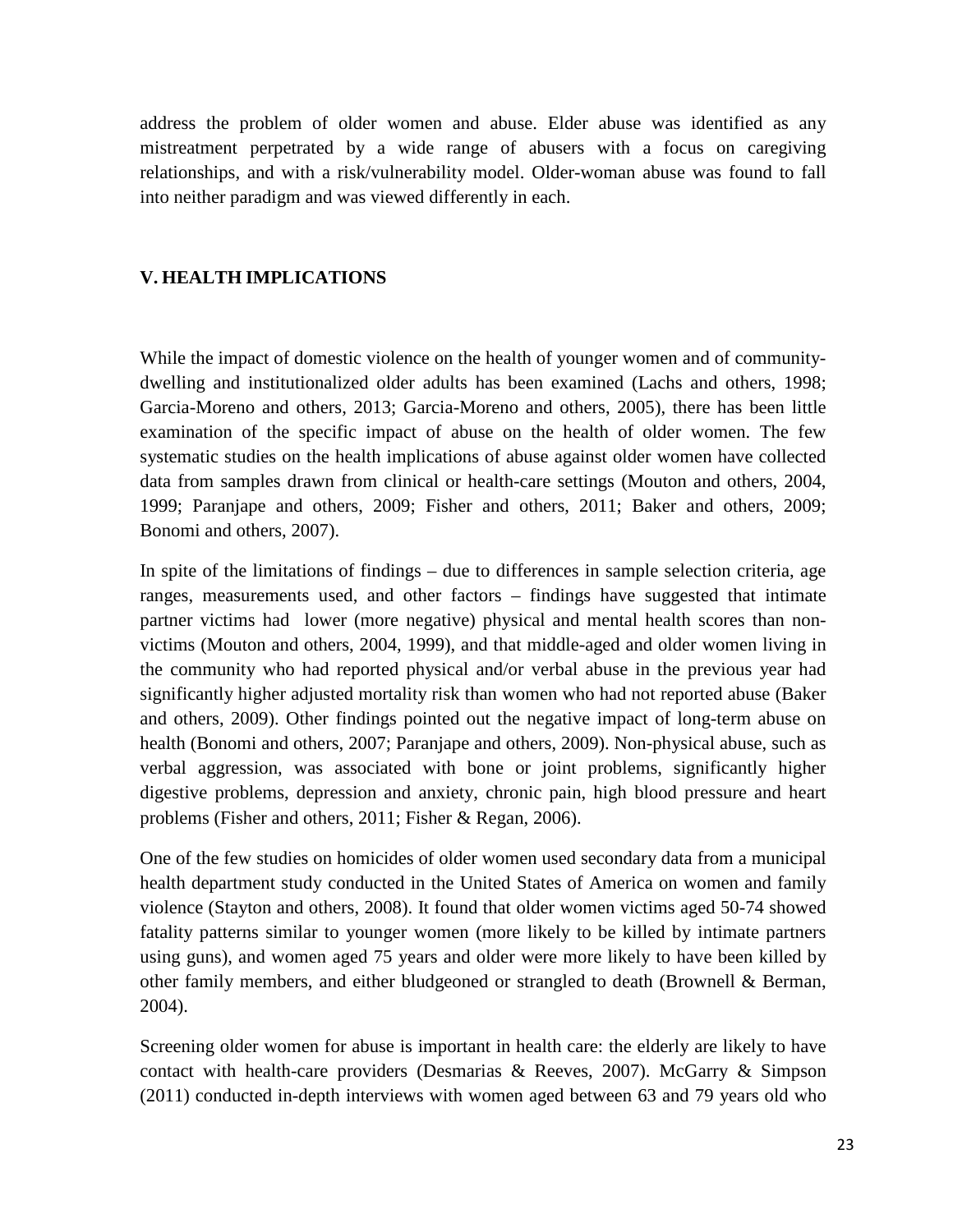address the problem of older women and abuse. Elder abuse was identified as any mistreatment perpetrated by a wide range of abusers with a focus on caregiving relationships, and with a risk/vulnerability model. Older-woman abuse was found to fall into neither paradigm and was viewed differently in each.

## V. HEALTH IMPLICATIONS

While the impact of domestic violence on the health of younger women and of community-dwelling and institutionalized older adults has been examined (Lachs and others, 1998; Garcia-Moreno and others, 2013; Garcia-Moreno and others, 2005), there has been little examination of the specific impact of abuse on the health of older women. The few systematic studies on the health implications of abuse against older women have collected data from samples drawn from clinical or health-care settings (Mouton and others, 2004, 1999; Paranjape and others, 2009; Fisher and others, 2011; Baker and others, 2009; Bonomi and others, 2007).

In spite of the limitations of findings – due to differences in sample selection criteria, age ranges, measurements used, and other factors – findings have suggested that intimate partner victims had lower (more negative) physical and mental health scores than non-victims (Mouton and others, 2004, 1999), and that middle-aged and older women living in the community who had reported physical and/or verbal abuse in the previous year had significantly higher adjusted mortality risk than women who had not reported abuse (Baker and others, 2009). Other findings pointed out the negative impact of long-term abuse on health (Bonomi and others, 2007; Paranjape and others, 2009). Non-physical abuse, such as verbal aggression, was associated with bone or joint problems, significantly higher digestive problems, depression and anxiety, chronic pain, high blood pressure and heart problems (Fisher and others, 2011; Fisher & Regan, 2006).

One of the few studies on homicides of older women used secondary data from a municipal health department study conducted in the United States of America on women and family violence (Stayton and others, 2008). It found that older women victims aged 50-74 showed fatality patterns similar to younger women (more likely to be killed by intimate partners using guns), and women aged 75 years and older were more likely to have been killed by other family members, and either bludgeoned or strangled to death (Brownell & Berman, 2004).

Screening older women for abuse is important in health care: the elderly are likely to have contact with health-care providers (Desmarias & Reeves, 2007). McGarry & Simpson (2011) conducted in-depth interviews with women aged between 63 and 79 years old who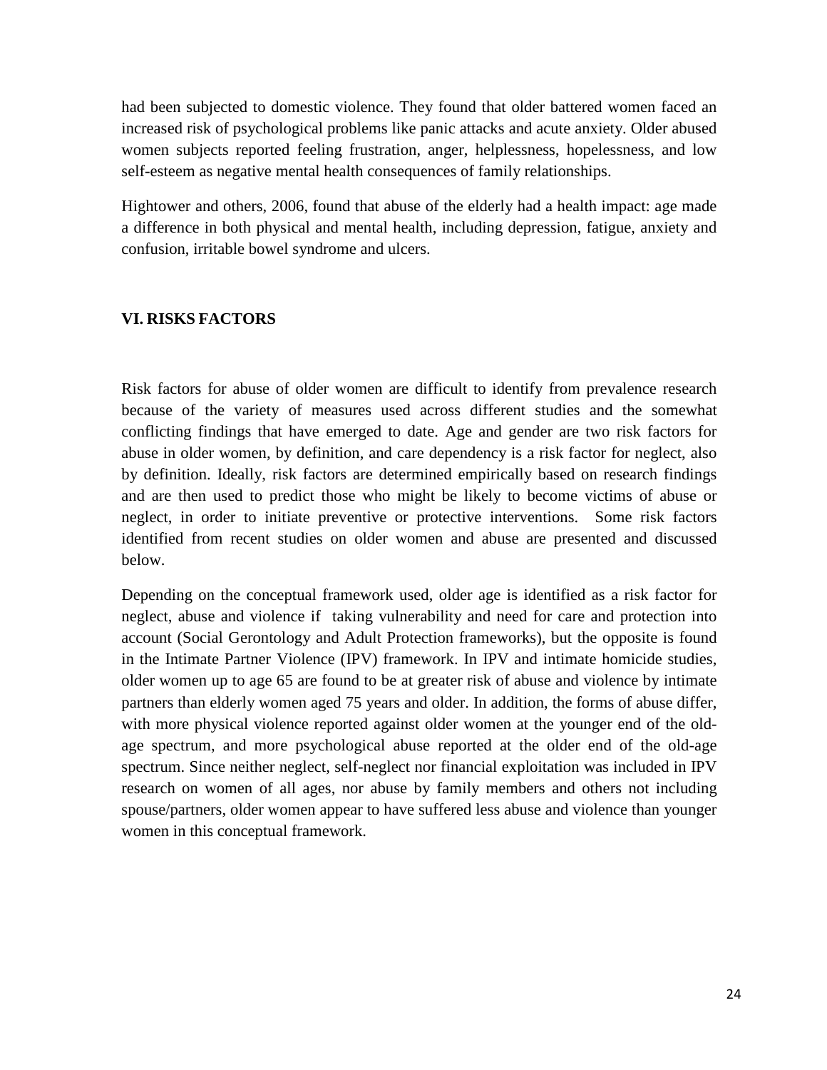had been subjected to domestic violence. They found that older battered women faced an increased risk of psychological problems like panic attacks and acute anxiety. Older abused women subjects reported feeling frustration, anger, helplessness, hopelessness, and low self-esteem as negative mental health consequences of family relationships.

Hightower and others, 2006, found that abuse of the elderly had a health impact: age made a difference in both physical and mental health, including depression, fatigue, anxiety and confusion, irritable bowel syndrome and ulcers.

## VI. RISKS FACTORS

Risk factors for abuse of older women are difficult to identify from prevalence research because of the variety of measures used across different studies and the somewhat conflicting findings that have emerged to date. Age and gender are two risk factors for abuse in older women, by definition, and care dependency is a risk factor for neglect, also by definition. Ideally, risk factors are determined empirically based on research findings and are then used to predict those who might be likely to become victims of abuse or neglect, in order to initiate preventive or protective interventions. Some risk factors identified from recent studies on older women and abuse are presented and discussed below.

Depending on the conceptual framework used, older age is identified as a risk factor for neglect, abuse and violence if taking vulnerability and need for care and protection into account (Social Gerontology and Adult Protection frameworks), but the opposite is found in the Intimate Partner Violence (IPV) framework. In IPV and intimate homicide studies, older women up to age 65 are found to be at greater risk of abuse and violence by intimate partners than elderly women aged 75 years and older. In addition, the forms of abuse differ, with more physical violence reported against older women at the younger end of the old-age spectrum, and more psychological abuse reported at the older end of the old-age spectrum. Since neither neglect, self-neglect nor financial exploitation was included in IPV research on women of all ages, nor abuse by family members and others not including spouse/partners, older women appear to have suffered less abuse and violence than younger women in this conceptual framework.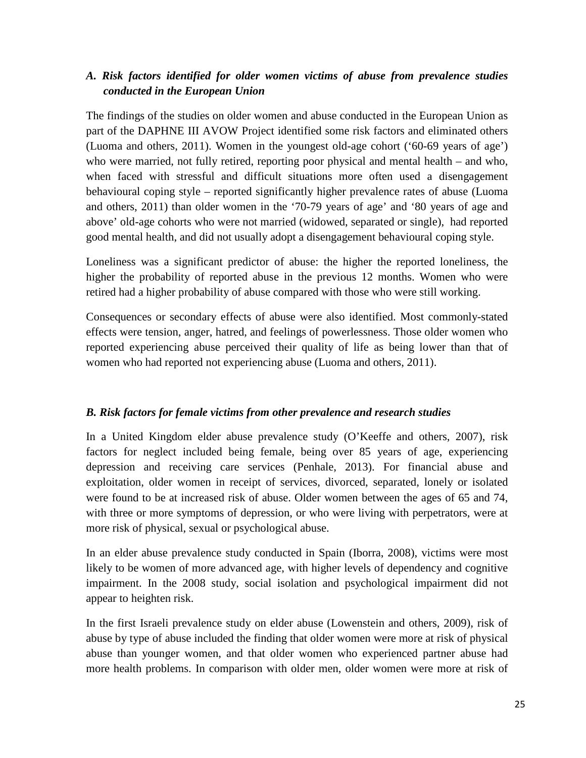### *A. Risk factors identified for older women victims of abuse from prevalence studies conducted in the European Union*

The findings of the studies on older women and abuse conducted in the European Union as part of the DAPHNE III AVOW Project identified some risk factors and eliminated others (Luoma and others, 2011). Women in the youngest old-age cohort ('60-69 years of age') who were married, not fully retired, reporting poor physical and mental health – and who, when faced with stressful and difficult situations more often used a disengagement behavioural coping style – reported significantly higher prevalence rates of abuse (Luoma and others, 2011) than older women in the '70-79 years of age' and '80 years of age and above' old-age cohorts who were not married (widowed, separated or single), had reported good mental health, and did not usually adopt a disengagement behavioural coping style.

Loneliness was a significant predictor of abuse: the higher the reported loneliness, the higher the probability of reported abuse in the previous 12 months. Women who were retired had a higher probability of abuse compared with those who were still working.

Consequences or secondary effects of abuse were also identified. Most commonly-stated effects were tension, anger, hatred, and feelings of powerlessness. Those older women who reported experiencing abuse perceived their quality of life as being lower than that of women who had reported not experiencing abuse (Luoma and others, 2011).

### *B. Risk factors for female victims from other prevalence and research studies*

In a United Kingdom elder abuse prevalence study (O'Keeffe and others, 2007), risk factors for neglect included being female, being over 85 years of age, experiencing depression and receiving care services (Penhale, 2013). For financial abuse and exploitation, older women in receipt of services, divorced, separated, lonely or isolated were found to be at increased risk of abuse. Older women between the ages of 65 and 74, with three or more symptoms of depression, or who were living with perpetrators, were at more risk of physical, sexual or psychological abuse.

In an elder abuse prevalence study conducted in Spain (Iborra, 2008), victims were most likely to be women of more advanced age, with higher levels of dependency and cognitive impairment. In the 2008 study, social isolation and psychological impairment did not appear to heighten risk.

In the first Israeli prevalence study on elder abuse (Lowenstein and others, 2009), risk of abuse by type of abuse included the finding that older women were more at risk of physical abuse than younger women, and that older women who experienced partner abuse had more health problems. In comparison with older men, older women were more at risk of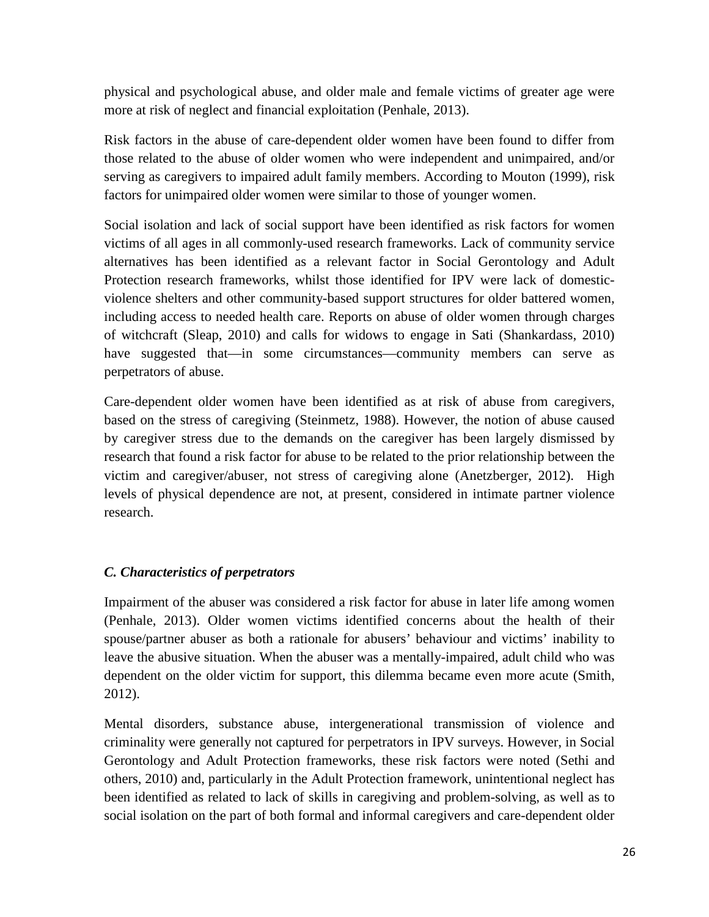physical and psychological abuse, and older male and female victims of greater age were more at risk of neglect and financial exploitation (Penhale, 2013).

Risk factors in the abuse of care-dependent older women have been found to differ from those related to the abuse of older women who were independent and unimpaired, and/or serving as caregivers to impaired adult family members. According to Mouton (1999), risk factors for unimpaired older women were similar to those of younger women.

Social isolation and lack of social support have been identified as risk factors for women victims of all ages in all commonly-used research frameworks. Lack of community service alternatives has been identified as a relevant factor in Social Gerontology and Adult Protection research frameworks, whilst those identified for IPV were lack of domestic-violence shelters and other community-based support structures for older battered women, including access to needed health care. Reports on abuse of older women through charges of witchcraft (Sleap, 2010) and calls for widows to engage in Sati (Shankardass, 2010) have suggested that—in some circumstances—community members can serve as perpetrators of abuse.

Care-dependent older women have been identified as at risk of abuse from caregivers, based on the stress of caregiving (Steinmetz, 1988). However, the notion of abuse caused by caregiver stress due to the demands on the caregiver has been largely dismissed by research that found a risk factor for abuse to be related to the prior relationship between the victim and caregiver/abuser, not stress of caregiving alone (Anetzberger, 2012). High levels of physical dependence are not, at present, considered in intimate partner violence research.

### *C. Characteristics of perpetrators*

Impairment of the abuser was considered a risk factor for abuse in later life among women (Penhale, 2013). Older women victims identified concerns about the health of their spouse/partner abuser as both a rationale for abusers' behaviour and victims' inability to leave the abusive situation. When the abuser was a mentally-impaired, adult child who was dependent on the older victim for support, this dilemma became even more acute (Smith, 2012).

Mental disorders, substance abuse, intergenerational transmission of violence and criminality were generally not captured for perpetrators in IPV surveys. However, in Social Gerontology and Adult Protection frameworks, these risk factors were noted (Sethi and others, 2010) and, particularly in the Adult Protection framework, unintentional neglect has been identified as related to lack of skills in caregiving and problem-solving, as well as to social isolation on the part of both formal and informal caregivers and care-dependent older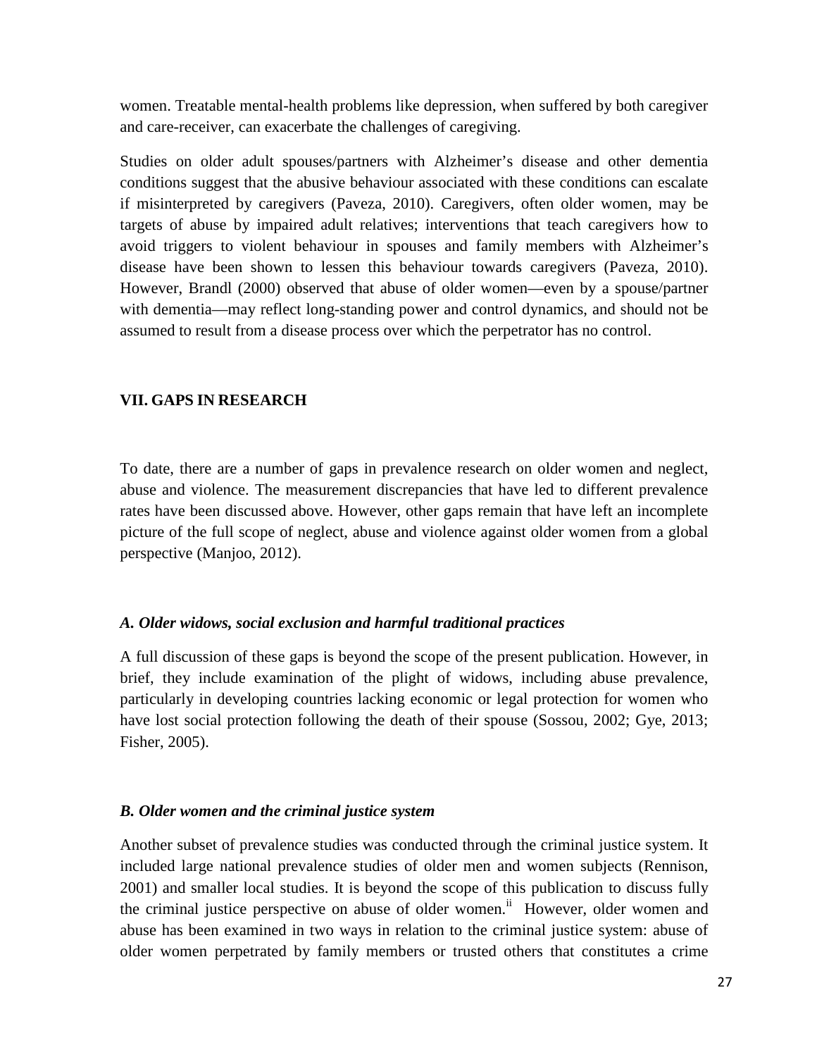women. Treatable mental-health problems like depression, when suffered by both caregiver and care-receiver, can exacerbate the challenges of caregiving.

Studies on older adult spouses/partners with Alzheimer's disease and other dementia conditions suggest that the abusive behaviour associated with these conditions can escalate if misinterpreted by caregivers (Paveza, 2010). Caregivers, often older women, may be targets of abuse by impaired adult relatives; interventions that teach caregivers how to avoid triggers to violent behaviour in spouses and family members with Alzheimer's disease have been shown to lessen this behaviour towards caregivers (Paveza, 2010). However, Brandl (2000) observed that abuse of older women—even by a spouse/partner with dementia—may reflect long-standing power and control dynamics, and should not be assumed to result from a disease process over which the perpetrator has no control.

## VII. GAPS IN RESEARCH

To date, there are a number of gaps in prevalence research on older women and neglect, abuse and violence. The measurement discrepancies that have led to different prevalence rates have been discussed above. However, other gaps remain that have left an incomplete picture of the full scope of neglect, abuse and violence against older women from a global perspective (Manjoo, 2012).

### *A. Older widows, social exclusion and harmful traditional practices*

A full discussion of these gaps is beyond the scope of the present publication. However, in brief, they include examination of the plight of widows, including abuse prevalence, particularly in developing countries lacking economic or legal protection for women who have lost social protection following the death of their spouse (Sossou, 2002; Gye, 2013; Fisher, 2005).

### *B. Older women and the criminal justice system*

Another subset of prevalence studies was conducted through the criminal justice system. It included large national prevalence studies of older men and women subjects (Rennison, 2001) and smaller local studies. It is beyond the scope of this publication to discuss fully the criminal justice perspective on abuse of older women.[ii] However, older women and abuse has been examined in two ways in relation to the criminal justice system: abuse of older women perpetrated by family members or trusted others that constitutes a crime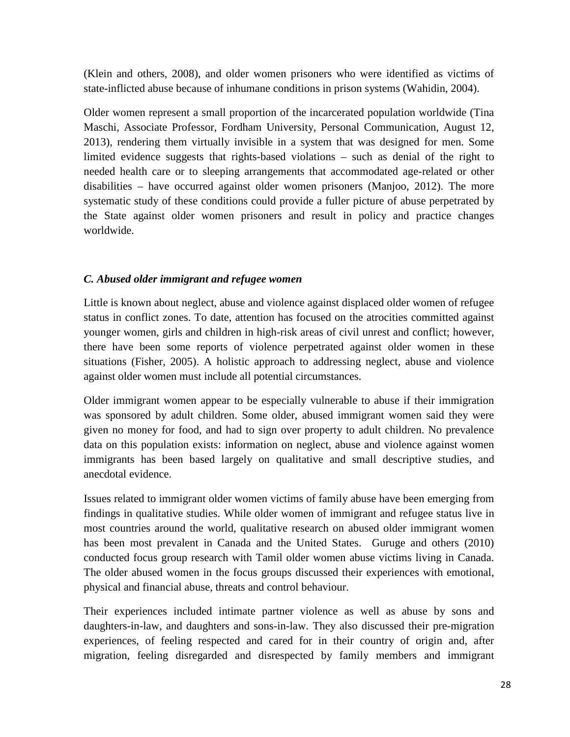(Klein and others, 2008), and older women prisoners who were identified as victims of state-inflicted abuse because of inhumane conditions in prison systems (Wahidin, 2004).

Older women represent a small proportion of the incarcerated population worldwide (Tina Maschi, Associate Professor, Fordham University, Personal Communication, August 12, 2013), rendering them virtually invisible in a system that was designed for men. Some limited evidence suggests that rights-based violations – such as denial of the right to needed health care or to sleeping arrangements that accommodated age-related or other disabilities – have occurred against older women prisoners (Manjoo, 2012). The more systematic study of these conditions could provide a fuller picture of abuse perpetrated by the State against older women prisoners and result in policy and practice changes worldwide.

### *C. Abused older immigrant and refugee women*

Little is known about neglect, abuse and violence against displaced older women of refugee status in conflict zones. To date, attention has focused on the atrocities committed against younger women, girls and children in high-risk areas of civil unrest and conflict; however, there have been some reports of violence perpetrated against older women in these situations (Fisher, 2005). A holistic approach to addressing neglect, abuse and violence against older women must include all potential circumstances.

Older immigrant women appear to be especially vulnerable to abuse if their immigration was sponsored by adult children. Some older, abused immigrant women said they were given no money for food, and had to sign over property to adult children. No prevalence data on this population exists: information on neglect, abuse and violence against women immigrants has been based largely on qualitative and small descriptive studies, and anecdotal evidence.

Issues related to immigrant older women victims of family abuse have been emerging from findings in qualitative studies. While older women of immigrant and refugee status live in most countries around the world, qualitative research on abused older immigrant women has been most prevalent in Canada and the United States. Guruge and others (2010) conducted focus group research with Tamil older women abuse victims living in Canada. The older abused women in the focus groups discussed their experiences with emotional, physical and financial abuse, threats and control behaviour.

Their experiences included intimate partner violence as well as abuse by sons and daughters-in-law, and daughters and sons-in-law. They also discussed their pre-migration experiences, of feeling respected and cared for in their country of origin and, after migration, feeling disregarded and disrespected by family members and immigrant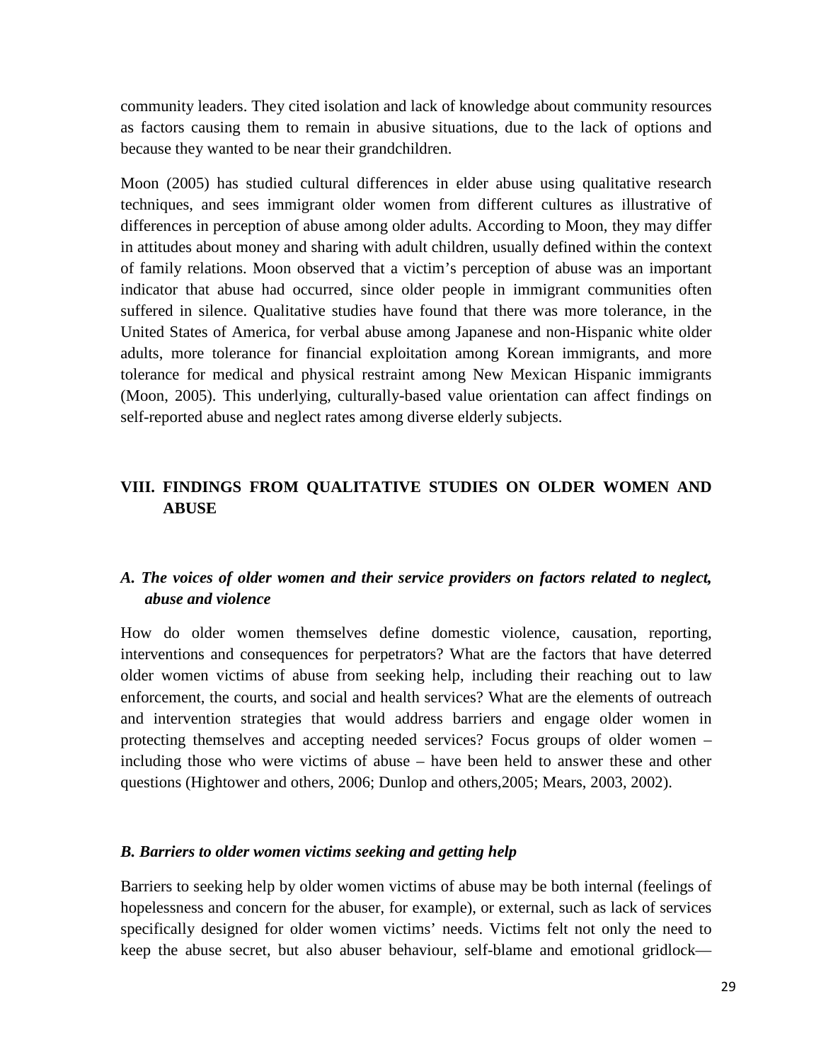community leaders. They cited isolation and lack of knowledge about community resources as factors causing them to remain in abusive situations, due to the lack of options and because they wanted to be near their grandchildren.

Moon (2005) has studied cultural differences in elder abuse using qualitative research techniques, and sees immigrant older women from different cultures as illustrative of differences in perception of abuse among older adults. According to Moon, they may differ in attitudes about money and sharing with adult children, usually defined within the context of family relations. Moon observed that a victim's perception of abuse was an important indicator that abuse had occurred, since older people in immigrant communities often suffered in silence. Qualitative studies have found that there was more tolerance, in the United States of America, for verbal abuse among Japanese and non-Hispanic white older adults, more tolerance for financial exploitation among Korean immigrants, and more tolerance for medical and physical restraint among New Mexican Hispanic immigrants (Moon, 2005). This underlying, culturally-based value orientation can affect findings on self-reported abuse and neglect rates among diverse elderly subjects.

## VIII. FINDINGS FROM QUALITATIVE STUDIES ON OLDER WOMEN AND ABUSE

### *A. The voices of older women and their service providers on factors related to neglect, abuse and violence*

How do older women themselves define domestic violence, causation, reporting, interventions and consequences for perpetrators? What are the factors that have deterred older women victims of abuse from seeking help, including their reaching out to law enforcement, the courts, and social and health services? What are the elements of outreach and intervention strategies that would address barriers and engage older women in protecting themselves and accepting needed services? Focus groups of older women – including those who were victims of abuse – have been held to answer these and other questions (Hightower and others, 2006; Dunlop and others,2005; Mears, 2003, 2002).

### *B. Barriers to older women victims seeking and getting help*

Barriers to seeking help by older women victims of abuse may be both internal (feelings of hopelessness and concern for the abuser, for example), or external, such as lack of services specifically designed for older women victims' needs. Victims felt not only the need to keep the abuse secret, but also abuser behaviour, self-blame and emotional gridlock—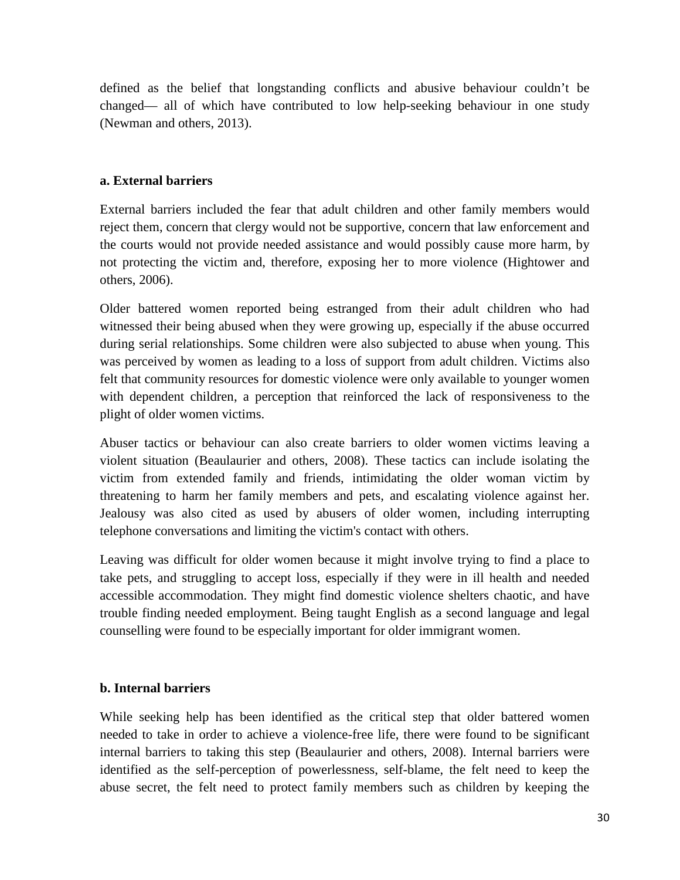defined as the belief that longstanding conflicts and abusive behaviour couldn't be changed— all of which have contributed to low help-seeking behaviour in one study (Newman and others, 2013).

### a. External barriers

External barriers included the fear that adult children and other family members would reject them, concern that clergy would not be supportive, concern that law enforcement and the courts would not provide needed assistance and would possibly cause more harm, by not protecting the victim and, therefore, exposing her to more violence (Hightower and others, 2006).

Older battered women reported being estranged from their adult children who had witnessed their being abused when they were growing up, especially if the abuse occurred during serial relationships. Some children were also subjected to abuse when young. This was perceived by women as leading to a loss of support from adult children. Victims also felt that community resources for domestic violence were only available to younger women with dependent children, a perception that reinforced the lack of responsiveness to the plight of older women victims.

Abuser tactics or behaviour can also create barriers to older women victims leaving a violent situation (Beaulaurier and others, 2008). These tactics can include isolating the victim from extended family and friends, intimidating the older woman victim by threatening to harm her family members and pets, and escalating violence against her. Jealousy was also cited as used by abusers of older women, including interrupting telephone conversations and limiting the victim's contact with others.

Leaving was difficult for older women because it might involve trying to find a place to take pets, and struggling to accept loss, especially if they were in ill health and needed accessible accommodation. They might find domestic violence shelters chaotic, and have trouble finding needed employment. Being taught English as a second language and legal counselling were found to be especially important for older immigrant women.

### b. Internal barriers

While seeking help has been identified as the critical step that older battered women needed to take in order to achieve a violence-free life, there were found to be significant internal barriers to taking this step (Beaulaurier and others, 2008). Internal barriers were identified as the self-perception of powerlessness, self-blame, the felt need to keep the abuse secret, the felt need to protect family members such as children by keeping the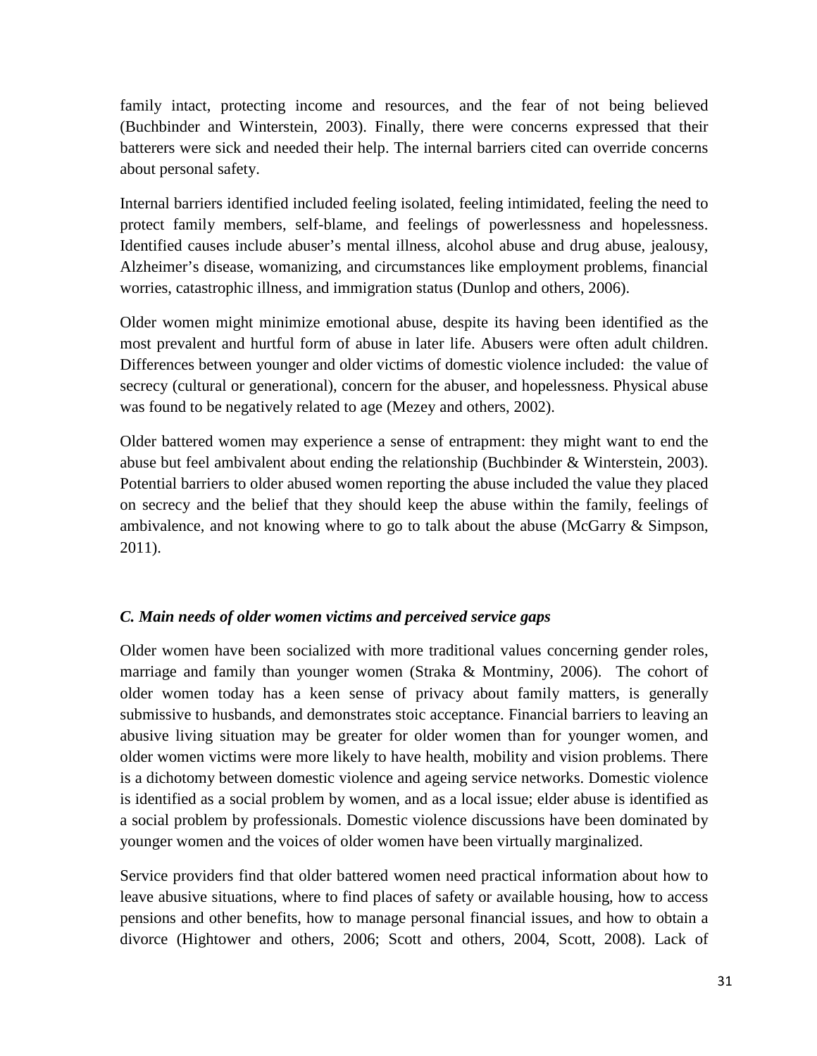family intact, protecting income and resources, and the fear of not being believed (Buchbinder and Winterstein, 2003). Finally, there were concerns expressed that their batterers were sick and needed their help. The internal barriers cited can override concerns about personal safety.

Internal barriers identified included feeling isolated, feeling intimidated, feeling the need to protect family members, self-blame, and feelings of powerlessness and hopelessness. Identified causes include abuser's mental illness, alcohol abuse and drug abuse, jealousy, Alzheimer's disease, womanizing, and circumstances like employment problems, financial worries, catastrophic illness, and immigration status (Dunlop and others, 2006).

Older women might minimize emotional abuse, despite its having been identified as the most prevalent and hurtful form of abuse in later life. Abusers were often adult children. Differences between younger and older victims of domestic violence included: the value of secrecy (cultural or generational), concern for the abuser, and hopelessness. Physical abuse was found to be negatively related to age (Mezey and others, 2002).

Older battered women may experience a sense of entrapment: they might want to end the abuse but feel ambivalent about ending the relationship (Buchbinder & Winterstein, 2003). Potential barriers to older abused women reporting the abuse included the value they placed on secrecy and the belief that they should keep the abuse within the family, feelings of ambivalence, and not knowing where to go to talk about the abuse (McGarry & Simpson, 2011).

### *C. Main needs of older women victims and perceived service gaps*

Older women have been socialized with more traditional values concerning gender roles, marriage and family than younger women (Straka & Montminy, 2006). The cohort of older women today has a keen sense of privacy about family matters, is generally submissive to husbands, and demonstrates stoic acceptance. Financial barriers to leaving an abusive living situation may be greater for older women than for younger women, and older women victims were more likely to have health, mobility and vision problems. There is a dichotomy between domestic violence and ageing service networks. Domestic violence is identified as a social problem by women, and as a local issue; elder abuse is identified as a social problem by professionals. Domestic violence discussions have been dominated by younger women and the voices of older women have been virtually marginalized.

Service providers find that older battered women need practical information about how to leave abusive situations, where to find places of safety or available housing, how to access pensions and other benefits, how to manage personal financial issues, and how to obtain a divorce (Hightower and others, 2006; Scott and others, 2004, Scott, 2008). Lack of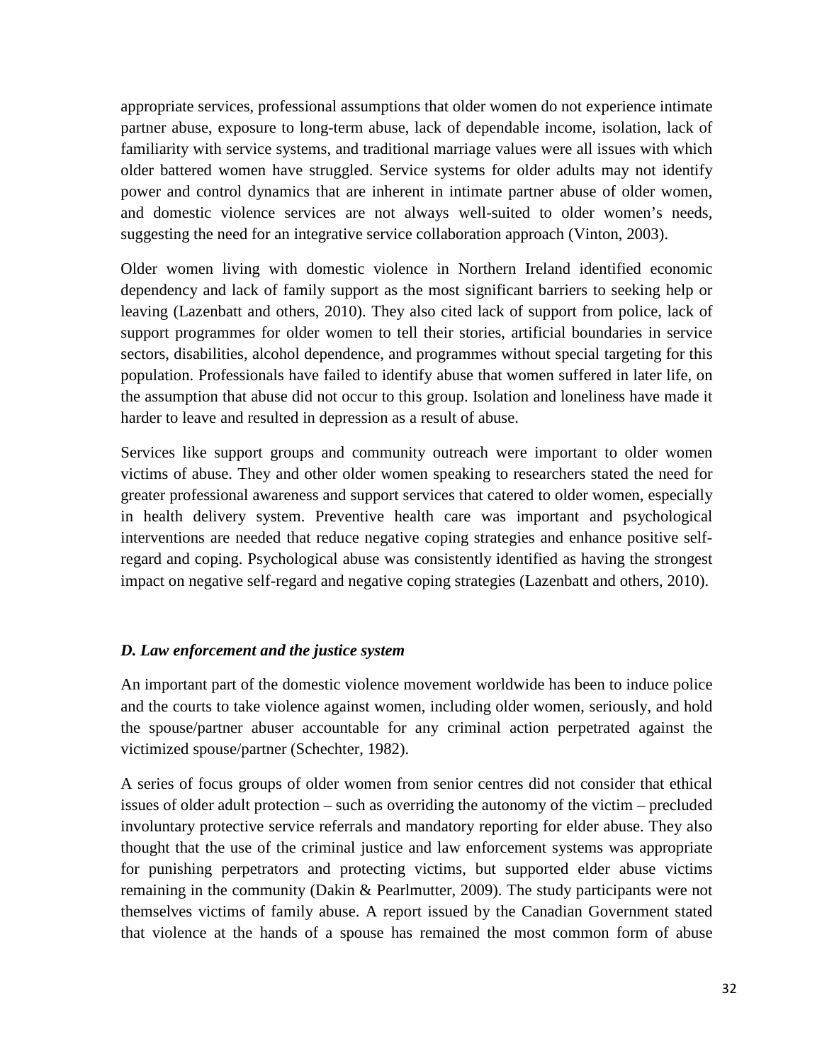appropriate services, professional assumptions that older women do not experience intimate partner abuse, exposure to long-term abuse, lack of dependable income, isolation, lack of familiarity with service systems, and traditional marriage values were all issues with which older battered women have struggled. Service systems for older adults may not identify power and control dynamics that are inherent in intimate partner abuse of older women, and domestic violence services are not always well-suited to older women's needs, suggesting the need for an integrative service collaboration approach (Vinton, 2003).

Older women living with domestic violence in Northern Ireland identified economic dependency and lack of family support as the most significant barriers to seeking help or leaving (Lazenbatt and others, 2010). They also cited lack of support from police, lack of support programmes for older women to tell their stories, artificial boundaries in service sectors, disabilities, alcohol dependence, and programmes without special targeting for this population. Professionals have failed to identify abuse that women suffered in later life, on the assumption that abuse did not occur to this group. Isolation and loneliness have made it harder to leave and resulted in depression as a result of abuse.

Services like support groups and community outreach were important to older women victims of abuse. They and other older women speaking to researchers stated the need for greater professional awareness and support services that catered to older women, especially in health delivery system. Preventive health care was important and psychological interventions are needed that reduce negative coping strategies and enhance positive self-regard and coping. Psychological abuse was consistently identified as having the strongest impact on negative self-regard and negative coping strategies (Lazenbatt and others, 2010).

### *D. Law enforcement and the justice system*

An important part of the domestic violence movement worldwide has been to induce police and the courts to take violence against women, including older women, seriously, and hold the spouse/partner abuser accountable for any criminal action perpetrated against the victimized spouse/partner (Schechter, 1982).

A series of focus groups of older women from senior centres did not consider that ethical issues of older adult protection – such as overriding the autonomy of the victim – precluded involuntary protective service referrals and mandatory reporting for elder abuse. They also thought that the use of the criminal justice and law enforcement systems was appropriate for punishing perpetrators and protecting victims, but supported elder abuse victims remaining in the community (Dakin & Pearlmutter, 2009). The study participants were not themselves victims of family abuse. A report issued by the Canadian Government stated that violence at the hands of a spouse has remained the most common form of abuse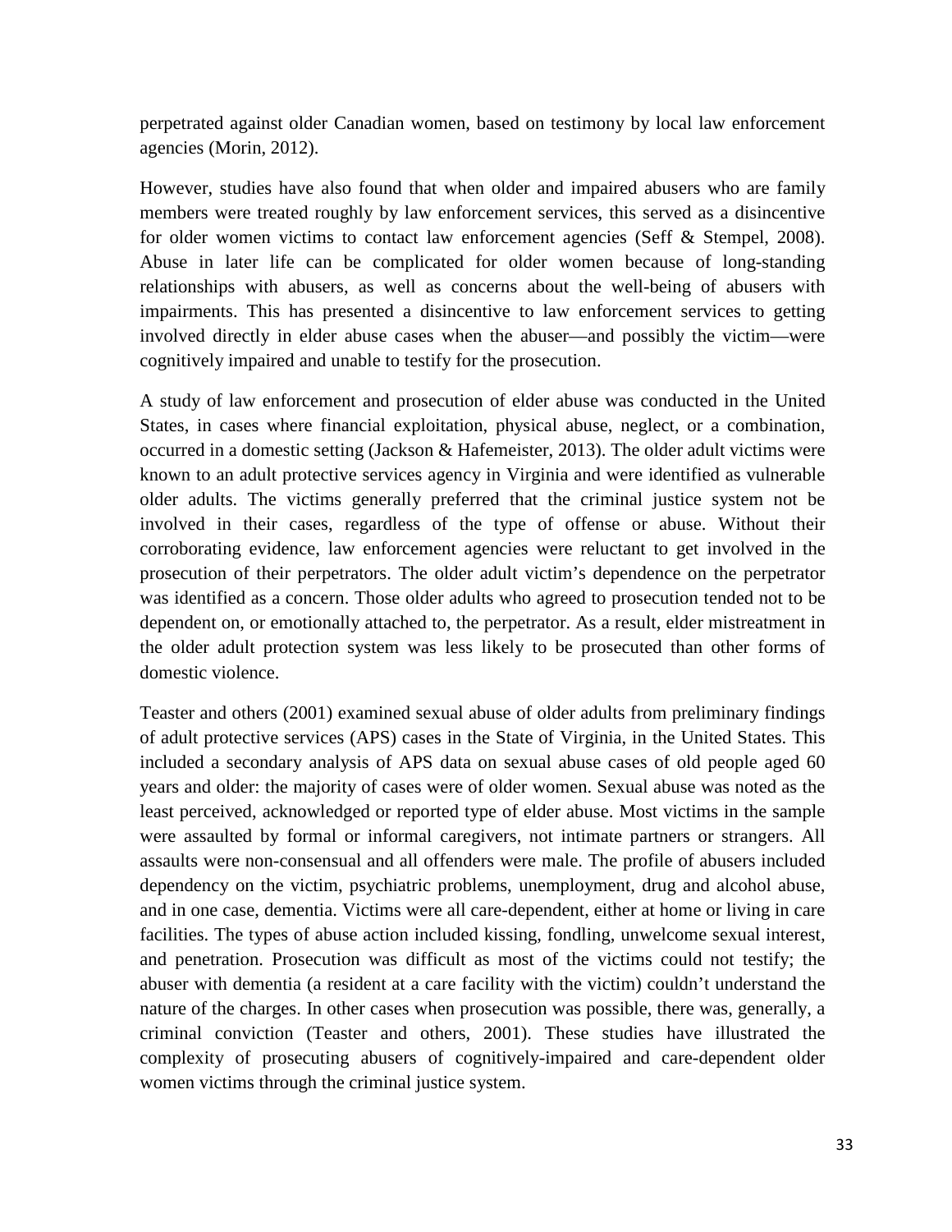perpetrated against older Canadian women, based on testimony by local law enforcement agencies (Morin, 2012).

However, studies have also found that when older and impaired abusers who are family members were treated roughly by law enforcement services, this served as a disincentive for older women victims to contact law enforcement agencies (Seff & Stempel, 2008). Abuse in later life can be complicated for older women because of long-standing relationships with abusers, as well as concerns about the well-being of abusers with impairments. This has presented a disincentive to law enforcement services to getting involved directly in elder abuse cases when the abuser—and possibly the victim—were cognitively impaired and unable to testify for the prosecution.

A study of law enforcement and prosecution of elder abuse was conducted in the United States, in cases where financial exploitation, physical abuse, neglect, or a combination, occurred in a domestic setting (Jackson & Hafemeister, 2013). The older adult victims were known to an adult protective services agency in Virginia and were identified as vulnerable older adults. The victims generally preferred that the criminal justice system not be involved in their cases, regardless of the type of offense or abuse. Without their corroborating evidence, law enforcement agencies were reluctant to get involved in the prosecution of their perpetrators. The older adult victim's dependence on the perpetrator was identified as a concern. Those older adults who agreed to prosecution tended not to be dependent on, or emotionally attached to, the perpetrator. As a result, elder mistreatment in the older adult protection system was less likely to be prosecuted than other forms of domestic violence.

Teaster and others (2001) examined sexual abuse of older adults from preliminary findings of adult protective services (APS) cases in the State of Virginia, in the United States. This included a secondary analysis of APS data on sexual abuse cases of old people aged 60 years and older: the majority of cases were of older women. Sexual abuse was noted as the least perceived, acknowledged or reported type of elder abuse. Most victims in the sample were assaulted by formal or informal caregivers, not intimate partners or strangers. All assaults were non-consensual and all offenders were male. The profile of abusers included dependency on the victim, psychiatric problems, unemployment, drug and alcohol abuse, and in one case, dementia. Victims were all care-dependent, either at home or living in care facilities. The types of abuse action included kissing, fondling, unwelcome sexual interest, and penetration. Prosecution was difficult as most of the victims could not testify; the abuser with dementia (a resident at a care facility with the victim) couldn't understand the nature of the charges. In other cases when prosecution was possible, there was, generally, a criminal conviction (Teaster and others, 2001). These studies have illustrated the complexity of prosecuting abusers of cognitively-impaired and care-dependent older women victims through the criminal justice system.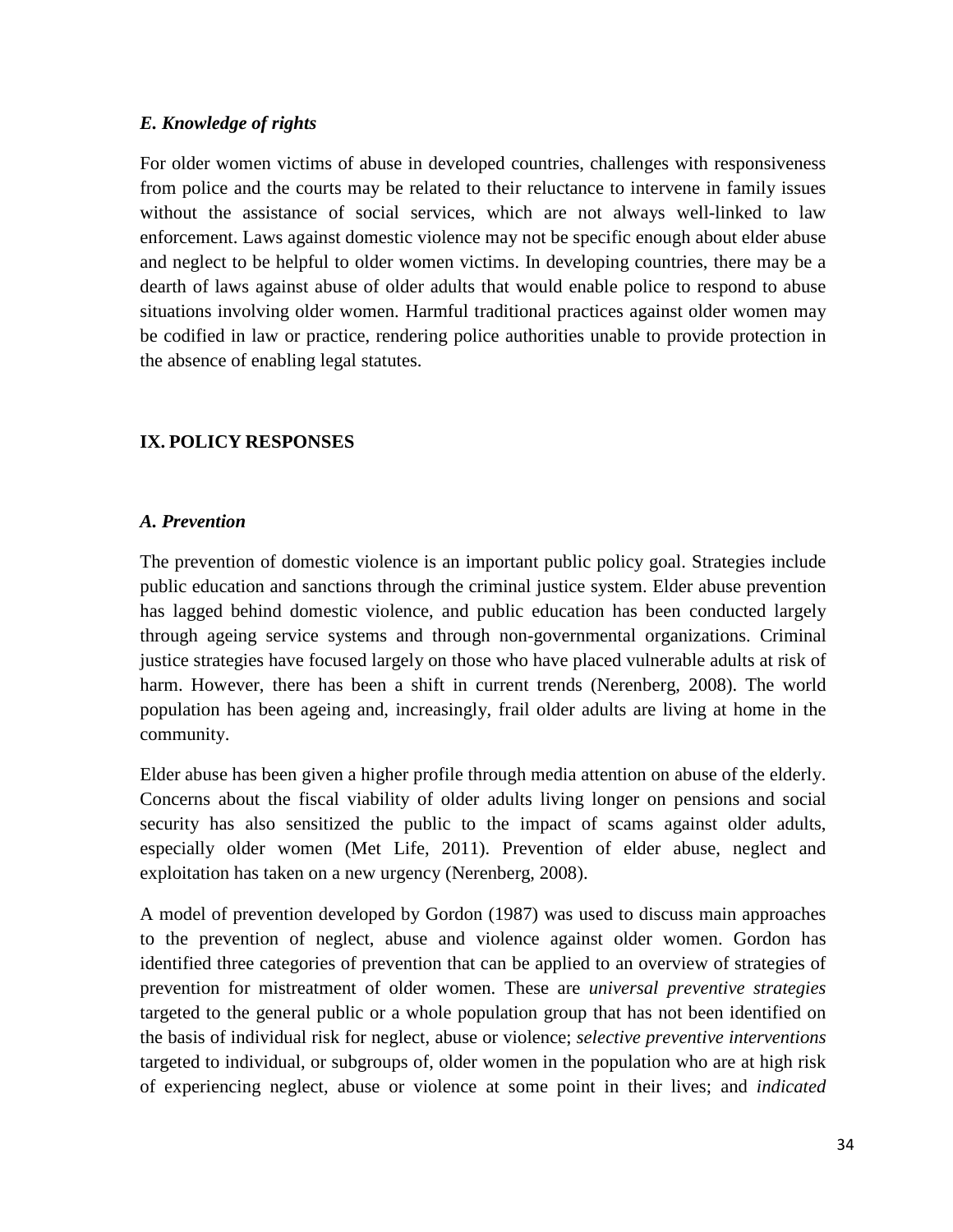### *E. Knowledge of rights*

For older women victims of abuse in developed countries, challenges with responsiveness from police and the courts may be related to their reluctance to intervene in family issues without the assistance of social services, which are not always well-linked to law enforcement. Laws against domestic violence may not be specific enough about elder abuse and neglect to be helpful to older women victims. In developing countries, there may be a dearth of laws against abuse of older adults that would enable police to respond to abuse situations involving older women. Harmful traditional practices against older women may be codified in law or practice, rendering police authorities unable to provide protection in the absence of enabling legal statutes.

## IX. POLICY RESPONSES

### *A. Prevention*

The prevention of domestic violence is an important public policy goal. Strategies include public education and sanctions through the criminal justice system. Elder abuse prevention has lagged behind domestic violence, and public education has been conducted largely through ageing service systems and through non-governmental organizations. Criminal justice strategies have focused largely on those who have placed vulnerable adults at risk of harm. However, there has been a shift in current trends (Nerenberg, 2008). The world population has been ageing and, increasingly, frail older adults are living at home in the community.

Elder abuse has been given a higher profile through media attention on abuse of the elderly. Concerns about the fiscal viability of older adults living longer on pensions and social security has also sensitized the public to the impact of scams against older adults, especially older women (Met Life, 2011). Prevention of elder abuse, neglect and exploitation has taken on a new urgency (Nerenberg, 2008).

A model of prevention developed by Gordon (1987) was used to discuss main approaches to the prevention of neglect, abuse and violence against older women. Gordon has identified three categories of prevention that can be applied to an overview of strategies of prevention for mistreatment of older women. These are *universal preventive strategies* targeted to the general public or a whole population group that has not been identified on the basis of individual risk for neglect, abuse or violence; *selective preventive interventions* targeted to individual, or subgroups of, older women in the population who are at high risk of experiencing neglect, abuse or violence at some point in their lives; and *indicated*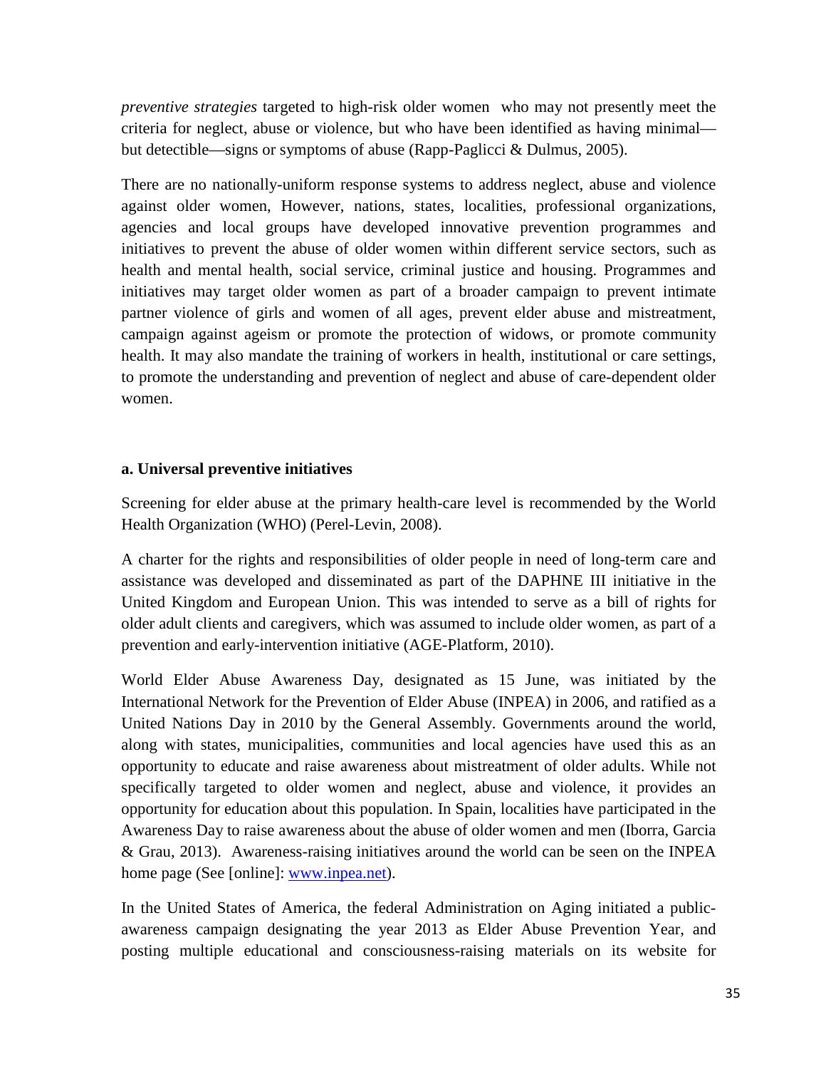*preventive strategies* targeted to high-risk older women who may not presently meet the criteria for neglect, abuse or violence, but who have been identified as having minimal—but detectible—signs or symptoms of abuse (Rapp-Paglicci & Dulmus, 2005).

There are no nationally-uniform response systems to address neglect, abuse and violence against older women, However, nations, states, localities, professional organizations, agencies and local groups have developed innovative prevention programmes and initiatives to prevent the abuse of older women within different service sectors, such as health and mental health, social service, criminal justice and housing. Programmes and initiatives may target older women as part of a broader campaign to prevent intimate partner violence of girls and women of all ages, prevent elder abuse and mistreatment, campaign against ageism or promote the protection of widows, or promote community health. It may also mandate the training of workers in health, institutional or care settings, to promote the understanding and prevention of neglect and abuse of care-dependent older women.

**a. Universal preventive initiatives**

Screening for elder abuse at the primary health-care level is recommended by the World Health Organization (WHO) (Perel-Levin, 2008).

A charter for the rights and responsibilities of older people in need of long-term care and assistance was developed and disseminated as part of the DAPHNE III initiative in the United Kingdom and European Union. This was intended to serve as a bill of rights for older adult clients and caregivers, which was assumed to include older women, as part of a prevention and early-intervention initiative (AGE-Platform, 2010).

World Elder Abuse Awareness Day, designated as 15 June, was initiated by the International Network for the Prevention of Elder Abuse (INPEA) in 2006, and ratified as a United Nations Day in 2010 by the General Assembly. Governments around the world, along with states, municipalities, communities and local agencies have used this as an opportunity to educate and raise awareness about mistreatment of older adults. While not specifically targeted to older women and neglect, abuse and violence, it provides an opportunity for education about this population. In Spain, localities have participated in the Awareness Day to raise awareness about the abuse of older women and men (Iborra, Garcia & Grau, 2013). Awareness-raising initiatives around the world can be seen on the INPEA home page (See [online]: www.inpea.net).

In the United States of America, the federal Administration on Aging initiated a public-awareness campaign designating the year 2013 as Elder Abuse Prevention Year, and posting multiple educational and consciousness-raising materials on its website for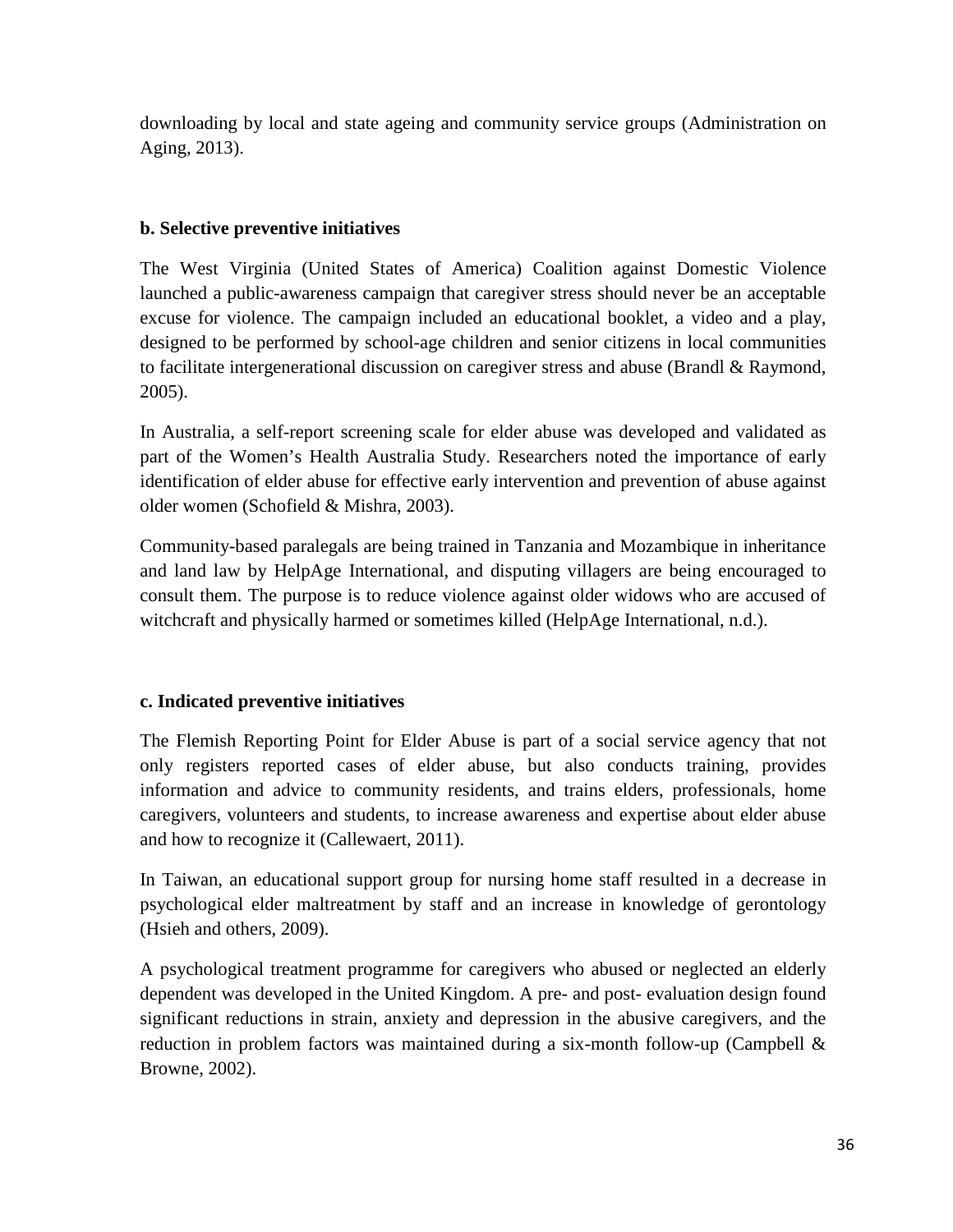downloading by local and state ageing and community service groups (Administration on Aging, 2013).

**b. Selective preventive initiatives**

The West Virginia (United States of America) Coalition against Domestic Violence launched a public-awareness campaign that caregiver stress should never be an acceptable excuse for violence. The campaign included an educational booklet, a video and a play, designed to be performed by school-age children and senior citizens in local communities to facilitate intergenerational discussion on caregiver stress and abuse (Brandl & Raymond, 2005).

In Australia, a self-report screening scale for elder abuse was developed and validated as part of the Women's Health Australia Study. Researchers noted the importance of early identification of elder abuse for effective early intervention and prevention of abuse against older women (Schofield & Mishra, 2003).

Community-based paralegals are being trained in Tanzania and Mozambique in inheritance and land law by HelpAge International, and disputing villagers are being encouraged to consult them. The purpose is to reduce violence against older widows who are accused of witchcraft and physically harmed or sometimes killed (HelpAge International, n.d.).

**c. Indicated preventive initiatives**

The Flemish Reporting Point for Elder Abuse is part of a social service agency that not only registers reported cases of elder abuse, but also conducts training, provides information and advice to community residents, and trains elders, professionals, home caregivers, volunteers and students, to increase awareness and expertise about elder abuse and how to recognize it (Callewaert, 2011).

In Taiwan, an educational support group for nursing home staff resulted in a decrease in psychological elder maltreatment by staff and an increase in knowledge of gerontology (Hsieh and others, 2009).

A psychological treatment programme for caregivers who abused or neglected an elderly dependent was developed in the United Kingdom. A pre- and post- evaluation design found significant reductions in strain, anxiety and depression in the abusive caregivers, and the reduction in problem factors was maintained during a six-month follow-up (Campbell & Browne, 2002).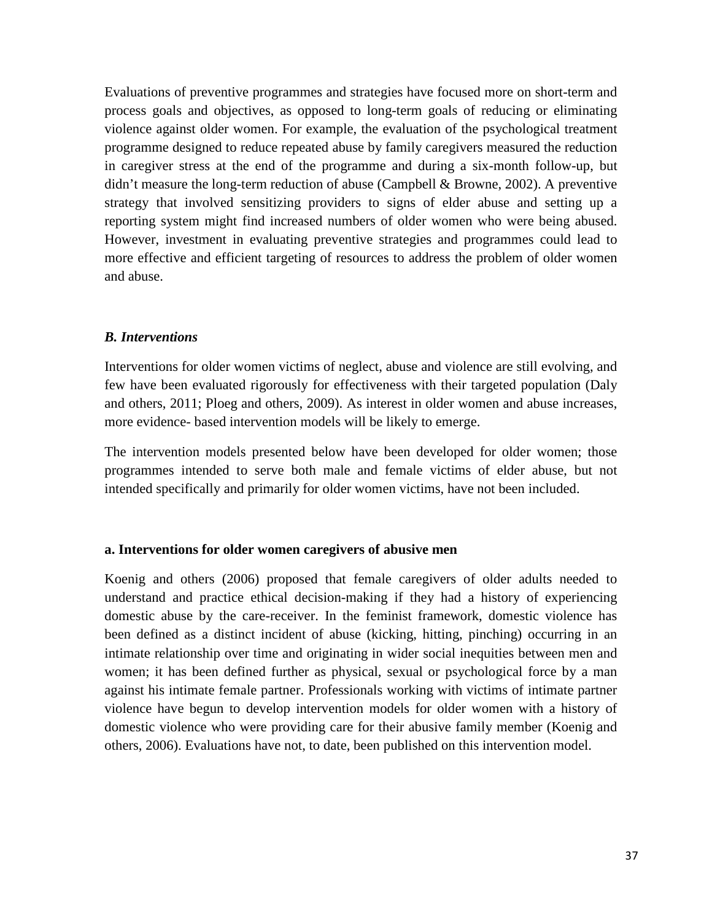Evaluations of preventive programmes and strategies have focused more on short-term and process goals and objectives, as opposed to long-term goals of reducing or eliminating violence against older women. For example, the evaluation of the psychological treatment programme designed to reduce repeated abuse by family caregivers measured the reduction in caregiver stress at the end of the programme and during a six-month follow-up, but didn't measure the long-term reduction of abuse (Campbell & Browne, 2002). A preventive strategy that involved sensitizing providers to signs of elder abuse and setting up a reporting system might find increased numbers of older women who were being abused. However, investment in evaluating preventive strategies and programmes could lead to more effective and efficient targeting of resources to address the problem of older women and abuse.

### *B. Interventions*

Interventions for older women victims of neglect, abuse and violence are still evolving, and few have been evaluated rigorously for effectiveness with their targeted population (Daly and others, 2011; Ploeg and others, 2009). As interest in older women and abuse increases, more evidence- based intervention models will be likely to emerge.

The intervention models presented below have been developed for older women; those programmes intended to serve both male and female victims of elder abuse, but not intended specifically and primarily for older women victims, have not been included.

#### a. Interventions for older women caregivers of abusive men

Koenig and others (2006) proposed that female caregivers of older adults needed to understand and practice ethical decision-making if they had a history of experiencing domestic abuse by the care-receiver. In the feminist framework, domestic violence has been defined as a distinct incident of abuse (kicking, hitting, pinching) occurring in an intimate relationship over time and originating in wider social inequities between men and women; it has been defined further as physical, sexual or psychological force by a man against his intimate female partner. Professionals working with victims of intimate partner violence have begun to develop intervention models for older women with a history of domestic violence who were providing care for their abusive family member (Koenig and others, 2006). Evaluations have not, to date, been published on this intervention model.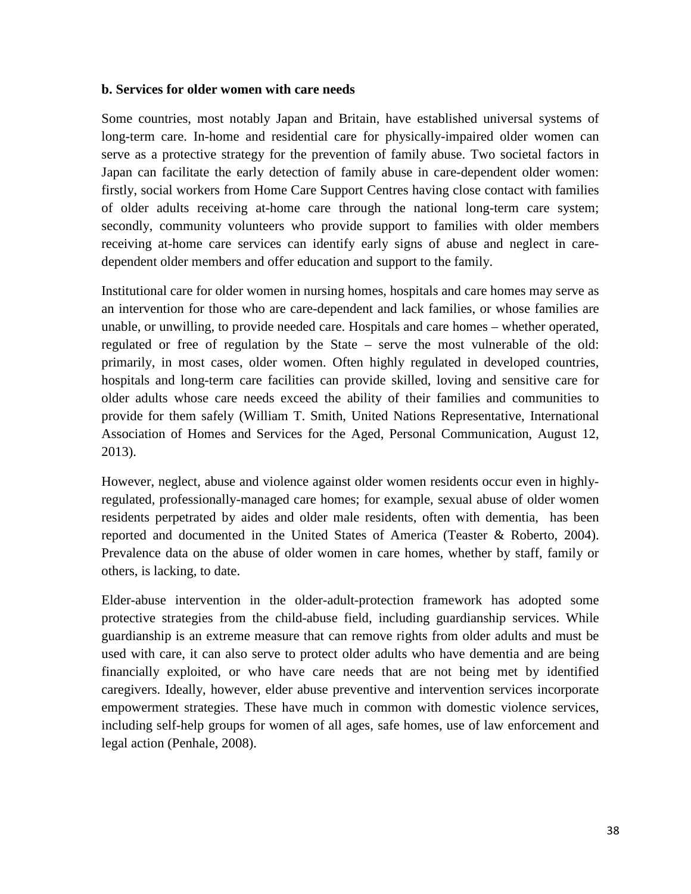**b. Services for older women with care needs**

Some countries, most notably Japan and Britain, have established universal systems of long-term care. In-home and residential care for physically-impaired older women can serve as a protective strategy for the prevention of family abuse. Two societal factors in Japan can facilitate the early detection of family abuse in care-dependent older women: firstly, social workers from Home Care Support Centres having close contact with families of older adults receiving at-home care through the national long-term care system; secondly, community volunteers who provide support to families with older members receiving at-home care services can identify early signs of abuse and neglect in care-dependent older members and offer education and support to the family.

Institutional care for older women in nursing homes, hospitals and care homes may serve as an intervention for those who are care-dependent and lack families, or whose families are unable, or unwilling, to provide needed care. Hospitals and care homes – whether operated, regulated or free of regulation by the State – serve the most vulnerable of the old: primarily, in most cases, older women. Often highly regulated in developed countries, hospitals and long-term care facilities can provide skilled, loving and sensitive care for older adults whose care needs exceed the ability of their families and communities to provide for them safely (William T. Smith, United Nations Representative, International Association of Homes and Services for the Aged, Personal Communication, August 12, 2013).

However, neglect, abuse and violence against older women residents occur even in highly-regulated, professionally-managed care homes; for example, sexual abuse of older women residents perpetrated by aides and older male residents, often with dementia, has been reported and documented in the United States of America (Teaster & Roberto, 2004). Prevalence data on the abuse of older women in care homes, whether by staff, family or others, is lacking, to date.

Elder-abuse intervention in the older-adult-protection framework has adopted some protective strategies from the child-abuse field, including guardianship services. While guardianship is an extreme measure that can remove rights from older adults and must be used with care, it can also serve to protect older adults who have dementia and are being financially exploited, or who have care needs that are not being met by identified caregivers. Ideally, however, elder abuse preventive and intervention services incorporate empowerment strategies. These have much in common with domestic violence services, including self-help groups for women of all ages, safe homes, use of law enforcement and legal action (Penhale, 2008).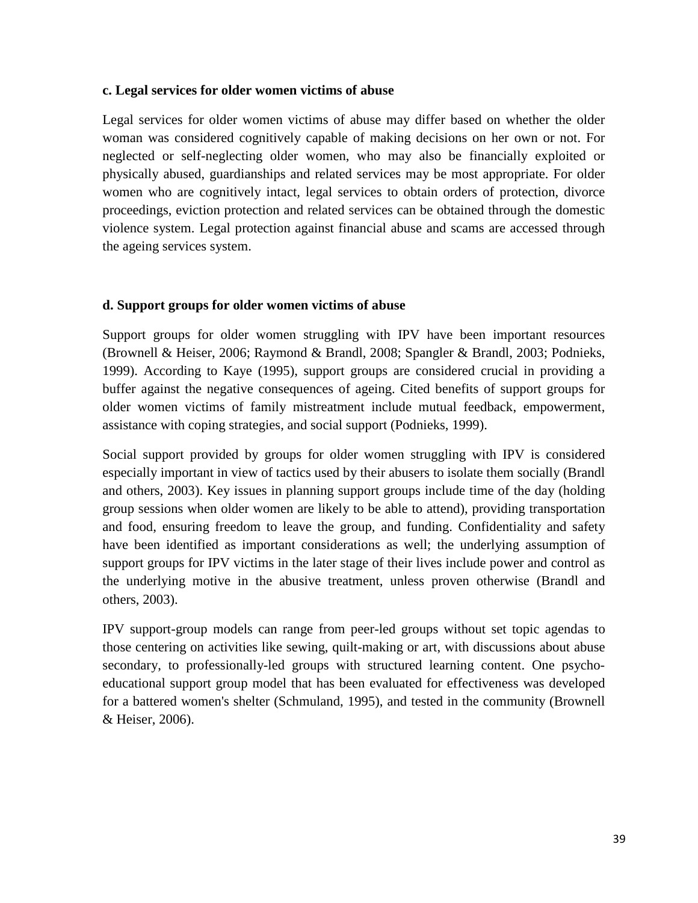**c. Legal services for older women victims of abuse**

Legal services for older women victims of abuse may differ based on whether the older woman was considered cognitively capable of making decisions on her own or not. For neglected or self-neglecting older women, who may also be financially exploited or physically abused, guardianships and related services may be most appropriate. For older women who are cognitively intact, legal services to obtain orders of protection, divorce proceedings, eviction protection and related services can be obtained through the domestic violence system. Legal protection against financial abuse and scams are accessed through the ageing services system.

**d. Support groups for older women victims of abuse**

Support groups for older women struggling with IPV have been important resources (Brownell & Heiser, 2006; Raymond & Brandl, 2008; Spangler & Brandl, 2003; Podnieks, 1999). According to Kaye (1995), support groups are considered crucial in providing a buffer against the negative consequences of ageing. Cited benefits of support groups for older women victims of family mistreatment include mutual feedback, empowerment, assistance with coping strategies, and social support (Podnieks, 1999).

Social support provided by groups for older women struggling with IPV is considered especially important in view of tactics used by their abusers to isolate them socially (Brandl and others, 2003). Key issues in planning support groups include time of the day (holding group sessions when older women are likely to be able to attend), providing transportation and food, ensuring freedom to leave the group, and funding. Confidentiality and safety have been identified as important considerations as well; the underlying assumption of support groups for IPV victims in the later stage of their lives include power and control as the underlying motive in the abusive treatment, unless proven otherwise (Brandl and others, 2003).

IPV support-group models can range from peer-led groups without set topic agendas to those centering on activities like sewing, quilt-making or art, with discussions about abuse secondary, to professionally-led groups with structured learning content. One psycho-educational support group model that has been evaluated for effectiveness was developed for a battered women's shelter (Schmuland, 1995), and tested in the community (Brownell & Heiser, 2006).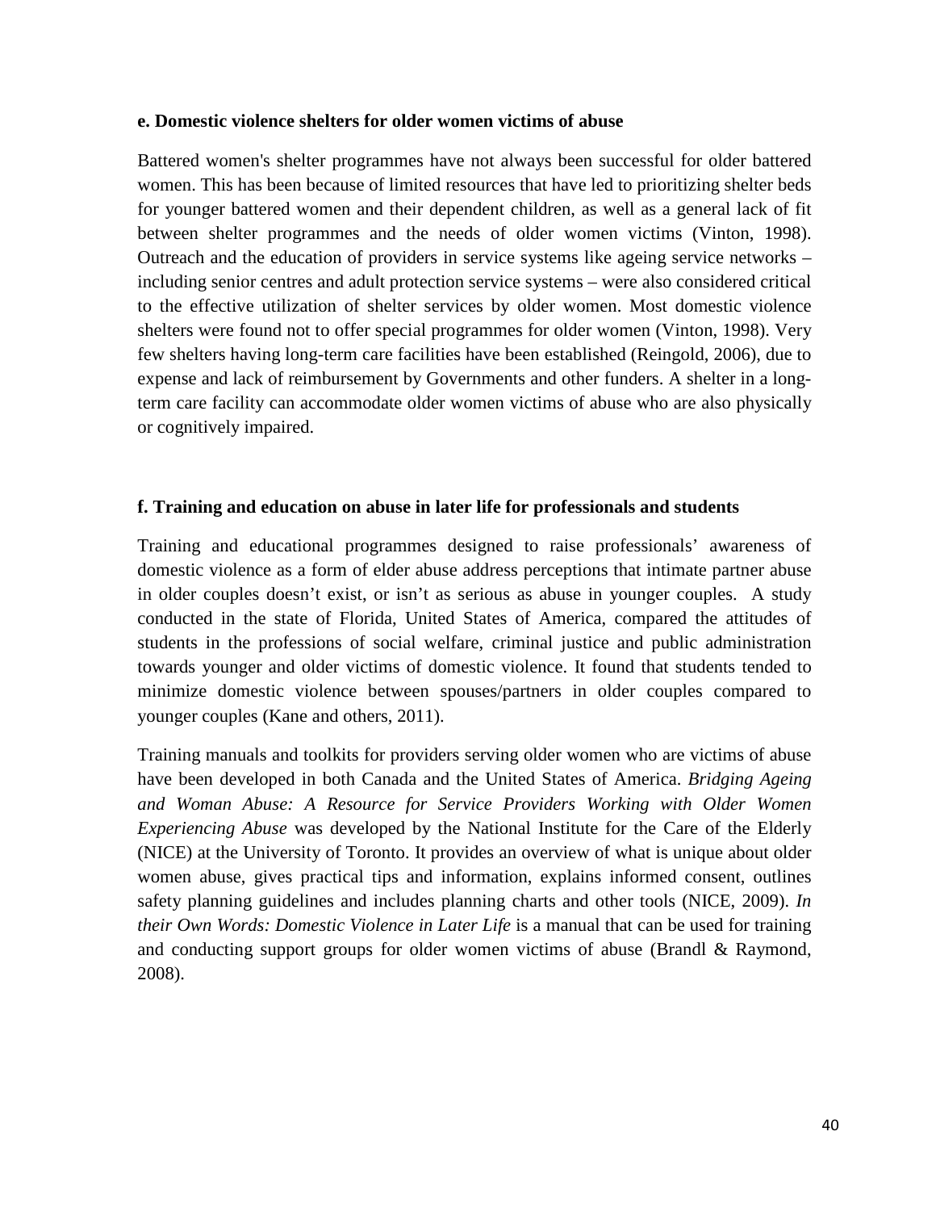### e. Domestic violence shelters for older women victims of abuse

Battered women's shelter programmes have not always been successful for older battered women. This has been because of limited resources that have led to prioritizing shelter beds for younger battered women and their dependent children, as well as a general lack of fit between shelter programmes and the needs of older women victims (Vinton, 1998). Outreach and the education of providers in service systems like ageing service networks – including senior centres and adult protection service systems – were also considered critical to the effective utilization of shelter services by older women. Most domestic violence shelters were found not to offer special programmes for older women (Vinton, 1998). Very few shelters having long-term care facilities have been established (Reingold, 2006), due to expense and lack of reimbursement by Governments and other funders. A shelter in a long-term care facility can accommodate older women victims of abuse who are also physically or cognitively impaired.

### f. Training and education on abuse in later life for professionals and students

Training and educational programmes designed to raise professionals' awareness of domestic violence as a form of elder abuse address perceptions that intimate partner abuse in older couples doesn't exist, or isn't as serious as abuse in younger couples. A study conducted in the state of Florida, United States of America, compared the attitudes of students in the professions of social welfare, criminal justice and public administration towards younger and older victims of domestic violence. It found that students tended to minimize domestic violence between spouses/partners in older couples compared to younger couples (Kane and others, 2011).

Training manuals and toolkits for providers serving older women who are victims of abuse have been developed in both Canada and the United States of America. *Bridging Ageing and Woman Abuse: A Resource for Service Providers Working with Older Women Experiencing Abuse* was developed by the National Institute for the Care of the Elderly (NICE) at the University of Toronto. It provides an overview of what is unique about older women abuse, gives practical tips and information, explains informed consent, outlines safety planning guidelines and includes planning charts and other tools (NICE, 2009). *In their Own Words: Domestic Violence in Later Life* is a manual that can be used for training and conducting support groups for older women victims of abuse (Brandl & Raymond, 2008).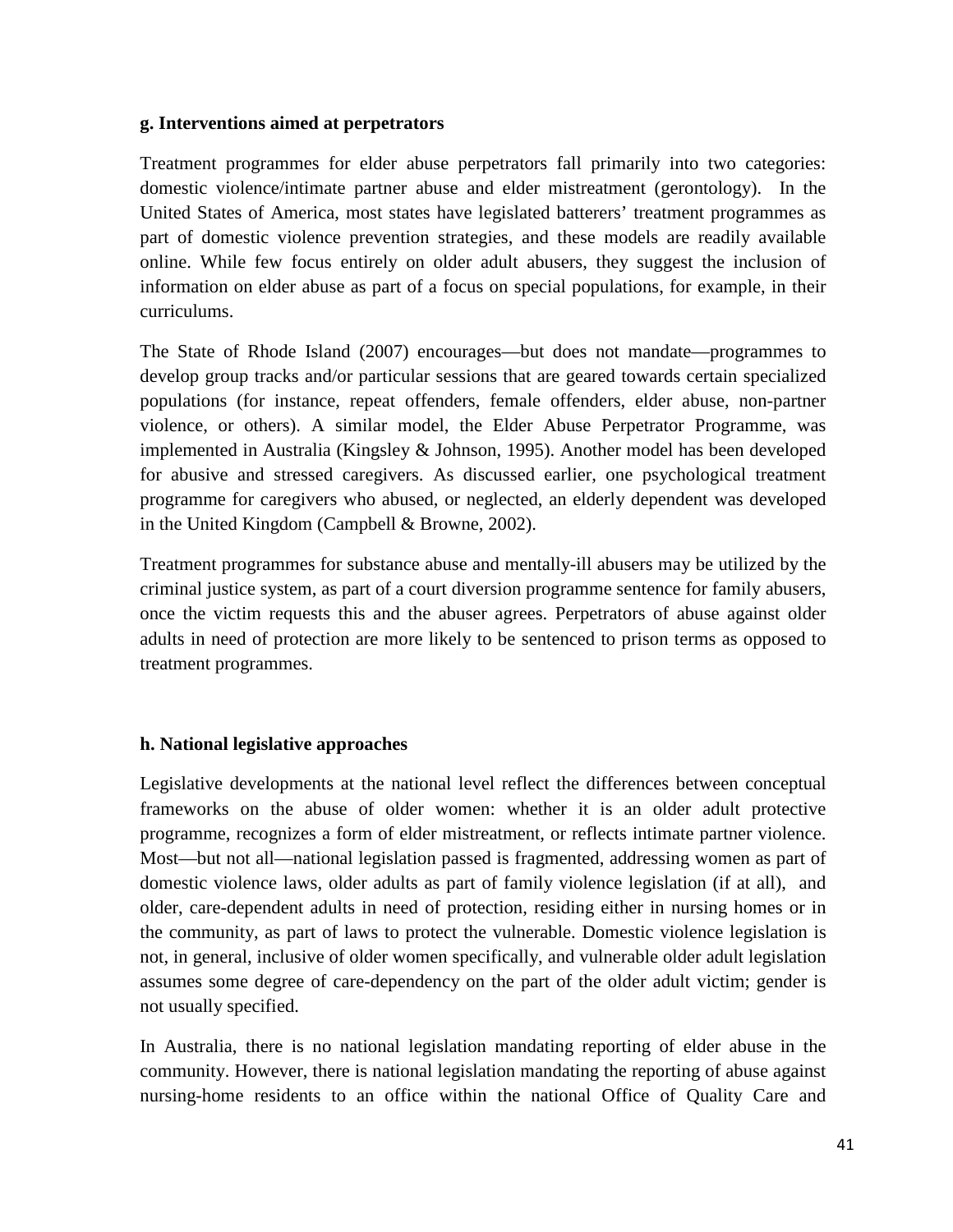**g. Interventions aimed at perpetrators**

Treatment programmes for elder abuse perpetrators fall primarily into two categories: domestic violence/intimate partner abuse and elder mistreatment (gerontology). In the United States of America, most states have legislated batterers' treatment programmes as part of domestic violence prevention strategies, and these models are readily available online. While few focus entirely on older adult abusers, they suggest the inclusion of information on elder abuse as part of a focus on special populations, for example, in their curriculums.

The State of Rhode Island (2007) encourages—but does not mandate—programmes to develop group tracks and/or particular sessions that are geared towards certain specialized populations (for instance, repeat offenders, female offenders, elder abuse, non-partner violence, or others). A similar model, the Elder Abuse Perpetrator Programme, was implemented in Australia (Kingsley & Johnson, 1995). Another model has been developed for abusive and stressed caregivers. As discussed earlier, one psychological treatment programme for caregivers who abused, or neglected, an elderly dependent was developed in the United Kingdom (Campbell & Browne, 2002).

Treatment programmes for substance abuse and mentally-ill abusers may be utilized by the criminal justice system, as part of a court diversion programme sentence for family abusers, once the victim requests this and the abuser agrees. Perpetrators of abuse against older adults in need of protection are more likely to be sentenced to prison terms as opposed to treatment programmes.

**h. National legislative approaches**

Legislative developments at the national level reflect the differences between conceptual frameworks on the abuse of older women: whether it is an older adult protective programme, recognizes a form of elder mistreatment, or reflects intimate partner violence. Most—but not all—national legislation passed is fragmented, addressing women as part of domestic violence laws, older adults as part of family violence legislation (if at all), and older, care-dependent adults in need of protection, residing either in nursing homes or in the community, as part of laws to protect the vulnerable. Domestic violence legislation is not, in general, inclusive of older women specifically, and vulnerable older adult legislation assumes some degree of care-dependency on the part of the older adult victim; gender is not usually specified.

In Australia, there is no national legislation mandating reporting of elder abuse in the community. However, there is national legislation mandating the reporting of abuse against nursing-home residents to an office within the national Office of Quality Care and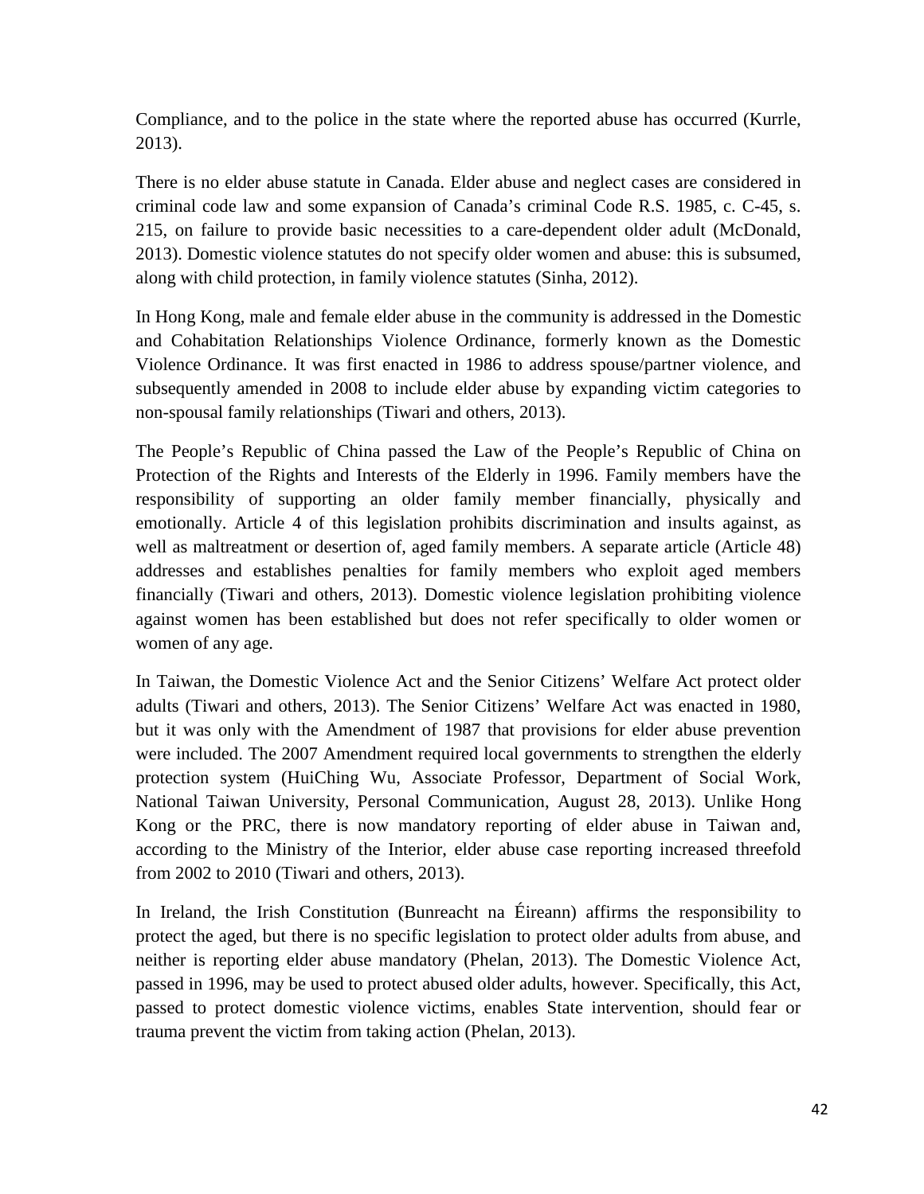Compliance, and to the police in the state where the reported abuse has occurred (Kurrle, 2013).

There is no elder abuse statute in Canada. Elder abuse and neglect cases are considered in criminal code law and some expansion of Canada's criminal Code R.S. 1985, c. C-45, s. 215, on failure to provide basic necessities to a care-dependent older adult (McDonald, 2013). Domestic violence statutes do not specify older women and abuse: this is subsumed, along with child protection, in family violence statutes (Sinha, 2012).

In Hong Kong, male and female elder abuse in the community is addressed in the Domestic and Cohabitation Relationships Violence Ordinance, formerly known as the Domestic Violence Ordinance. It was first enacted in 1986 to address spouse/partner violence, and subsequently amended in 2008 to include elder abuse by expanding victim categories to non-spousal family relationships (Tiwari and others, 2013).

The People's Republic of China passed the Law of the People's Republic of China on Protection of the Rights and Interests of the Elderly in 1996. Family members have the responsibility of supporting an older family member financially, physically and emotionally. Article 4 of this legislation prohibits discrimination and insults against, as well as maltreatment or desertion of, aged family members. A separate article (Article 48) addresses and establishes penalties for family members who exploit aged members financially (Tiwari and others, 2013). Domestic violence legislation prohibiting violence against women has been established but does not refer specifically to older women or women of any age.

In Taiwan, the Domestic Violence Act and the Senior Citizens' Welfare Act protect older adults (Tiwari and others, 2013). The Senior Citizens' Welfare Act was enacted in 1980, but it was only with the Amendment of 1987 that provisions for elder abuse prevention were included. The 2007 Amendment required local governments to strengthen the elderly protection system (HuiChing Wu, Associate Professor, Department of Social Work, National Taiwan University, Personal Communication, August 28, 2013). Unlike Hong Kong or the PRC, there is now mandatory reporting of elder abuse in Taiwan and, according to the Ministry of the Interior, elder abuse case reporting increased threefold from 2002 to 2010 (Tiwari and others, 2013).

In Ireland, the Irish Constitution (Bunreacht na Éireann) affirms the responsibility to protect the aged, but there is no specific legislation to protect older adults from abuse, and neither is reporting elder abuse mandatory (Phelan, 2013). The Domestic Violence Act, passed in 1996, may be used to protect abused older adults, however. Specifically, this Act, passed to protect domestic violence victims, enables State intervention, should fear or trauma prevent the victim from taking action (Phelan, 2013).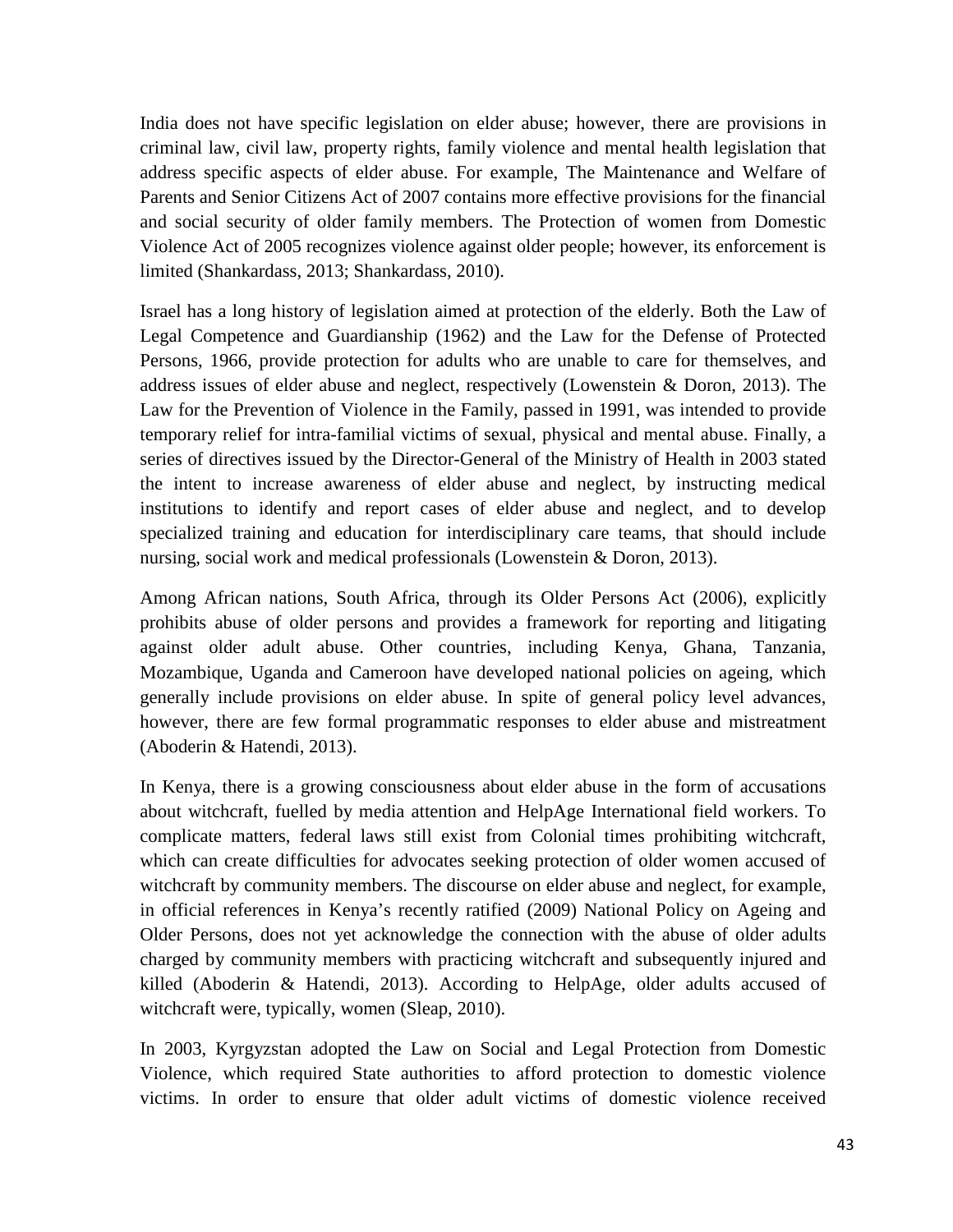India does not have specific legislation on elder abuse; however, there are provisions in criminal law, civil law, property rights, family violence and mental health legislation that address specific aspects of elder abuse. For example, The Maintenance and Welfare of Parents and Senior Citizens Act of 2007 contains more effective provisions for the financial and social security of older family members. The Protection of women from Domestic Violence Act of 2005 recognizes violence against older people; however, its enforcement is limited (Shankardass, 2013; Shankardass, 2010).

Israel has a long history of legislation aimed at protection of the elderly. Both the Law of Legal Competence and Guardianship (1962) and the Law for the Defense of Protected Persons, 1966, provide protection for adults who are unable to care for themselves, and address issues of elder abuse and neglect, respectively (Lowenstein & Doron, 2013). The Law for the Prevention of Violence in the Family, passed in 1991, was intended to provide temporary relief for intra-familial victims of sexual, physical and mental abuse. Finally, a series of directives issued by the Director-General of the Ministry of Health in 2003 stated the intent to increase awareness of elder abuse and neglect, by instructing medical institutions to identify and report cases of elder abuse and neglect, and to develop specialized training and education for interdisciplinary care teams, that should include nursing, social work and medical professionals (Lowenstein & Doron, 2013).

Among African nations, South Africa, through its Older Persons Act (2006), explicitly prohibits abuse of older persons and provides a framework for reporting and litigating against older adult abuse. Other countries, including Kenya, Ghana, Tanzania, Mozambique, Uganda and Cameroon have developed national policies on ageing, which generally include provisions on elder abuse. In spite of general policy level advances, however, there are few formal programmatic responses to elder abuse and mistreatment (Aboderin & Hatendi, 2013).

In Kenya, there is a growing consciousness about elder abuse in the form of accusations about witchcraft, fuelled by media attention and HelpAge International field workers. To complicate matters, federal laws still exist from Colonial times prohibiting witchcraft, which can create difficulties for advocates seeking protection of older women accused of witchcraft by community members. The discourse on elder abuse and neglect, for example, in official references in Kenya's recently ratified (2009) National Policy on Ageing and Older Persons, does not yet acknowledge the connection with the abuse of older adults charged by community members with practicing witchcraft and subsequently injured and killed (Aboderin & Hatendi, 2013). According to HelpAge, older adults accused of witchcraft were, typically, women (Sleap, 2010).

In 2003, Kyrgyzstan adopted the Law on Social and Legal Protection from Domestic Violence, which required State authorities to afford protection to domestic violence victims. In order to ensure that older adult victims of domestic violence received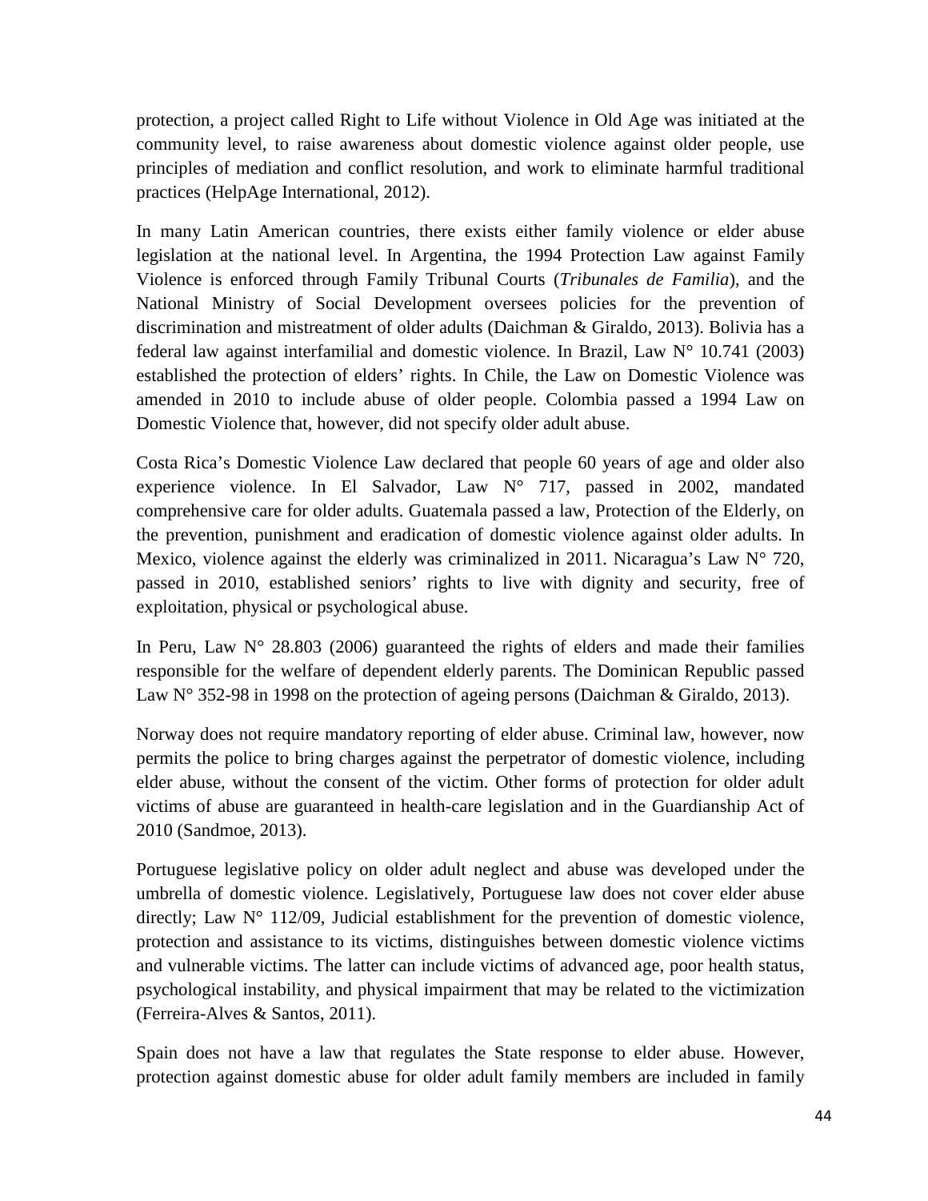protection, a project called Right to Life without Violence in Old Age was initiated at the community level, to raise awareness about domestic violence against older people, use principles of mediation and conflict resolution, and work to eliminate harmful traditional practices (HelpAge International, 2012).

In many Latin American countries, there exists either family violence or elder abuse legislation at the national level. In Argentina, the 1994 Protection Law against Family Violence is enforced through Family Tribunal Courts (*Tribunales de Familia*), and the National Ministry of Social Development oversees policies for the prevention of discrimination and mistreatment of older adults (Daichman & Giraldo, 2013). Bolivia has a federal law against interfamilial and domestic violence. In Brazil, Law N° 10.741 (2003) established the protection of elders' rights. In Chile, the Law on Domestic Violence was amended in 2010 to include abuse of older people. Colombia passed a 1994 Law on Domestic Violence that, however, did not specify older adult abuse.

Costa Rica's Domestic Violence Law declared that people 60 years of age and older also experience violence. In El Salvador, Law N° 717, passed in 2002, mandated comprehensive care for older adults. Guatemala passed a law, Protection of the Elderly, on the prevention, punishment and eradication of domestic violence against older adults. In Mexico, violence against the elderly was criminalized in 2011. Nicaragua's Law N° 720, passed in 2010, established seniors' rights to live with dignity and security, free of exploitation, physical or psychological abuse.

In Peru, Law N° 28.803 (2006) guaranteed the rights of elders and made their families responsible for the welfare of dependent elderly parents. The Dominican Republic passed Law N° 352-98 in 1998 on the protection of ageing persons (Daichman & Giraldo, 2013).

Norway does not require mandatory reporting of elder abuse. Criminal law, however, now permits the police to bring charges against the perpetrator of domestic violence, including elder abuse, without the consent of the victim. Other forms of protection for older adult victims of abuse are guaranteed in health-care legislation and in the Guardianship Act of 2010 (Sandmoe, 2013).

Portuguese legislative policy on older adult neglect and abuse was developed under the umbrella of domestic violence. Legislatively, Portuguese law does not cover elder abuse directly; Law N° 112/09, Judicial establishment for the prevention of domestic violence, protection and assistance to its victims, distinguishes between domestic violence victims and vulnerable victims. The latter can include victims of advanced age, poor health status, psychological instability, and physical impairment that may be related to the victimization (Ferreira-Alves & Santos, 2011).

Spain does not have a law that regulates the State response to elder abuse. However, protection against domestic abuse for older adult family members are included in family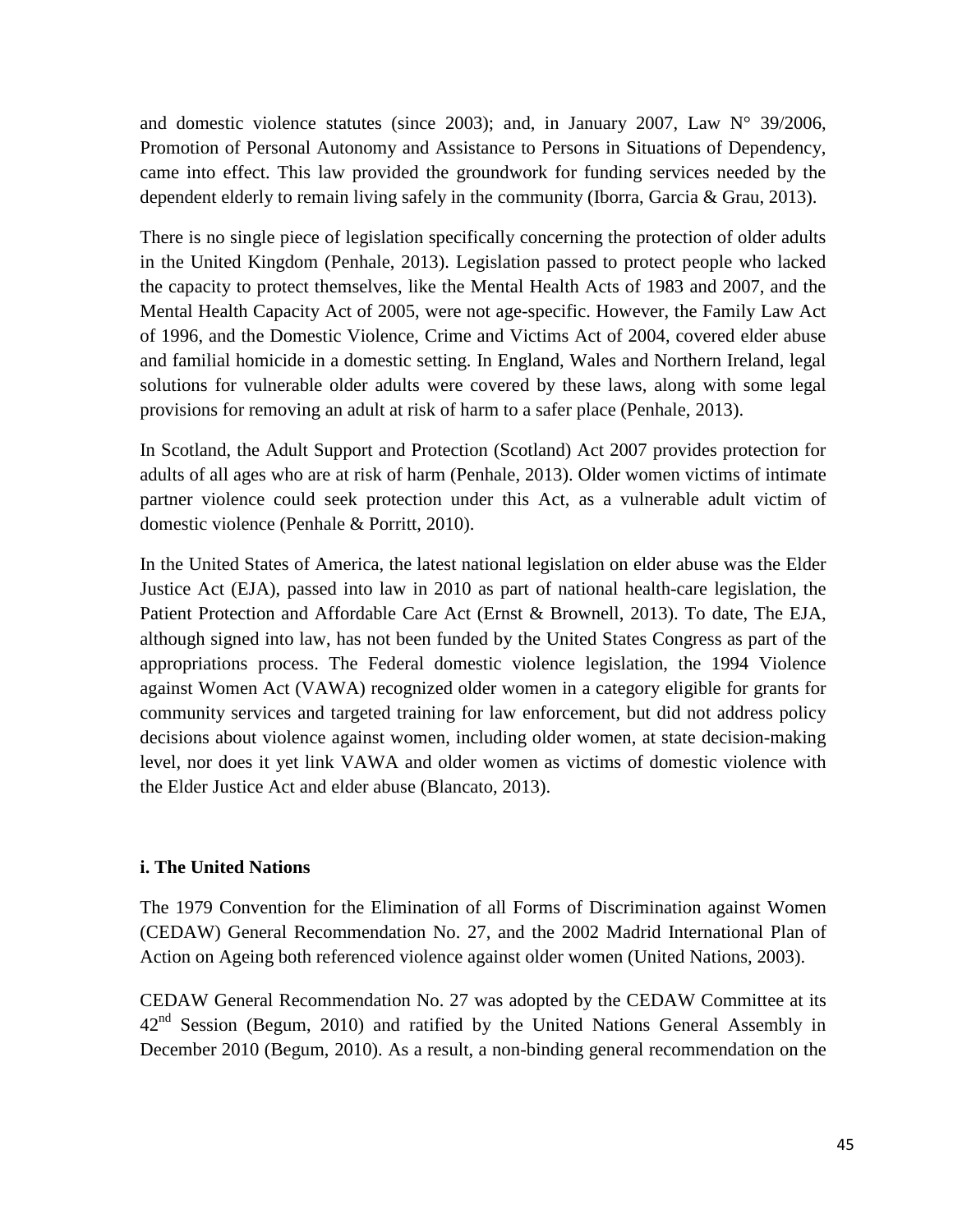and domestic violence statutes (since 2003); and, in January 2007, Law N° 39/2006, Promotion of Personal Autonomy and Assistance to Persons in Situations of Dependency, came into effect. This law provided the groundwork for funding services needed by the dependent elderly to remain living safely in the community (Iborra, Garcia & Grau, 2013).

There is no single piece of legislation specifically concerning the protection of older adults in the United Kingdom (Penhale, 2013). Legislation passed to protect people who lacked the capacity to protect themselves, like the Mental Health Acts of 1983 and 2007, and the Mental Health Capacity Act of 2005, were not age-specific. However, the Family Law Act of 1996, and the Domestic Violence, Crime and Victims Act of 2004, covered elder abuse and familial homicide in a domestic setting. In England, Wales and Northern Ireland, legal solutions for vulnerable older adults were covered by these laws, along with some legal provisions for removing an adult at risk of harm to a safer place (Penhale, 2013).

In Scotland, the Adult Support and Protection (Scotland) Act 2007 provides protection for adults of all ages who are at risk of harm (Penhale, 2013). Older women victims of intimate partner violence could seek protection under this Act, as a vulnerable adult victim of domestic violence (Penhale & Porritt, 2010).

In the United States of America, the latest national legislation on elder abuse was the Elder Justice Act (EJA), passed into law in 2010 as part of national health-care legislation, the Patient Protection and Affordable Care Act (Ernst & Brownell, 2013). To date, The EJA, although signed into law, has not been funded by the United States Congress as part of the appropriations process. The Federal domestic violence legislation, the 1994 Violence against Women Act (VAWA) recognized older women in a category eligible for grants for community services and targeted training for law enforcement, but did not address policy decisions about violence against women, including older women, at state decision-making level, nor does it yet link VAWA and older women as victims of domestic violence with the Elder Justice Act and elder abuse (Blancato, 2013).

**i. The United Nations**

The 1979 Convention for the Elimination of all Forms of Discrimination against Women (CEDAW) General Recommendation No. 27, and the 2002 Madrid International Plan of Action on Ageing both referenced violence against older women (United Nations, 2003).

CEDAW General Recommendation No. 27 was adopted by the CEDAW Committee at its 42nd Session (Begum, 2010) and ratified by the United Nations General Assembly in December 2010 (Begum, 2010). As a result, a non-binding general recommendation on the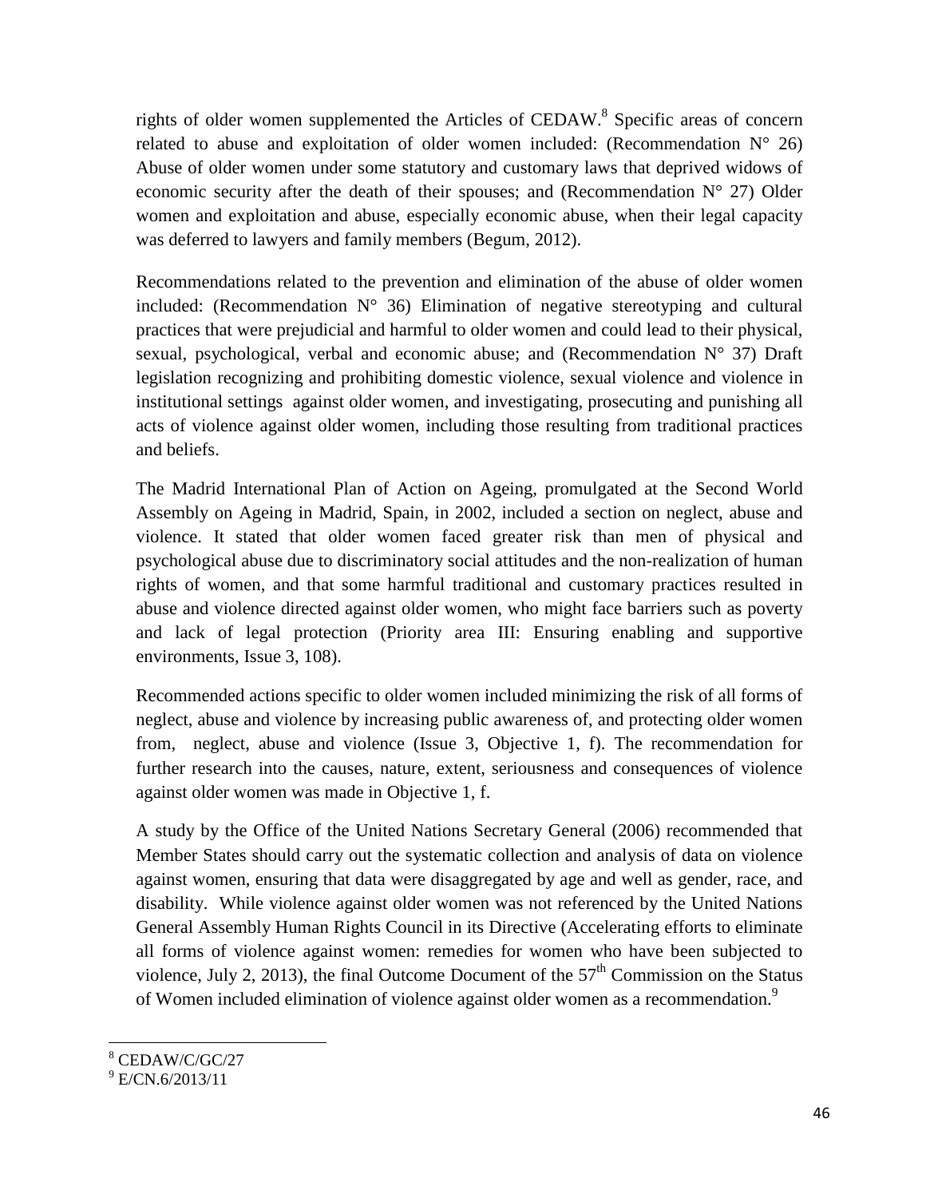rights of older women supplemented the Articles of CEDAW.[8] Specific areas of concern related to abuse and exploitation of older women included: (Recommendation N° 26) Abuse of older women under some statutory and customary laws that deprived widows of economic security after the death of their spouses; and (Recommendation N° 27) Older women and exploitation and abuse, especially economic abuse, when their legal capacity was deferred to lawyers and family members (Begum, 2012).

Recommendations related to the prevention and elimination of the abuse of older women included: (Recommendation N° 36) Elimination of negative stereotyping and cultural practices that were prejudicial and harmful to older women and could lead to their physical, sexual, psychological, verbal and economic abuse; and (Recommendation N° 37) Draft legislation recognizing and prohibiting domestic violence, sexual violence and violence in institutional settings against older women, and investigating, prosecuting and punishing all acts of violence against older women, including those resulting from traditional practices and beliefs.

The Madrid International Plan of Action on Ageing, promulgated at the Second World Assembly on Ageing in Madrid, Spain, in 2002, included a section on neglect, abuse and violence. It stated that older women faced greater risk than men of physical and psychological abuse due to discriminatory social attitudes and the non-realization of human rights of women, and that some harmful traditional and customary practices resulted in abuse and violence directed against older women, who might face barriers such as poverty and lack of legal protection (Priority area III: Ensuring enabling and supportive environments, Issue 3, 108).

Recommended actions specific to older women included minimizing the risk of all forms of neglect, abuse and violence by increasing public awareness of, and protecting older women from, neglect, abuse and violence (Issue 3, Objective 1, f). The recommendation for further research into the causes, nature, extent, seriousness and consequences of violence against older women was made in Objective 1, f.

A study by the Office of the United Nations Secretary General (2006) recommended that Member States should carry out the systematic collection and analysis of data on violence against women, ensuring that data were disaggregated by age and well as gender, race, and disability. While violence against older women was not referenced by the United Nations General Assembly Human Rights Council in its Directive (Accelerating efforts to eliminate all forms of violence against women: remedies for women who have been subjected to violence, July 2, 2013), the final Outcome Document of the 57th Commission on the Status of Women included elimination of violence against older women as a recommendation.[9]

---

[8] CEDAW/C/GC/27

[9] E/CN.6/2013/11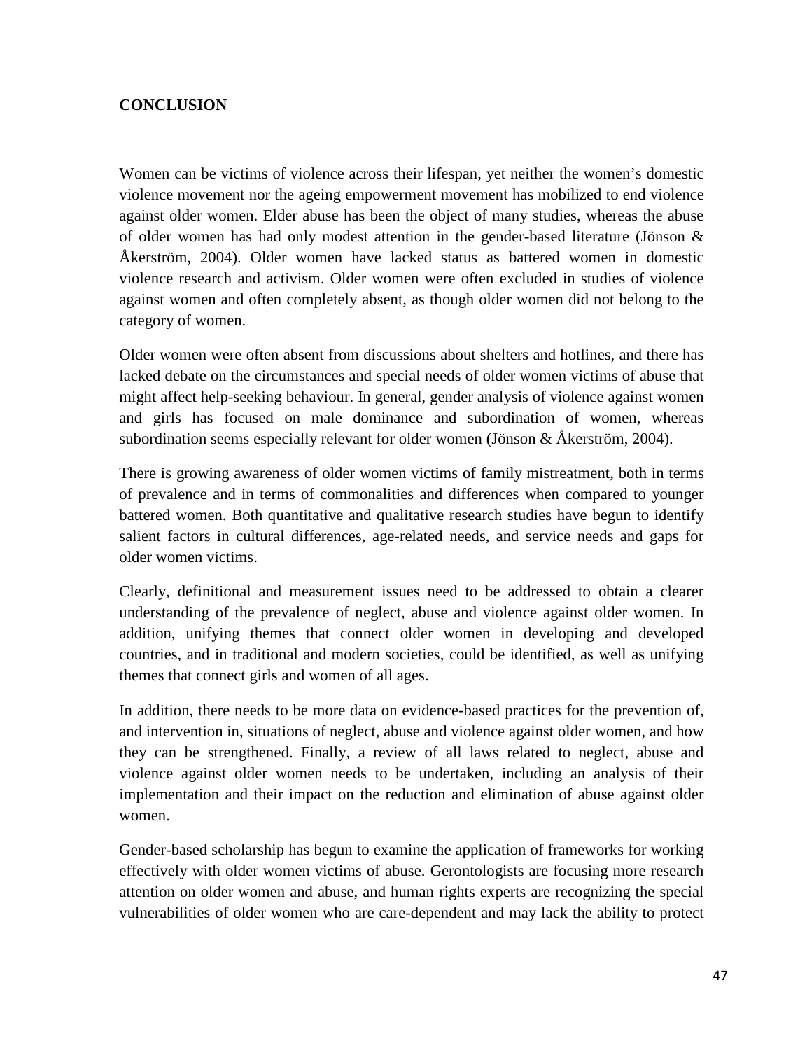## CONCLUSION

Women can be victims of violence across their lifespan, yet neither the women's domestic violence movement nor the ageing empowerment movement has mobilized to end violence against older women. Elder abuse has been the object of many studies, whereas the abuse of older women has had only modest attention in the gender-based literature (Jönson & Åkerström, 2004). Older women have lacked status as battered women in domestic violence research and activism. Older women were often excluded in studies of violence against women and often completely absent, as though older women did not belong to the category of women.

Older women were often absent from discussions about shelters and hotlines, and there has lacked debate on the circumstances and special needs of older women victims of abuse that might affect help-seeking behaviour. In general, gender analysis of violence against women and girls has focused on male dominance and subordination of women, whereas subordination seems especially relevant for older women (Jönson & Åkerström, 2004).

There is growing awareness of older women victims of family mistreatment, both in terms of prevalence and in terms of commonalities and differences when compared to younger battered women. Both quantitative and qualitative research studies have begun to identify salient factors in cultural differences, age-related needs, and service needs and gaps for older women victims.

Clearly, definitional and measurement issues need to be addressed to obtain a clearer understanding of the prevalence of neglect, abuse and violence against older women. In addition, unifying themes that connect older women in developing and developed countries, and in traditional and modern societies, could be identified, as well as unifying themes that connect girls and women of all ages.

In addition, there needs to be more data on evidence-based practices for the prevention of, and intervention in, situations of neglect, abuse and violence against older women, and how they can be strengthened. Finally, a review of all laws related to neglect, abuse and violence against older women needs to be undertaken, including an analysis of their implementation and their impact on the reduction and elimination of abuse against older women.

Gender-based scholarship has begun to examine the application of frameworks for working effectively with older women victims of abuse. Gerontologists are focusing more research attention on older women and abuse, and human rights experts are recognizing the special vulnerabilities of older women who are care-dependent and may lack the ability to protect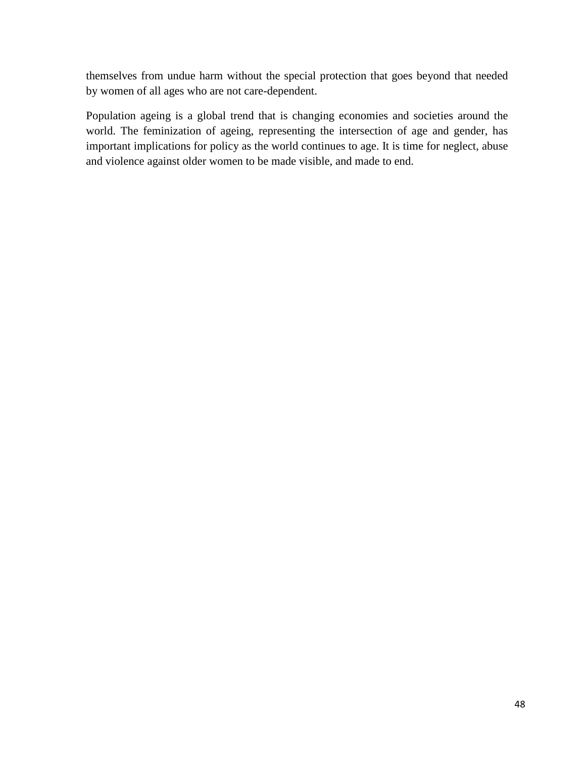themselves from undue harm without the special protection that goes beyond that needed by women of all ages who are not care-dependent.

Population ageing is a global trend that is changing economies and societies around the world. The feminization of ageing, representing the intersection of age and gender, has important implications for policy as the world continues to age. It is time for neglect, abuse and violence against older women to be made visible, and made to end.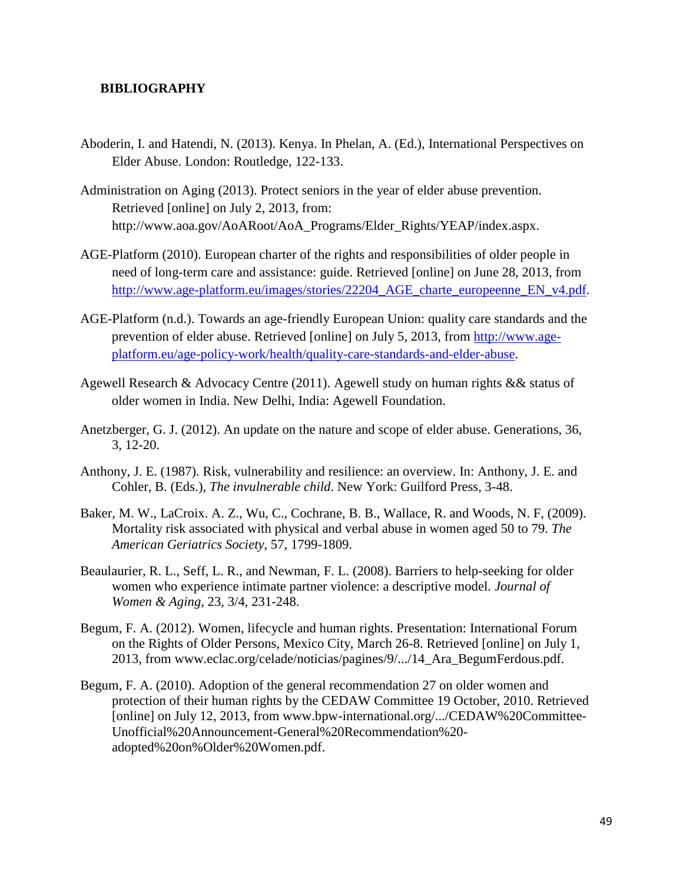**BIBLIOGRAPHY**

Aboderin, I. and Hatendi, N. (2013). Kenya. In Phelan, A. (Ed.), International Perspectives on Elder Abuse. London: Routledge, 122-133.

Administration on Aging (2013). Protect seniors in the year of elder abuse prevention. Retrieved [online] on July 2, 2013, from: http://www.aoa.gov/AoARoot/AoA_Programs/Elder_Rights/YEAP/index.aspx.

AGE-Platform (2010). European charter of the rights and responsibilities of older people in need of long-term care and assistance: guide. Retrieved [online] on June 28, 2013, from http://www.age-platform.eu/images/stories/22204_AGE_charte_europeenne_EN_v4.pdf.

AGE-Platform (n.d.). Towards an age-friendly European Union: quality care standards and the prevention of elder abuse. Retrieved [online] on July 5, 2013, from http://www.age-platform.eu/age-policy-work/health/quality-care-standards-and-elder-abuse.

Agewell Research & Advocacy Centre (2011). Agewell study on human rights && status of older women in India. New Delhi, India: Agewell Foundation.

Anetzberger, G. J. (2012). An update on the nature and scope of elder abuse. Generations, 36, 3, 12-20.

Anthony, J. E. (1987). Risk, vulnerability and resilience: an overview. In: Anthony, J. E. and Cohler, B. (Eds.), *The invulnerable child*. New York: Guilford Press, 3-48.

Baker, M. W., LaCroix. A. Z., Wu, C., Cochrane, B. B., Wallace, R. and Woods, N. F, (2009). Mortality risk associated with physical and verbal abuse in women aged 50 to 79. *The American Geriatrics Society*, 57, 1799-1809.

Beaulaurier, R. L., Seff, L. R., and Newman, F. L. (2008). Barriers to help-seeking for older women who experience intimate partner violence: a descriptive model. *Journal of Women & Aging*, 23, 3/4, 231-248.

Begum, F. A. (2012). Women, lifecycle and human rights. Presentation: International Forum on the Rights of Older Persons, Mexico City, March 26-8. Retrieved [online] on July 1, 2013, from www.eclac.org/celade/noticias/pagines/9/.../14_Ara_BegumFerdous.pdf.

Begum, F. A. (2010). Adoption of the general recommendation 27 on older women and protection of their human rights by the CEDAW Committee 19 October, 2010. Retrieved [online] on July 12, 2013, from www.bpw-international.org/.../CEDAW%20Committee-Unofficial%20Announcement-General%20Recommendation%20-adopted%20on%Older%20Women.pdf.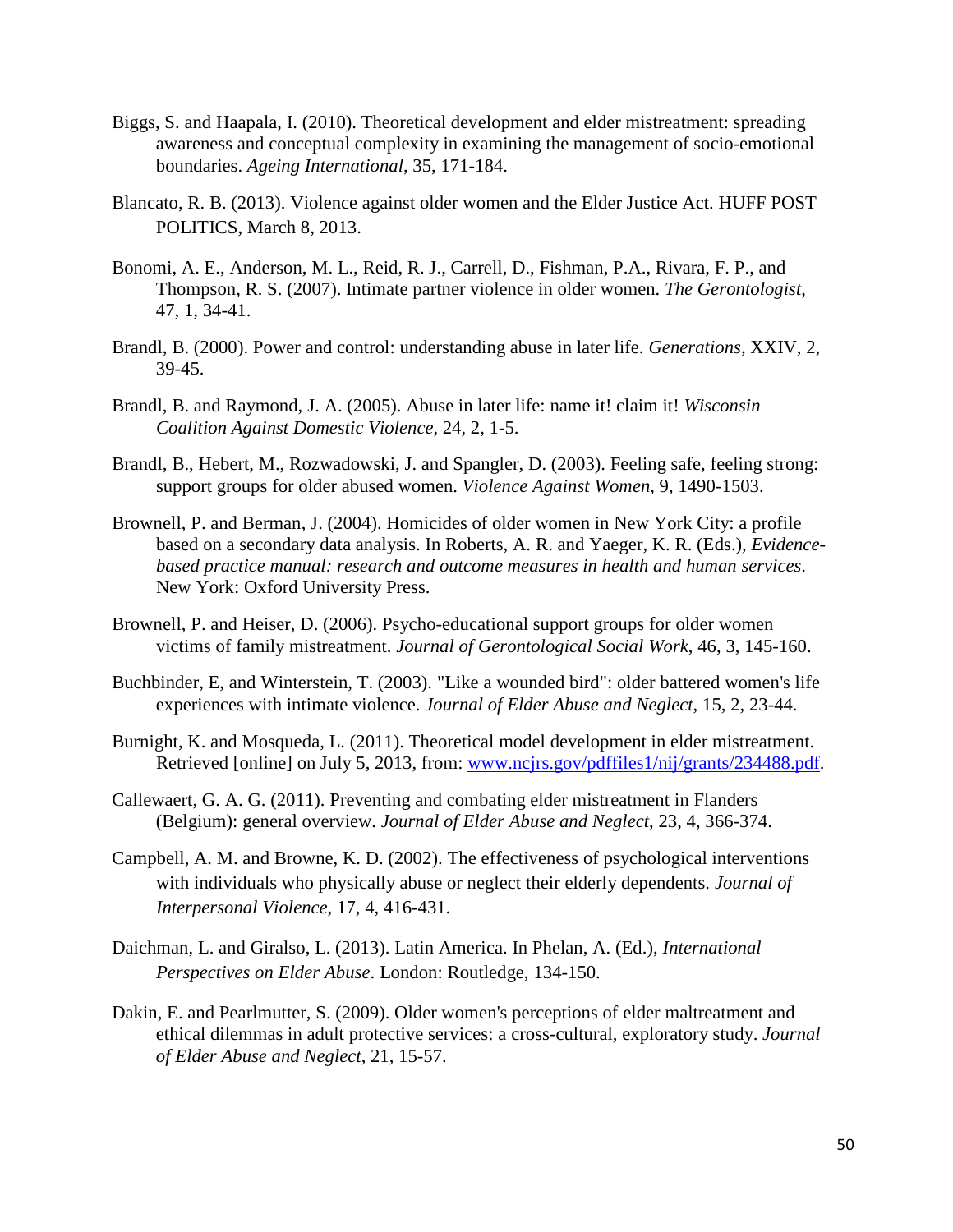Biggs, S. and Haapala, I. (2010). Theoretical development and elder mistreatment: spreading awareness and conceptual complexity in examining the management of socio-emotional boundaries. *Ageing International*, 35, 171-184.

Blancato, R. B. (2013). Violence against older women and the Elder Justice Act. HUFF POST POLITICS, March 8, 2013.

Bonomi, A. E., Anderson, M. L., Reid, R. J., Carrell, D., Fishman, P.A., Rivara, F. P., and Thompson, R. S. (2007). Intimate partner violence in older women. *The Gerontologist*, 47, 1, 34-41.

Brandl, B. (2000). Power and control: understanding abuse in later life. *Generations*, XXIV, 2, 39-45.

Brandl, B. and Raymond, J. A. (2005). Abuse in later life: name it! claim it! *Wisconsin Coalition Against Domestic Violence*, 24, 2, 1-5.

Brandl, B., Hebert, M., Rozwadowski, J. and Spangler, D. (2003). Feeling safe, feeling strong: support groups for older abused women. *Violence Against Women*, 9, 1490-1503.

Brownell, P. and Berman, J. (2004). Homicides of older women in New York City: a profile based on a secondary data analysis. In Roberts, A. R. and Yaeger, K. R. (Eds.), *Evidence-based practice manual: research and outcome measures in health and human services*. New York: Oxford University Press.

Brownell, P. and Heiser, D. (2006). Psycho-educational support groups for older women victims of family mistreatment. *Journal of Gerontological Social Work*, 46, 3, 145-160.

Buchbinder, E, and Winterstein, T. (2003). "Like a wounded bird": older battered women's life experiences with intimate violence. *Journal of Elder Abuse and Neglect*, 15, 2, 23-44.

Burnight, K. and Mosqueda, L. (2011). Theoretical model development in elder mistreatment. Retrieved [online] on July 5, 2013, from: [www.ncjrs.gov/pdffiles1/nij/grants/234488.pdf](www.ncjrs.gov/pdffiles1/nij/grants/234488.pdf).

Callewaert, G. A. G. (2011). Preventing and combating elder mistreatment in Flanders (Belgium): general overview. *Journal of Elder Abuse and Neglect*, 23, 4, 366-374.

Campbell, A. M. and Browne, K. D. (2002). The effectiveness of psychological interventions with individuals who physically abuse or neglect their elderly dependents. *Journal of Interpersonal Violence*, 17, 4, 416-431.

Daichman, L. and Giralso, L. (2013). Latin America. In Phelan, A. (Ed.), *International Perspectives on Elder Abuse*. London: Routledge, 134-150.

Dakin, E. and Pearlmutter, S. (2009). Older women's perceptions of elder maltreatment and ethical dilemmas in adult protective services: a cross-cultural, exploratory study. *Journal of Elder Abuse and Neglect*, 21, 15-57.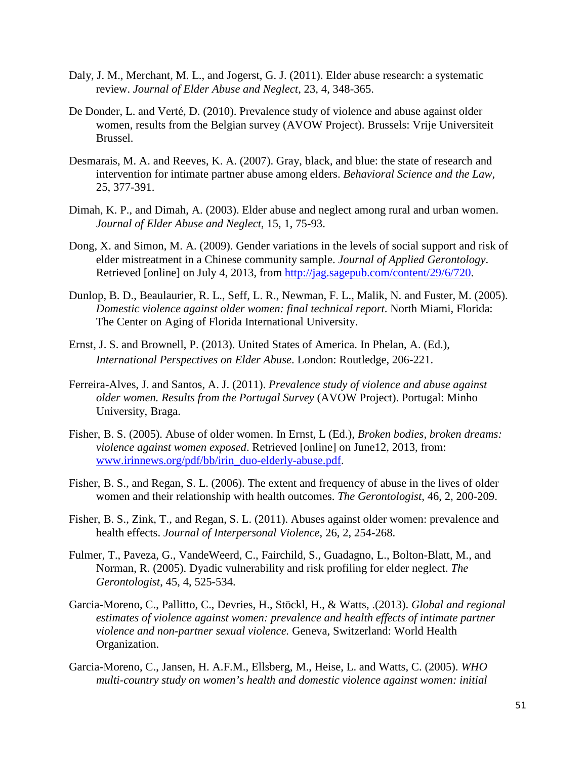Daly, J. M., Merchant, M. L., and Jogerst, G. J. (2011). Elder abuse research: a systematic review. *Journal of Elder Abuse and Neglect*, 23, 4, 348-365.

De Donder, L. and Verté, D. (2010). Prevalence study of violence and abuse against older women, results from the Belgian survey (AVOW Project). Brussels: Vrije Universiteit Brussel.

Desmarais, M. A. and Reeves, K. A. (2007). Gray, black, and blue: the state of research and intervention for intimate partner abuse among elders. *Behavioral Science and the Law*, 25, 377-391.

Dimah, K. P., and Dimah, A. (2003). Elder abuse and neglect among rural and urban women. *Journal of Elder Abuse and Neglect*, 15, 1, 75-93.

Dong, X. and Simon, M. A. (2009). Gender variations in the levels of social support and risk of elder mistreatment in a Chinese community sample. *Journal of Applied Gerontology*. Retrieved [online] on July 4, 2013, from http://jag.sagepub.com/content/29/6/720.

Dunlop, B. D., Beaulaurier, R. L., Seff, L. R., Newman, F. L., Malik, N. and Fuster, M. (2005). *Domestic violence against older women: final technical report*. North Miami, Florida: The Center on Aging of Florida International University.

Ernst, J. S. and Brownell, P. (2013). United States of America. In Phelan, A. (Ed.), *International Perspectives on Elder Abuse*. London: Routledge, 206-221.

Ferreira-Alves, J. and Santos, A. J. (2011). *Prevalence study of violence and abuse against older women. Results from the Portugal Survey* (AVOW Project). Portugal: Minho University, Braga.

Fisher, B. S. (2005). Abuse of older women. In Ernst, L (Ed.), *Broken bodies, broken dreams: violence against women exposed*. Retrieved [online] on June12, 2013, from: www.irinnews.org/pdf/bb/irin_duo-elderly-abuse.pdf.

Fisher, B. S., and Regan, S. L. (2006). The extent and frequency of abuse in the lives of older women and their relationship with health outcomes. *The Gerontologist*, 46, 2, 200-209.

Fisher, B. S., Zink, T., and Regan, S. L. (2011). Abuses against older women: prevalence and health effects. *Journal of Interpersonal Violence*, 26, 2, 254-268.

Fulmer, T., Paveza, G., VandeWeerd, C., Fairchild, S., Guadagno, L., Bolton-Blatt, M., and Norman, R. (2005). Dyadic vulnerability and risk profiling for elder neglect. *The Gerontologist*, 45, 4, 525-534.

Garcia-Moreno, C., Pallitto, C., Devries, H., Stöckl, H., & Watts, .(2013). *Global and regional estimates of violence against women: prevalence and health effects of intimate partner violence and non-partner sexual violence.* Geneva, Switzerland: World Health Organization.

Garcia-Moreno, C., Jansen, H. A.F.M., Ellsberg, M., Heise, L. and Watts, C. (2005). *WHO multi-country study on women's health and domestic violence against women: initial*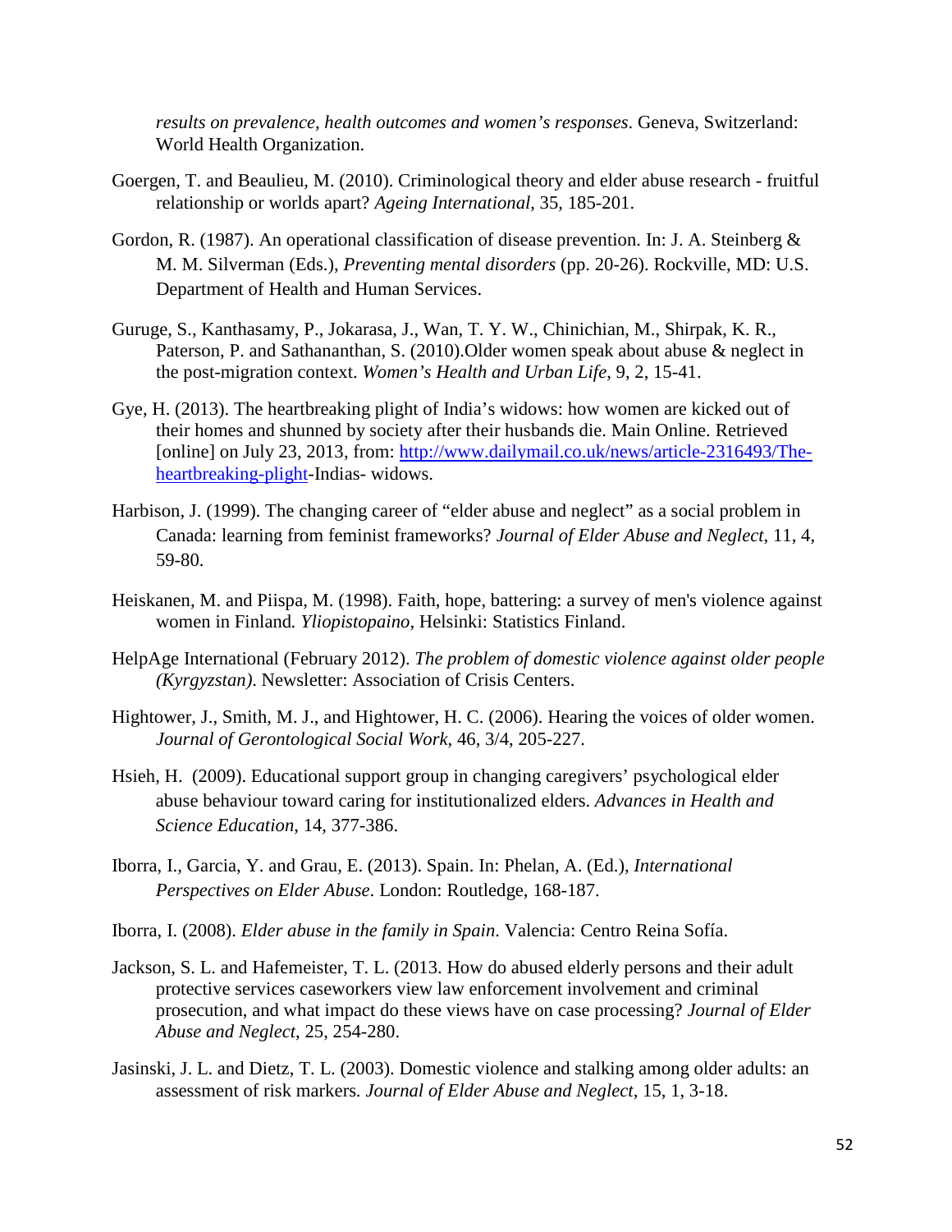*results on prevalence, health outcomes and women's responses*. Geneva, Switzerland: World Health Organization.

Goergen, T. and Beaulieu, M. (2010). Criminological theory and elder abuse research - fruitful relationship or worlds apart? *Ageing International*, 35, 185-201.

Gordon, R. (1987). An operational classification of disease prevention. In: J. A. Steinberg & M. M. Silverman (Eds.), *Preventing mental disorders* (pp. 20-26). Rockville, MD: U.S. Department of Health and Human Services.

Guruge, S., Kanthasamy, P., Jokarasa, J., Wan, T. Y. W., Chinichian, M., Shirpak, K. R., Paterson, P. and Sathananthan, S. (2010).Older women speak about abuse & neglect in the post-migration context. *Women's Health and Urban Life*, 9, 2, 15-41.

Gye, H. (2013). The heartbreaking plight of India's widows: how women are kicked out of their homes and shunned by society after their husbands die. Main Online. Retrieved [online] on July 23, 2013, from: http://www.dailymail.co.uk/news/article-2316493/The-heartbreaking-plight-Indias- widows.

Harbison, J. (1999). The changing career of "elder abuse and neglect" as a social problem in Canada: learning from feminist frameworks? *Journal of Elder Abuse and Neglect*, 11, 4, 59-80.

Heiskanen, M. and Piispa, M. (1998). Faith, hope, battering: a survey of men's violence against women in Finland*. Yliopistopaino*, Helsinki: Statistics Finland.

HelpAge International (February 2012). *The problem of domestic violence against older people (Kyrgyzstan)*. Newsletter: Association of Crisis Centers.

Hightower, J., Smith, M. J., and Hightower, H. C. (2006). Hearing the voices of older women. *Journal of Gerontological Social Work*, 46, 3/4, 205-227.

Hsieh, H. (2009). Educational support group in changing caregivers' psychological elder abuse behaviour toward caring for institutionalized elders. *Advances in Health and Science Education*, 14, 377-386.

Iborra, I., Garcia, Y. and Grau, E. (2013). Spain. In: Phelan, A. (Ed.), *International Perspectives on Elder Abuse*. London: Routledge, 168-187.

Iborra, I. (2008). *Elder abuse in the family in Spain*. Valencia: Centro Reina Sofía.

Jackson, S. L. and Hafemeister, T. L. (2013. How do abused elderly persons and their adult protective services caseworkers view law enforcement involvement and criminal prosecution, and what impact do these views have on case processing? *Journal of Elder Abuse and Neglect*, 25, 254-280.

Jasinski, J. L. and Dietz, T. L. (2003). Domestic violence and stalking among older adults: an assessment of risk markers. *Journal of Elder Abuse and Neglect*, 15, 1, 3-18.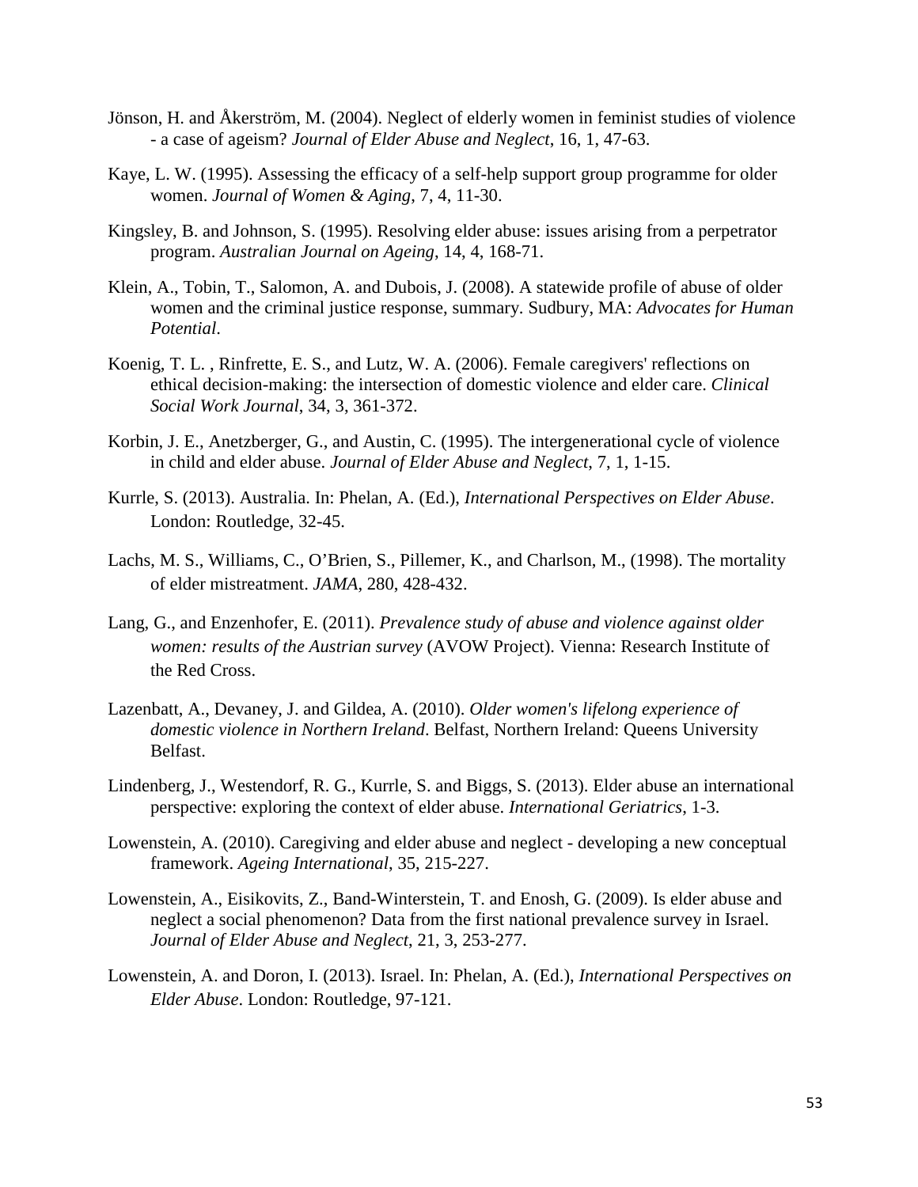Jönson, H. and Åkerström, M. (2004). Neglect of elderly women in feminist studies of violence - a case of ageism? *Journal of Elder Abuse and Neglect*, 16, 1, 47-63.

Kaye, L. W. (1995). Assessing the efficacy of a self-help support group programme for older women. *Journal of Women & Aging*, 7, 4, 11-30.

Kingsley, B. and Johnson, S. (1995). Resolving elder abuse: issues arising from a perpetrator program. *Australian Journal on Ageing*, 14, 4, 168-71.

Klein, A., Tobin, T., Salomon, A. and Dubois, J. (2008). A statewide profile of abuse of older women and the criminal justice response, summary. Sudbury, MA: *Advocates for Human Potential*.

Koenig, T. L. , Rinfrette, E. S., and Lutz, W. A. (2006). Female caregivers' reflections on ethical decision-making: the intersection of domestic violence and elder care. *Clinical Social Work Journal*, 34, 3, 361-372.

Korbin, J. E., Anetzberger, G., and Austin, C. (1995). The intergenerational cycle of violence in child and elder abuse. *Journal of Elder Abuse and Neglect*, 7, 1, 1-15.

Kurrle, S. (2013). Australia. In: Phelan, A. (Ed.), *International Perspectives on Elder Abuse*. London: Routledge, 32-45.

Lachs, M. S., Williams, C., O'Brien, S., Pillemer, K., and Charlson, M., (1998). The mortality of elder mistreatment. *JAMA*, 280, 428-432.

Lang, G., and Enzenhofer, E. (2011). *Prevalence study of abuse and violence against older women: results of the Austrian survey* (AVOW Project). Vienna: Research Institute of the Red Cross.

Lazenbatt, A., Devaney, J. and Gildea, A. (2010). *Older women's lifelong experience of domestic violence in Northern Ireland*. Belfast, Northern Ireland: Queens University Belfast.

Lindenberg, J., Westendorf, R. G., Kurrle, S. and Biggs, S. (2013). Elder abuse an international perspective: exploring the context of elder abuse. *International Geriatrics*, 1-3.

Lowenstein, A. (2010). Caregiving and elder abuse and neglect - developing a new conceptual framework. *Ageing International*, 35, 215-227.

Lowenstein, A., Eisikovits, Z., Band-Winterstein, T. and Enosh, G. (2009). Is elder abuse and neglect a social phenomenon? Data from the first national prevalence survey in Israel. *Journal of Elder Abuse and Neglect*, 21, 3, 253-277.

Lowenstein, A. and Doron, I. (2013). Israel. In: Phelan, A. (Ed.), *International Perspectives on Elder Abuse*. London: Routledge, 97-121.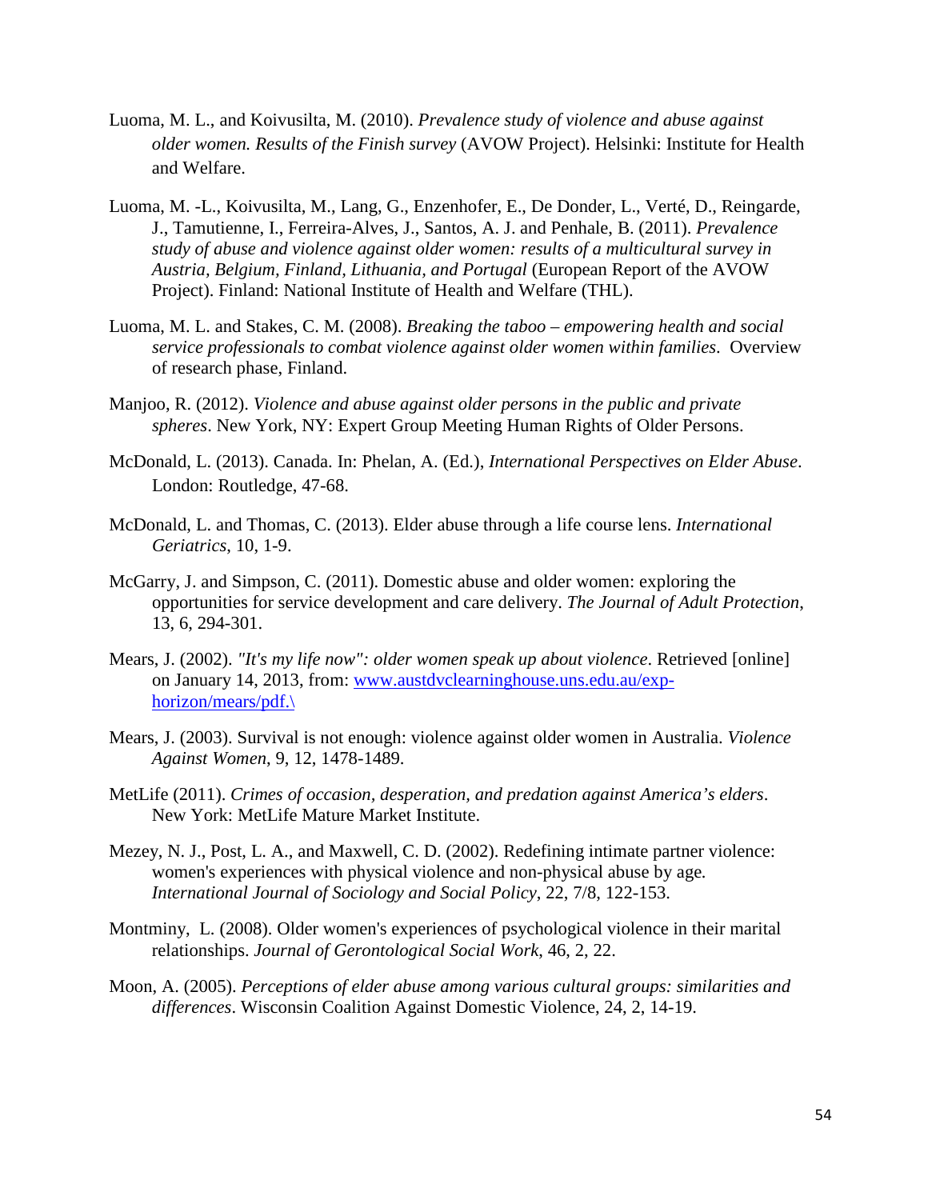Luoma, M. L., and Koivusilta, M. (2010). *Prevalence study of violence and abuse against older women. Results of the Finish survey* (AVOW Project). Helsinki: Institute for Health and Welfare.

Luoma, M. -L., Koivusilta, M., Lang, G., Enzenhofer, E., De Donder, L., Verté, D., Reingarde, J., Tamutienne, I., Ferreira-Alves, J., Santos, A. J. and Penhale, B. (2011). *Prevalence study of abuse and violence against older women: results of a multicultural survey in Austria, Belgium, Finland, Lithuania, and Portugal* (European Report of the AVOW Project). Finland: National Institute of Health and Welfare (THL).

Luoma, M. L. and Stakes, C. M. (2008). *Breaking the taboo – empowering health and social service professionals to combat violence against older women within families*. Overview of research phase, Finland.

Manjoo, R. (2012). *Violence and abuse against older persons in the public and private spheres*. New York, NY: Expert Group Meeting Human Rights of Older Persons.

McDonald, L. (2013). Canada. In: Phelan, A. (Ed.), *International Perspectives on Elder Abuse*. London: Routledge, 47-68.

McDonald, L. and Thomas, C. (2013). Elder abuse through a life course lens. *International Geriatrics*, 10, 1-9.

McGarry, J. and Simpson, C. (2011). Domestic abuse and older women: exploring the opportunities for service development and care delivery. *The Journal of Adult Protection*, 13, 6, 294-301.

Mears, J. (2002). *"It's my life now": older women speak up about violence*. Retrieved [online] on January 14, 2013, from: [www.austdvclearninghouse.uns.edu.au/exp-horizon/mears/pdf.\](www.austdvclearninghouse.uns.edu.au/exp-horizon/mears/pdf.\)

Mears, J. (2003). Survival is not enough: violence against older women in Australia. *Violence Against Women*, 9, 12, 1478-1489.

MetLife (2011). *Crimes of occasion, desperation, and predation against America's elders*. New York: MetLife Mature Market Institute.

Mezey, N. J., Post, L. A., and Maxwell, C. D. (2002). Redefining intimate partner violence: women's experiences with physical violence and non-physical abuse by age. *International Journal of Sociology and Social Policy*, 22, 7/8, 122-153.

Montminy, L. (2008). Older women's experiences of psychological violence in their marital relationships. *Journal of Gerontological Social Work*, 46, 2, 22.

Moon, A. (2005). *Perceptions of elder abuse among various cultural groups: similarities and differences*. Wisconsin Coalition Against Domestic Violence, 24, 2, 14-19.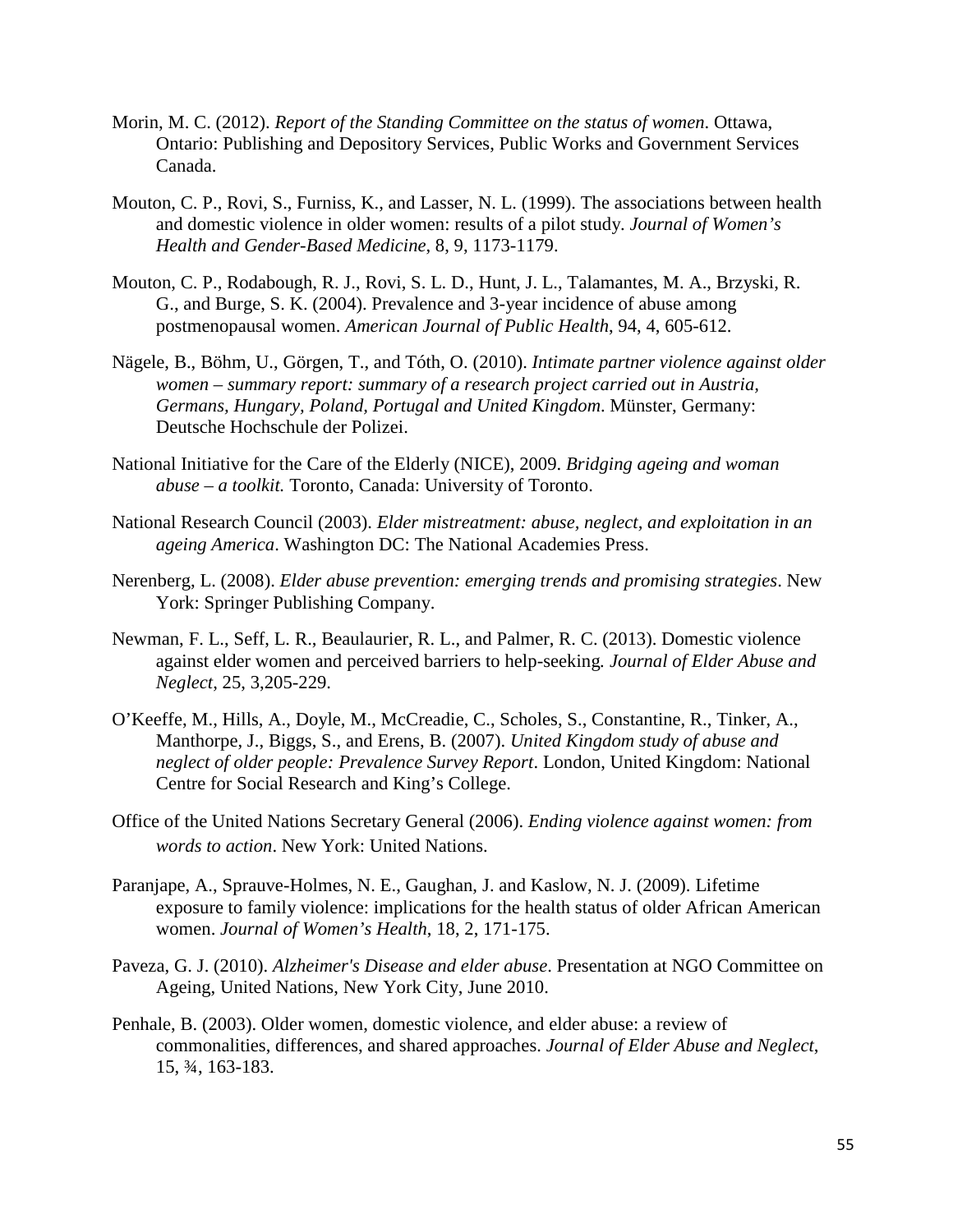Morin, M. C. (2012). *Report of the Standing Committee on the status of women*. Ottawa, Ontario: Publishing and Depository Services, Public Works and Government Services Canada.

Mouton, C. P., Rovi, S., Furniss, K., and Lasser, N. L. (1999). The associations between health and domestic violence in older women: results of a pilot study. *Journal of Women's Health and Gender-Based Medicine*, 8, 9, 1173-1179.

Mouton, C. P., Rodabough, R. J., Rovi, S. L. D., Hunt, J. L., Talamantes, M. A., Brzyski, R. G., and Burge, S. K. (2004). Prevalence and 3-year incidence of abuse among postmenopausal women. *American Journal of Public Health*, 94, 4, 605-612.

Nägele, B., Böhm, U., Görgen, T., and Tóth, O. (2010). *Intimate partner violence against older women – summary report: summary of a research project carried out in Austria, Germans, Hungary, Poland, Portugal and United Kingdom*. Münster, Germany: Deutsche Hochschule der Polizei.

National Initiative for the Care of the Elderly (NICE), 2009. *Bridging ageing and woman abuse – a toolkit.* Toronto, Canada: University of Toronto.

National Research Council (2003). *Elder mistreatment: abuse, neglect, and exploitation in an ageing America*. Washington DC: The National Academies Press.

Nerenberg, L. (2008). *Elder abuse prevention: emerging trends and promising strategies*. New York: Springer Publishing Company.

Newman, F. L., Seff, L. R., Beaulaurier, R. L., and Palmer, R. C. (2013). Domestic violence against elder women and perceived barriers to help-seeking*. Journal of Elder Abuse and Neglect*, 25, 3,205-229.

O'Keeffe, M., Hills, A., Doyle, M., McCreadie, C., Scholes, S., Constantine, R., Tinker, A., Manthorpe, J., Biggs, S., and Erens, B. (2007). *United Kingdom study of abuse and neglect of older people: Prevalence Survey Report*. London, United Kingdom: National Centre for Social Research and King's College.

Office of the United Nations Secretary General (2006). *Ending violence against women: from words to action*. New York: United Nations.

Paranjape, A., Sprauve-Holmes, N. E., Gaughan, J. and Kaslow, N. J. (2009). Lifetime exposure to family violence: implications for the health status of older African American women. *Journal of Women's Health*, 18, 2, 171-175.

Paveza, G. J. (2010). *Alzheimer's Disease and elder abuse*. Presentation at NGO Committee on Ageing, United Nations, New York City, June 2010.

Penhale, B. (2003). Older women, domestic violence, and elder abuse: a review of commonalities, differences, and shared approaches. *Journal of Elder Abuse and Neglect*, 15, ¾, 163-183.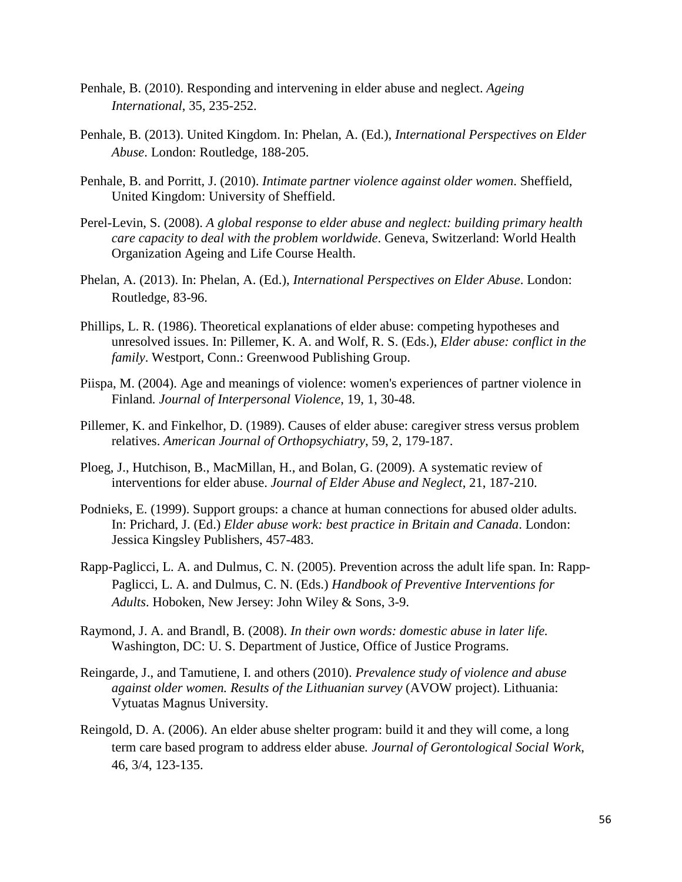Penhale, B. (2010). Responding and intervening in elder abuse and neglect. *Ageing International*, 35, 235-252.

Penhale, B. (2013). United Kingdom. In: Phelan, A. (Ed.), *International Perspectives on Elder Abuse*. London: Routledge, 188-205.

Penhale, B. and Porritt, J. (2010). *Intimate partner violence against older women*. Sheffield, United Kingdom: University of Sheffield.

Perel-Levin, S. (2008). *A global response to elder abuse and neglect: building primary health care capacity to deal with the problem worldwide*. Geneva, Switzerland: World Health Organization Ageing and Life Course Health.

Phelan, A. (2013). In: Phelan, A. (Ed.), *International Perspectives on Elder Abuse*. London: Routledge, 83-96.

Phillips, L. R. (1986). Theoretical explanations of elder abuse: competing hypotheses and unresolved issues. In: Pillemer, K. A. and Wolf, R. S. (Eds.), *Elder abuse: conflict in the family*. Westport, Conn.: Greenwood Publishing Group.

Piispa, M. (2004). Age and meanings of violence: women's experiences of partner violence in Finland. *Journal of Interpersonal Violence*, 19, 1, 30-48.

Pillemer, K. and Finkelhor, D. (1989). Causes of elder abuse: caregiver stress versus problem relatives. *American Journal of Orthopsychiatry*, 59, 2, 179-187.

Ploeg, J., Hutchison, B., MacMillan, H., and Bolan, G. (2009). A systematic review of interventions for elder abuse. *Journal of Elder Abuse and Neglect*, 21, 187-210.

Podnieks, E. (1999). Support groups: a chance at human connections for abused older adults. In: Prichard, J. (Ed.) *Elder abuse work: best practice in Britain and Canada*. London: Jessica Kingsley Publishers, 457-483.

Rapp-Paglicci, L. A. and Dulmus, C. N. (2005). Prevention across the adult life span. In: Rapp-Paglicci, L. A. and Dulmus, C. N. (Eds.) *Handbook of Preventive Interventions for Adults*. Hoboken, New Jersey: John Wiley & Sons, 3-9.

Raymond, J. A. and Brandl, B. (2008). *In their own words: domestic abuse in later life.* Washington, DC: U. S. Department of Justice, Office of Justice Programs.

Reingarde, J., and Tamutiene, I. and others (2010). *Prevalence study of violence and abuse against older women. Results of the Lithuanian survey* (AVOW project). Lithuania: Vytuatas Magnus University.

Reingold, D. A. (2006). An elder abuse shelter program: build it and they will come, a long term care based program to address elder abuse. *Journal of Gerontological Social Work*, 46, 3/4, 123-135.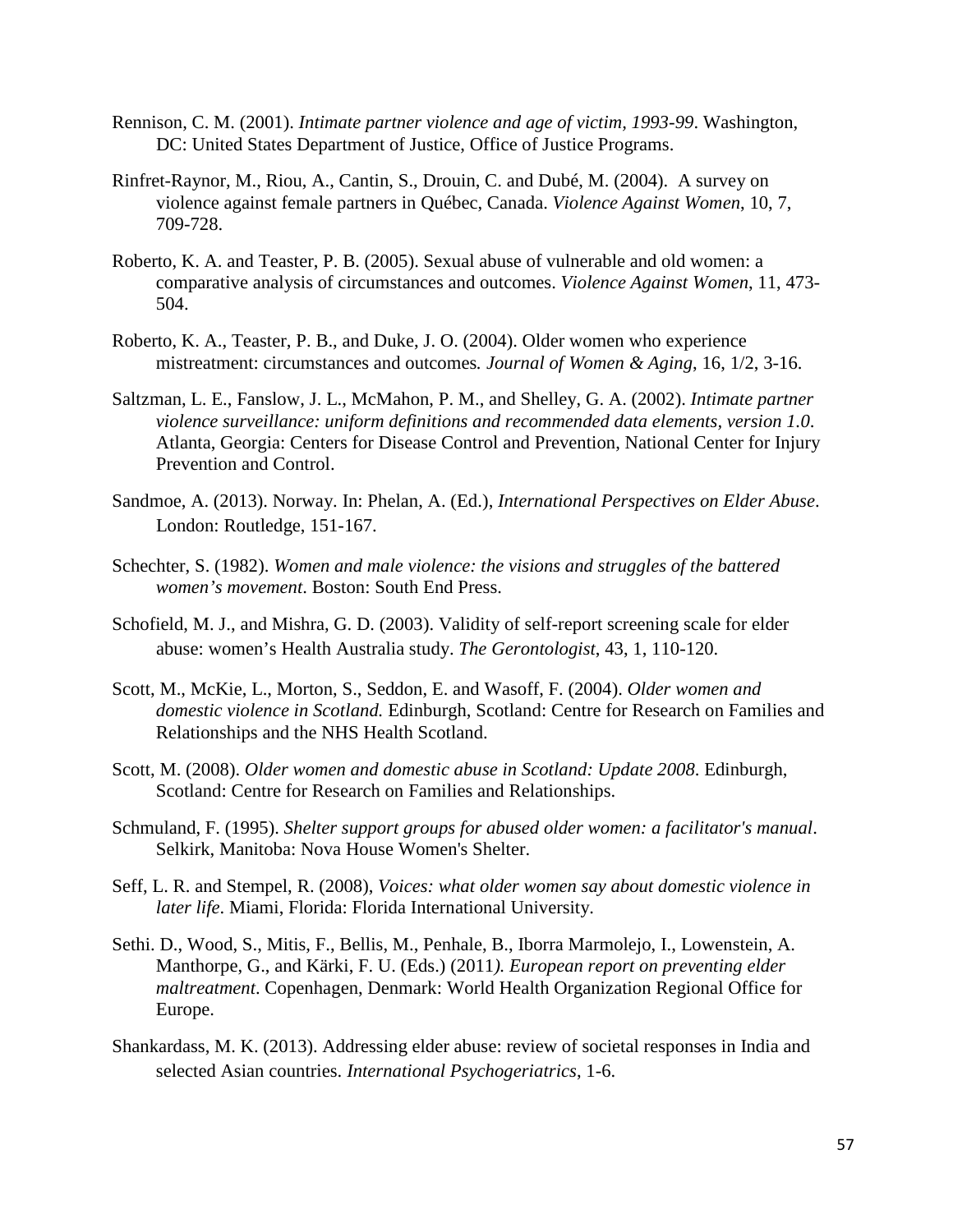Rennison, C. M. (2001). *Intimate partner violence and age of victim, 1993-99*. Washington, DC: United States Department of Justice, Office of Justice Programs.

Rinfret-Raynor, M., Riou, A., Cantin, S., Drouin, C. and Dubé, M. (2004). A survey on violence against female partners in Québec, Canada. *Violence Against Women*, 10, 7, 709-728.

Roberto, K. A. and Teaster, P. B. (2005). Sexual abuse of vulnerable and old women: a comparative analysis of circumstances and outcomes. *Violence Against Women*, 11, 473-504.

Roberto, K. A., Teaster, P. B., and Duke, J. O. (2004). Older women who experience mistreatment: circumstances and outcomes*. Journal of Women & Aging*, 16, 1/2, 3-16.

Saltzman, L. E., Fanslow, J. L., McMahon, P. M., and Shelley, G. A. (2002). *Intimate partner violence surveillance: uniform definitions and recommended data elements, version 1.0*. Atlanta, Georgia: Centers for Disease Control and Prevention, National Center for Injury Prevention and Control.

Sandmoe, A. (2013). Norway. In: Phelan, A. (Ed.), *International Perspectives on Elder Abuse*. London: Routledge, 151-167.

Schechter, S. (1982). *Women and male violence: the visions and struggles of the battered women's movement*. Boston: South End Press.

Schofield, M. J., and Mishra, G. D. (2003). Validity of self-report screening scale for elder abuse: women's Health Australia study. *The Gerontologist*, 43, 1, 110-120.

Scott, M., McKie, L., Morton, S., Seddon, E. and Wasoff, F. (2004). *Older women and domestic violence in Scotland.* Edinburgh, Scotland: Centre for Research on Families and Relationships and the NHS Health Scotland.

Scott, M. (2008). *Older women and domestic abuse in Scotland: Update 2008*. Edinburgh, Scotland: Centre for Research on Families and Relationships.

Schmuland, F. (1995). *Shelter support groups for abused older women: a facilitator's manual*. Selkirk, Manitoba: Nova House Women's Shelter.

Seff, L. R. and Stempel, R. (2008), *Voices: what older women say about domestic violence in later life*. Miami, Florida: Florida International University.

Sethi. D., Wood, S., Mitis, F., Bellis, M., Penhale, B., Iborra Marmolejo, I., Lowenstein, A. Manthorpe, G., and Kärki, F. U. (Eds.) (2011*). European report on preventing elder maltreatment*. Copenhagen, Denmark: World Health Organization Regional Office for Europe.

Shankardass, M. K. (2013). Addressing elder abuse: review of societal responses in India and selected Asian countries. *International Psychogeriatrics*, 1-6.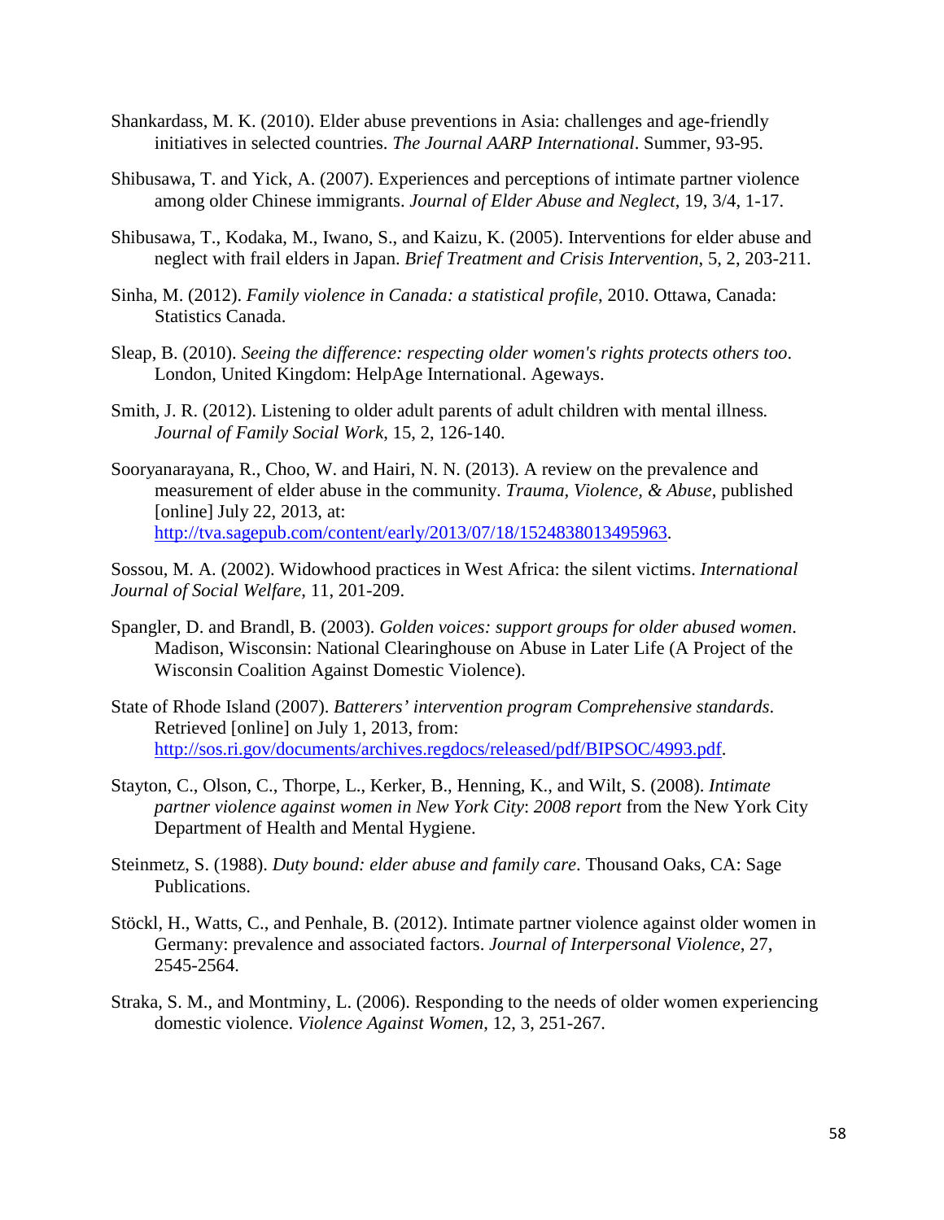Shankardass, M. K. (2010). Elder abuse preventions in Asia: challenges and age-friendly initiatives in selected countries. *The Journal AARP International*. Summer, 93-95.

Shibusawa, T. and Yick, A. (2007). Experiences and perceptions of intimate partner violence among older Chinese immigrants. *Journal of Elder Abuse and Neglect*, 19, 3/4, 1-17.

Shibusawa, T., Kodaka, M., Iwano, S., and Kaizu, K. (2005). Interventions for elder abuse and neglect with frail elders in Japan. *Brief Treatment and Crisis Intervention*, 5, 2, 203-211.

Sinha, M. (2012). *Family violence in Canada: a statistical profile*, 2010. Ottawa, Canada: Statistics Canada.

Sleap, B. (2010). *Seeing the difference: respecting older women's rights protects others too*. London, United Kingdom: HelpAge International. Ageways.

Smith, J. R. (2012). Listening to older adult parents of adult children with mental illness. *Journal of Family Social Work*, 15, 2, 126-140.

Sooryanarayana, R., Choo, W. and Hairi, N. N. (2013). A review on the prevalence and measurement of elder abuse in the community. *Trauma, Violence, & Abuse*, published [online] July 22, 2013, at: http://tva.sagepub.com/content/early/2013/07/18/1524838013495963.

Sossou, M. A. (2002). Widowhood practices in West Africa: the silent victims. *International Journal of Social Welfare*, 11, 201-209.

Spangler, D. and Brandl, B. (2003). *Golden voices: support groups for older abused women*. Madison, Wisconsin: National Clearinghouse on Abuse in Later Life (A Project of the Wisconsin Coalition Against Domestic Violence).

State of Rhode Island (2007). *Batterers' intervention program Comprehensive standards*. Retrieved [online] on July 1, 2013, from: http://sos.ri.gov/documents/archives.regdocs/released/pdf/BIPSOC/4993.pdf.

Stayton, C., Olson, C., Thorpe, L., Kerker, B., Henning, K., and Wilt, S. (2008). *Intimate partner violence against women in New York City*: *2008 report* from the New York City Department of Health and Mental Hygiene.

Steinmetz, S. (1988). *Duty bound: elder abuse and family care*. Thousand Oaks, CA: Sage Publications.

Stöckl, H., Watts, C., and Penhale, B. (2012). Intimate partner violence against older women in Germany: prevalence and associated factors. *Journal of Interpersonal Violence*, 27, 2545-2564.

Straka, S. M., and Montminy, L. (2006). Responding to the needs of older women experiencing domestic violence. *Violence Against Women*, 12, 3, 251-267.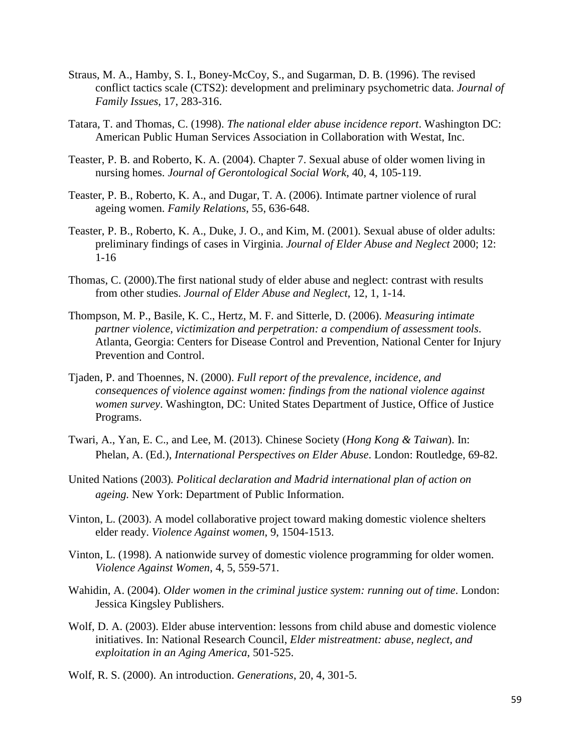Straus, M. A., Hamby, S. I., Boney-McCoy, S., and Sugarman, D. B. (1996). The revised conflict tactics scale (CTS2): development and preliminary psychometric data. *Journal of Family Issues*, 17, 283-316.

Tatara, T. and Thomas, C. (1998). *The national elder abuse incidence report*. Washington DC: American Public Human Services Association in Collaboration with Westat, Inc.

Teaster, P. B. and Roberto, K. A. (2004). Chapter 7. Sexual abuse of older women living in nursing homes. *Journal of Gerontological Social Work*, 40, 4, 105-119.

Teaster, P. B., Roberto, K. A., and Dugar, T. A. (2006). Intimate partner violence of rural ageing women. *Family Relations*, 55, 636-648.

Teaster, P. B., Roberto, K. A., Duke, J. O., and Kim, M. (2001). Sexual abuse of older adults: preliminary findings of cases in Virginia. *Journal of Elder Abuse and Neglect* 2000; 12: 1-16

Thomas, C. (2000).The first national study of elder abuse and neglect: contrast with results from other studies. *Journal of Elder Abuse and Neglect*, 12, 1, 1-14.

Thompson, M. P., Basile, K. C., Hertz, M. F. and Sitterle, D. (2006). *Measuring intimate partner violence, victimization and perpetration: a compendium of assessment tools*. Atlanta, Georgia: Centers for Disease Control and Prevention, National Center for Injury Prevention and Control.

Tjaden, P. and Thoennes, N. (2000). *Full report of the prevalence, incidence, and consequences of violence against women: findings from the national violence against women survey*. Washington, DC: United States Department of Justice, Office of Justice Programs.

Twari, A., Yan, E. C., and Lee, M. (2013). Chinese Society (*Hong Kong & Taiwan*). In: Phelan, A. (Ed.), *International Perspectives on Elder Abuse*. London: Routledge, 69-82.

United Nations (2003). *Political declaration and Madrid international plan of action on ageing.* New York: Department of Public Information.

Vinton, L. (2003). A model collaborative project toward making domestic violence shelters elder ready. *Violence Against women*, 9, 1504-1513.

Vinton, L. (1998). A nationwide survey of domestic violence programming for older women. *Violence Against Women*, 4, 5, 559-571.

Wahidin, A. (2004). *Older women in the criminal justice system: running out of time*. London: Jessica Kingsley Publishers.

Wolf, D. A. (2003). Elder abuse intervention: lessons from child abuse and domestic violence initiatives. In: National Research Council, *Elder mistreatment: abuse, neglect, and exploitation in an Aging America*, 501-525.

Wolf, R. S. (2000). An introduction. *Generations*, 20, 4, 301-5.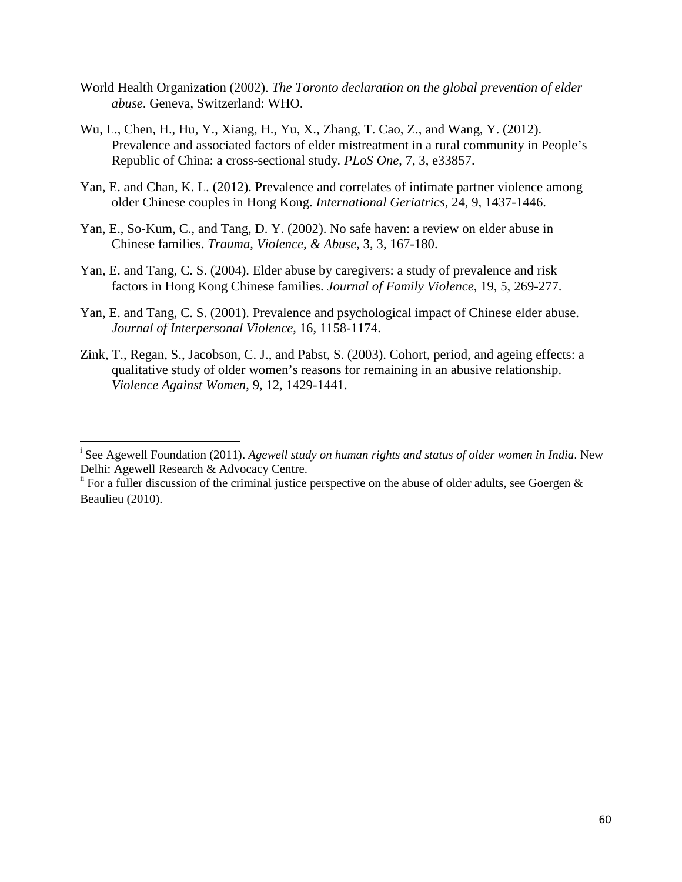World Health Organization (2002). *The Toronto declaration on the global prevention of elder abuse*. Geneva, Switzerland: WHO.

Wu, L., Chen, H., Hu, Y., Xiang, H., Yu, X., Zhang, T. Cao, Z., and Wang, Y. (2012). Prevalence and associated factors of elder mistreatment in a rural community in People's Republic of China: a cross-sectional study. *PLoS One*, 7, 3, e33857.

Yan, E. and Chan, K. L. (2012). Prevalence and correlates of intimate partner violence among older Chinese couples in Hong Kong. *International Geriatrics*, 24, 9, 1437-1446.

Yan, E., So-Kum, C., and Tang, D. Y. (2002). No safe haven: a review on elder abuse in Chinese families. *Trauma, Violence, & Abuse*, 3, 3, 167-180.

Yan, E. and Tang, C. S. (2004). Elder abuse by caregivers: a study of prevalence and risk factors in Hong Kong Chinese families. *Journal of Family Violence*, 19, 5, 269-277.

Yan, E. and Tang, C. S. (2001). Prevalence and psychological impact of Chinese elder abuse. *Journal of Interpersonal Violence*, 16, 1158-1174.

Zink, T., Regan, S., Jacobson, C. J., and Pabst, S. (2003). Cohort, period, and ageing effects: a qualitative study of older women's reasons for remaining in an abusive relationship. *Violence Against Women*, 9, 12, 1429-1441.

---

[i] See Agewell Foundation (2011). *Agewell study on human rights and status of older women in India*. New Delhi: Agewell Research & Advocacy Centre.

[ii] For a fuller discussion of the criminal justice perspective on the abuse of older adults, see Goergen & Beaulieu (2010).